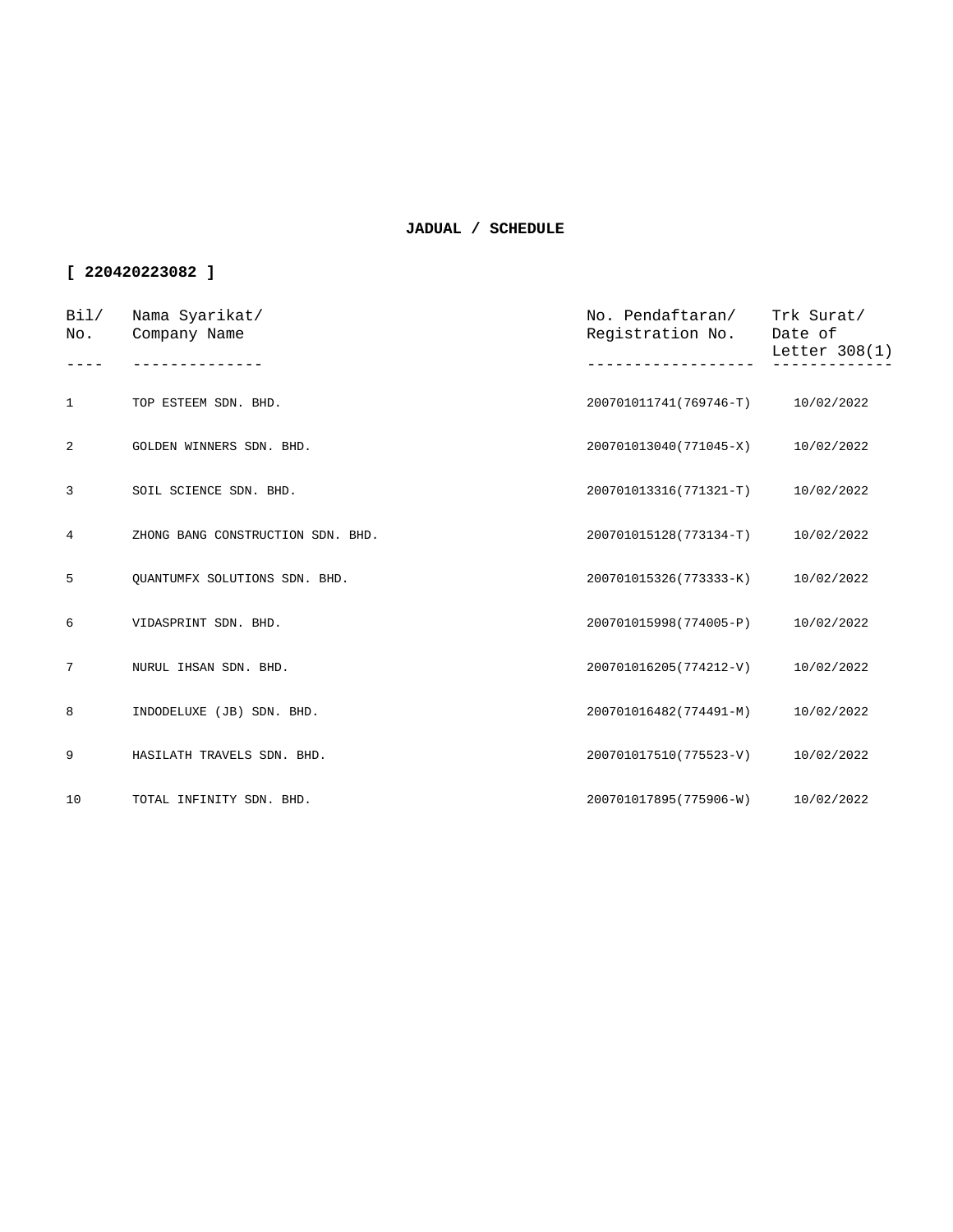# JADUAL / SCHEDULE

**[ 220420223082 ]**

| Bil/ No. | Nama Syarikat/ Company Name | No. Pendaftaran/ Registration No. | Trk Surat/ Date of Letter 308(1) |
|---|---|---|---|
| 1 | TOP ESTEEM SDN. BHD. | 200701011741(769746-T) | 10/02/2022 |
| 2 | GOLDEN WINNERS SDN. BHD. | 200701013040(771045-X) | 10/02/2022 |
| 3 | SOIL SCIENCE SDN. BHD. | 200701013316(771321-T) | 10/02/2022 |
| 4 | ZHONG BANG CONSTRUCTION SDN. BHD. | 200701015128(773134-T) | 10/02/2022 |
| 5 | QUANTUMFX SOLUTIONS SDN. BHD. | 200701015326(773333-K) | 10/02/2022 |
| 6 | VIDASPRINT SDN. BHD. | 200701015998(774005-P) | 10/02/2022 |
| 7 | NURUL IHSAN SDN. BHD. | 200701016205(774212-V) | 10/02/2022 |
| 8 | INDODELUXE (JB) SDN. BHD. | 200701016482(774491-M) | 10/02/2022 |
| 9 | HASILATH TRAVELS SDN. BHD. | 200701017510(775523-V) | 10/02/2022 |
| 10 | TOTAL INFINITY SDN. BHD. | 200701017895(775906-W) | 10/02/2022 |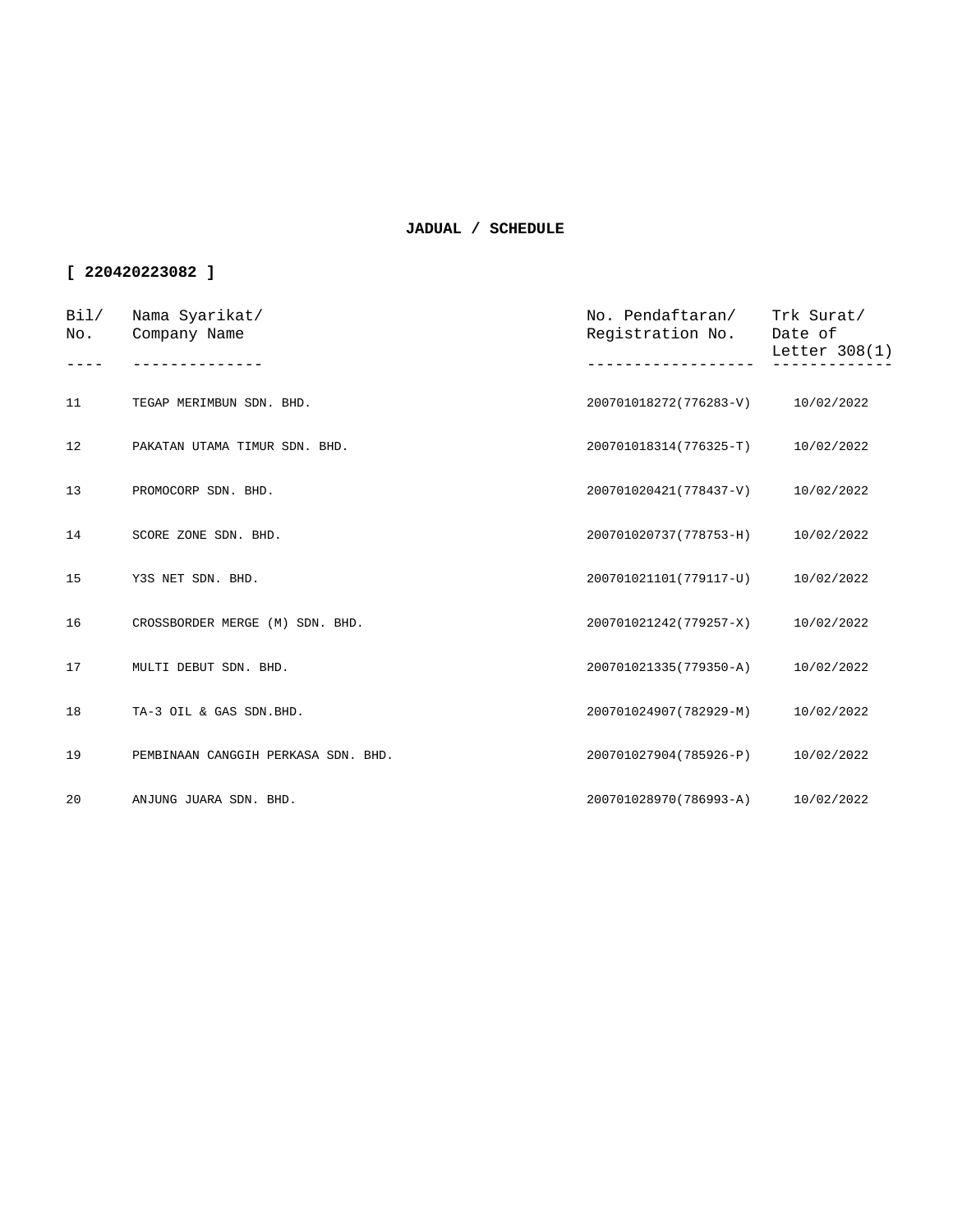**JADUAL / SCHEDULE**

**[ 220420223082 ]**

| Bil/ No. | Nama Syarikat/ Company Name | No. Pendaftaran/ Registration No. | Trk Surat/ Date of Letter 308(1) |
|---|---|---|---|
| 11 | TEGAP MERIMBUN SDN. BHD. | 200701018272(776283-V) | 10/02/2022 |
| 12 | PAKATAN UTAMA TIMUR SDN. BHD. | 200701018314(776325-T) | 10/02/2022 |
| 13 | PROMOCORP SDN. BHD. | 200701020421(778437-V) | 10/02/2022 |
| 14 | SCORE ZONE SDN. BHD. | 200701020737(778753-H) | 10/02/2022 |
| 15 | Y3S NET SDN. BHD. | 200701021101(779117-U) | 10/02/2022 |
| 16 | CROSSBORDER MERGE (M) SDN. BHD. | 200701021242(779257-X) | 10/02/2022 |
| 17 | MULTI DEBUT SDN. BHD. | 200701021335(779350-A) | 10/02/2022 |
| 18 | TA-3 OIL & GAS SDN.BHD. | 200701024907(782929-M) | 10/02/2022 |
| 19 | PEMBINAAN CANGGIH PERKASA SDN. BHD. | 200701027904(785926-P) | 10/02/2022 |
| 20 | ANJUNG JUARA SDN. BHD. | 200701028970(786993-A) | 10/02/2022 |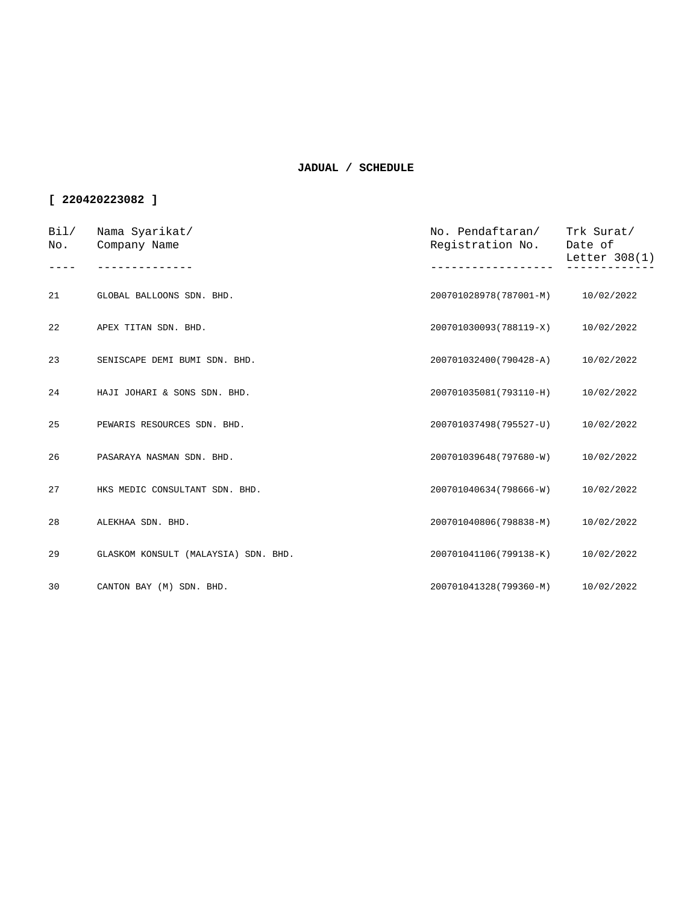**JADUAL / SCHEDULE**

**[ 220420223082 ]**

| Bil/ No. | Nama Syarikat/ Company Name | No. Pendaftaran/ Registration No. | Trk Surat/ Date of Letter 308(1) |
|---|---|---|---|
| 21 | GLOBAL BALLOONS SDN. BHD. | 200701028978(787001-M) | 10/02/2022 |
| 22 | APEX TITAN SDN. BHD. | 200701030093(788119-X) | 10/02/2022 |
| 23 | SENISCAPE DEMI BUMI SDN. BHD. | 200701032400(790428-A) | 10/02/2022 |
| 24 | HAJI JOHARI & SONS SDN. BHD. | 200701035081(793110-H) | 10/02/2022 |
| 25 | PEWARIS RESOURCES SDN. BHD. | 200701037498(795527-U) | 10/02/2022 |
| 26 | PASARAYA NASMAN SDN. BHD. | 200701039648(797680-W) | 10/02/2022 |
| 27 | HKS MEDIC CONSULTANT SDN. BHD. | 200701040634(798666-W) | 10/02/2022 |
| 28 | ALEKHAA SDN. BHD. | 200701040806(798838-M) | 10/02/2022 |
| 29 | GLASKOM KONSULT (MALAYSIA) SDN. BHD. | 200701041106(799138-K) | 10/02/2022 |
| 30 | CANTON BAY (M) SDN. BHD. | 200701041328(799360-M) | 10/02/2022 |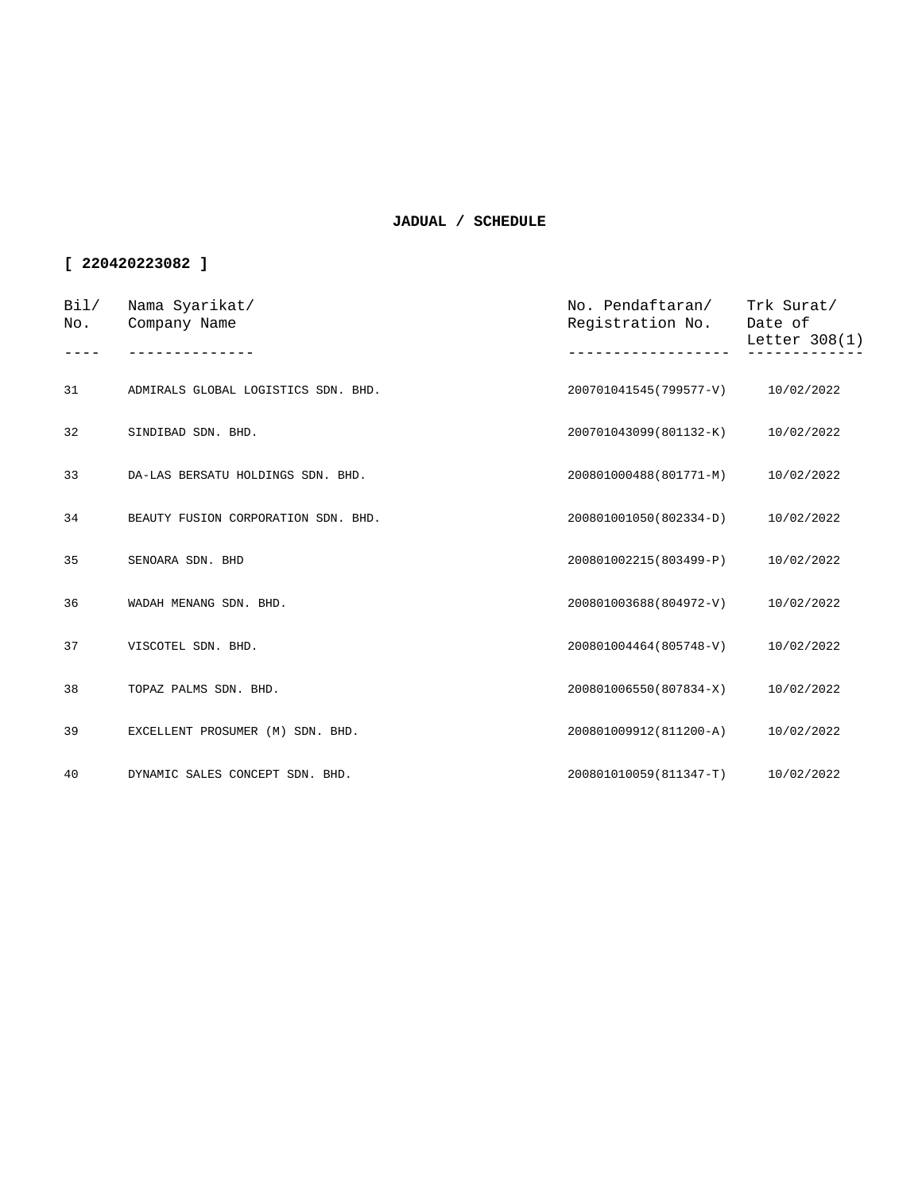**JADUAL / SCHEDULE**

**[ 220420223082 ]**

| Bil/ No. | Nama Syarikat/ Company Name | No. Pendaftaran/ Registration No. | Trk Surat/ Date of Letter 308(1) |
|---|---|---|---|
| 31 | ADMIRALS GLOBAL LOGISTICS SDN. BHD. | 200701041545(799577-V) | 10/02/2022 |
| 32 | SINDIBAD SDN. BHD. | 200701043099(801132-K) | 10/02/2022 |
| 33 | DA-LAS BERSATU HOLDINGS SDN. BHD. | 200801000488(801771-M) | 10/02/2022 |
| 34 | BEAUTY FUSION CORPORATION SDN. BHD. | 200801001050(802334-D) | 10/02/2022 |
| 35 | SENOARA SDN. BHD | 200801002215(803499-P) | 10/02/2022 |
| 36 | WADAH MENANG SDN. BHD. | 200801003688(804972-V) | 10/02/2022 |
| 37 | VISCOTEL SDN. BHD. | 200801004464(805748-V) | 10/02/2022 |
| 38 | TOPAZ PALMS SDN. BHD. | 200801006550(807834-X) | 10/02/2022 |
| 39 | EXCELLENT PROSUMER (M) SDN. BHD. | 200801009912(811200-A) | 10/02/2022 |
| 40 | DYNAMIC SALES CONCEPT SDN. BHD. | 200801010059(811347-T) | 10/02/2022 |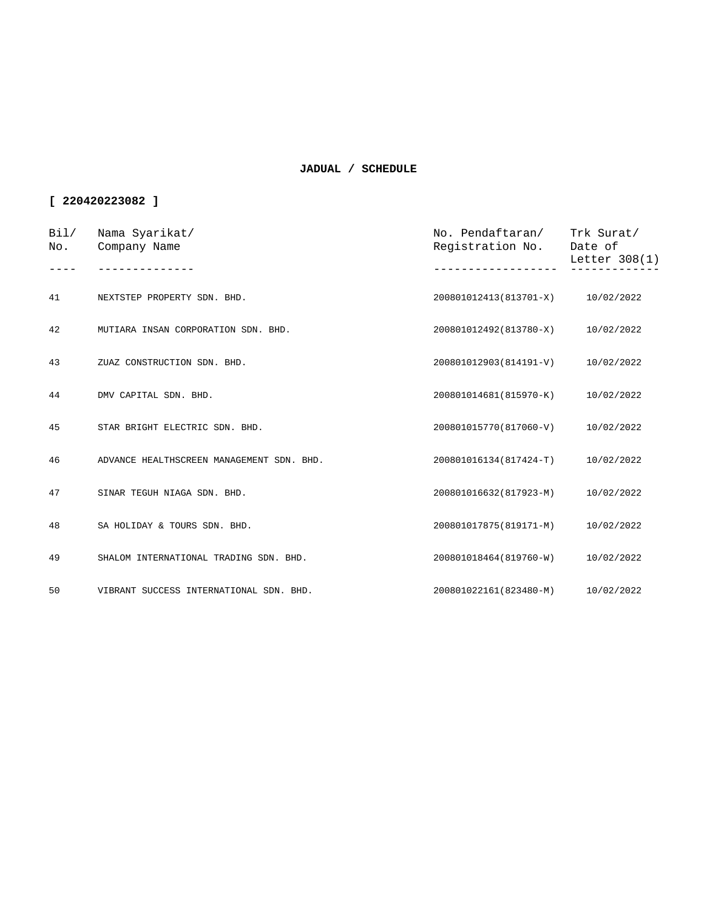**JADUAL / SCHEDULE**

**[ 220420223082 ]**

| Bil/ No. | Nama Syarikat/ Company Name | No. Pendaftaran/ Registration No. | Trk Surat/ Date of Letter 308(1) |
|---|---|---|---|
| 41 | NEXTSTEP PROPERTY SDN. BHD. | 200801012413(813701-X) | 10/02/2022 |
| 42 | MUTIARA INSAN CORPORATION SDN. BHD. | 200801012492(813780-X) | 10/02/2022 |
| 43 | ZUAZ CONSTRUCTION SDN. BHD. | 200801012903(814191-V) | 10/02/2022 |
| 44 | DMV CAPITAL SDN. BHD. | 200801014681(815970-K) | 10/02/2022 |
| 45 | STAR BRIGHT ELECTRIC SDN. BHD. | 200801015770(817060-V) | 10/02/2022 |
| 46 | ADVANCE HEALTHSCREEN MANAGEMENT SDN. BHD. | 200801016134(817424-T) | 10/02/2022 |
| 47 | SINAR TEGUH NIAGA SDN. BHD. | 200801016632(817923-M) | 10/02/2022 |
| 48 | SA HOLIDAY & TOURS SDN. BHD. | 200801017875(819171-M) | 10/02/2022 |
| 49 | SHALOM INTERNATIONAL TRADING SDN. BHD. | 200801018464(819760-W) | 10/02/2022 |
| 50 | VIBRANT SUCCESS INTERNATIONAL SDN. BHD. | 200801022161(823480-M) | 10/02/2022 |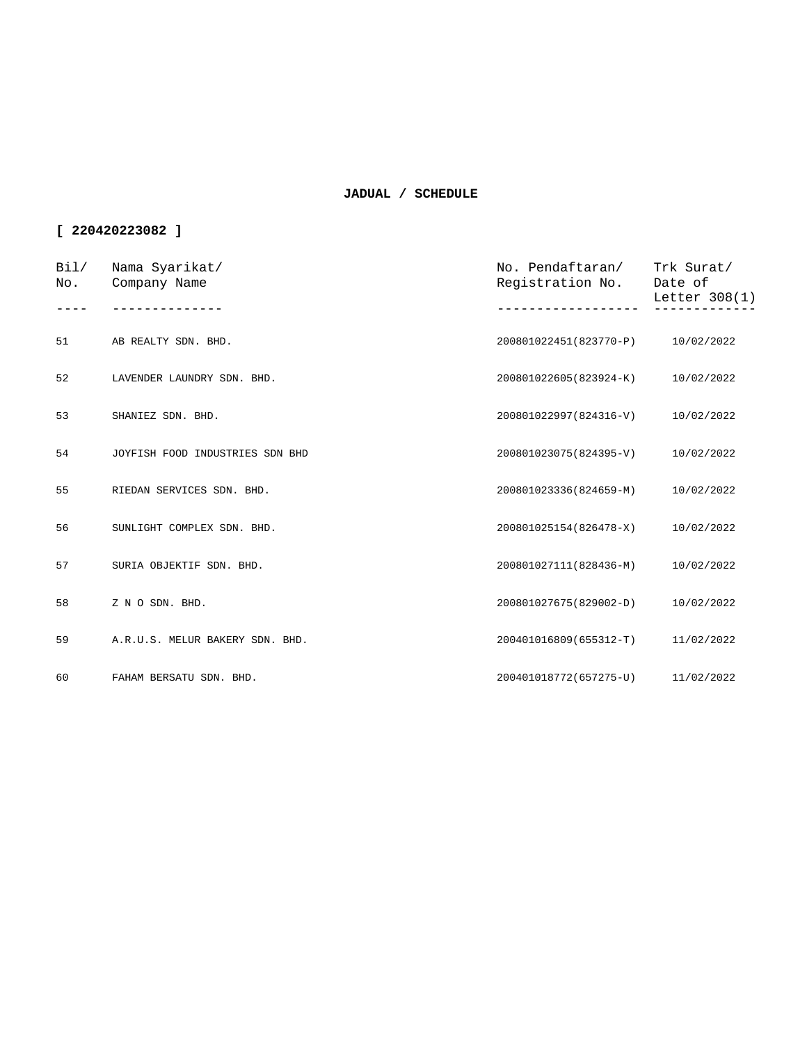**JADUAL / SCHEDULE**

**[ 220420223082 ]**

| Bil/ No. | Nama Syarikat/ Company Name | No. Pendaftaran/ Registration No. | Trk Surat/ Date of Letter 308(1) |
|---|---|---|---|
| 51 | AB REALTY SDN. BHD. | 200801022451(823770-P) | 10/02/2022 |
| 52 | LAVENDER LAUNDRY SDN. BHD. | 200801022605(823924-K) | 10/02/2022 |
| 53 | SHANIEZ SDN. BHD. | 200801022997(824316-V) | 10/02/2022 |
| 54 | JOYFISH FOOD INDUSTRIES SDN BHD | 200801023075(824395-V) | 10/02/2022 |
| 55 | RIEDAN SERVICES SDN. BHD. | 200801023336(824659-M) | 10/02/2022 |
| 56 | SUNLIGHT COMPLEX SDN. BHD. | 200801025154(826478-X) | 10/02/2022 |
| 57 | SURIA OBJEKTIF SDN. BHD. | 200801027111(828436-M) | 10/02/2022 |
| 58 | Z N O SDN. BHD. | 200801027675(829002-D) | 10/02/2022 |
| 59 | A.R.U.S. MELUR BAKERY SDN. BHD. | 200401016809(655312-T) | 11/02/2022 |
| 60 | FAHAM BERSATU SDN. BHD. | 200401018772(657275-U) | 11/02/2022 |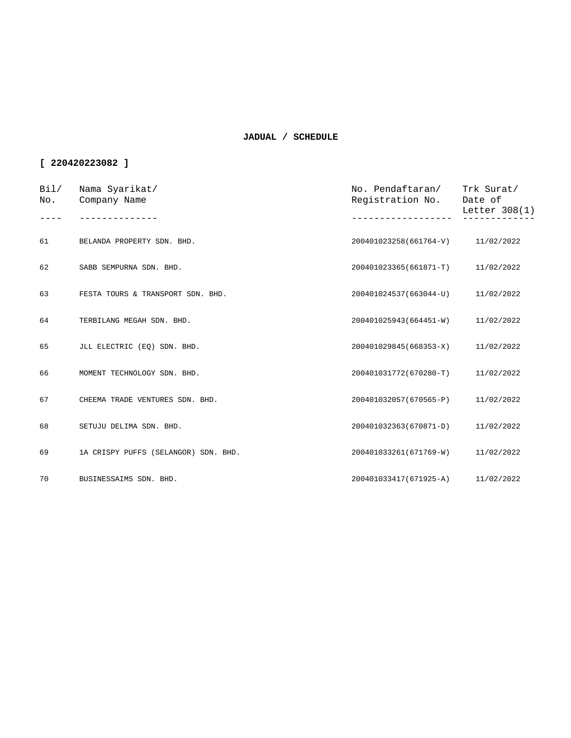**JADUAL / SCHEDULE**

**[ 220420223082 ]**

| Bil/ No. | Nama Syarikat/ Company Name | No. Pendaftaran/ Registration No. | Trk Surat/ Date of Letter 308(1) |
|---|---|---|---|
| 61 | BELANDA PROPERTY SDN. BHD. | 200401023258(661764-V) | 11/02/2022 |
| 62 | SABB SEMPURNA SDN. BHD. | 200401023365(661871-T) | 11/02/2022 |
| 63 | FESTA TOURS & TRANSPORT SDN. BHD. | 200401024537(663044-U) | 11/02/2022 |
| 64 | TERBILANG MEGAH SDN. BHD. | 200401025943(664451-W) | 11/02/2022 |
| 65 | JLL ELECTRIC (EQ) SDN. BHD. | 200401029845(668353-X) | 11/02/2022 |
| 66 | MOMENT TECHNOLOGY SDN. BHD. | 200401031772(670280-T) | 11/02/2022 |
| 67 | CHEEMA TRADE VENTURES SDN. BHD. | 200401032057(670565-P) | 11/02/2022 |
| 68 | SETUJU DELIMA SDN. BHD. | 200401032363(670871-D) | 11/02/2022 |
| 69 | 1A CRISPY PUFFS (SELANGOR) SDN. BHD. | 200401033261(671769-W) | 11/02/2022 |
| 70 | BUSINESSAIMS SDN. BHD. | 200401033417(671925-A) | 11/02/2022 |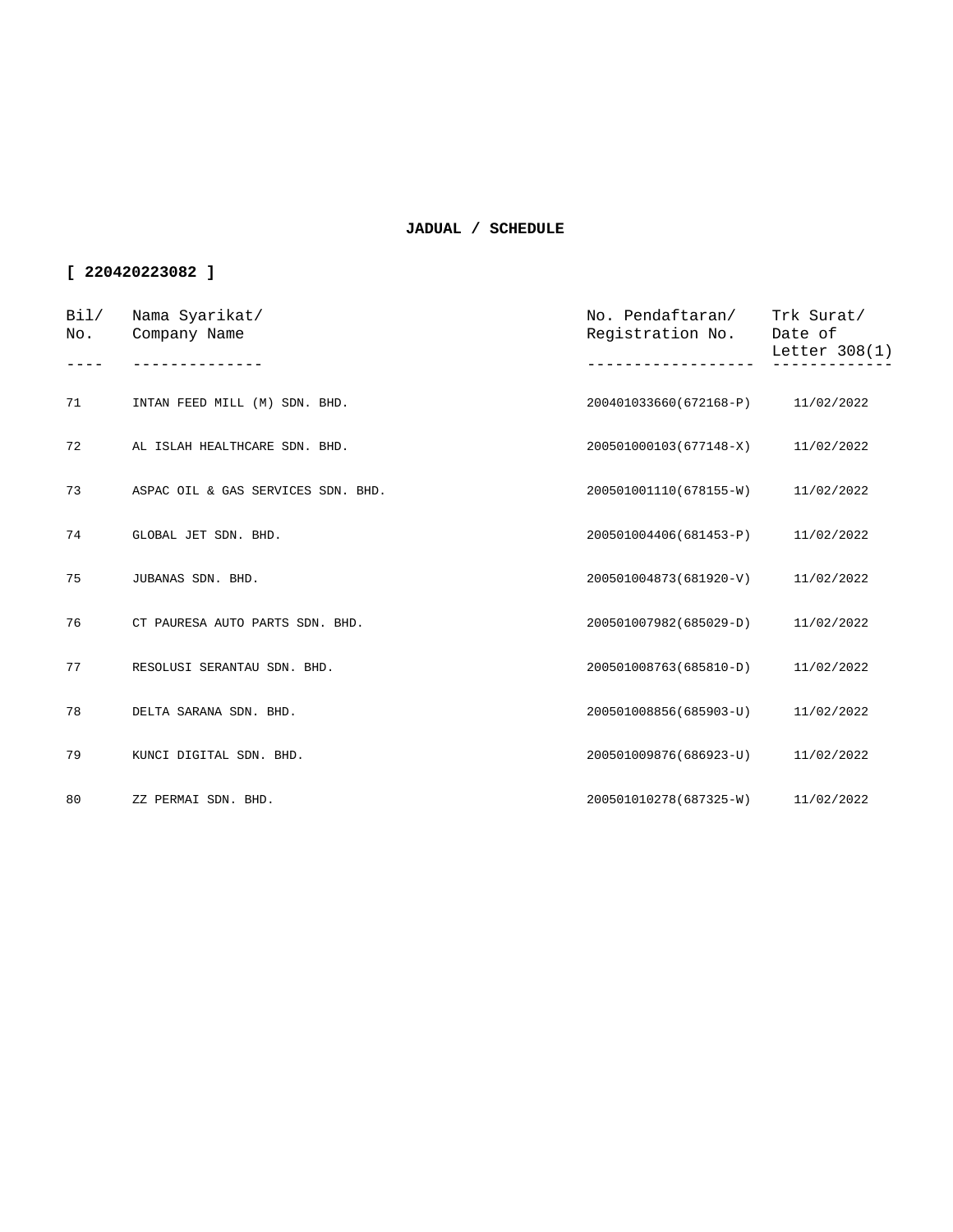**JADUAL / SCHEDULE**

**[ 220420223082 ]**

| Bil/ No. | Nama Syarikat/ Company Name | No. Pendaftaran/ Registration No. | Trk Surat/ Date of Letter 308(1) |
|---|---|---|---|
| 71 | INTAN FEED MILL (M) SDN. BHD. | 200401033660(672168-P) | 11/02/2022 |
| 72 | AL ISLAH HEALTHCARE SDN. BHD. | 200501000103(677148-X) | 11/02/2022 |
| 73 | ASPAC OIL & GAS SERVICES SDN. BHD. | 200501001110(678155-W) | 11/02/2022 |
| 74 | GLOBAL JET SDN. BHD. | 200501004406(681453-P) | 11/02/2022 |
| 75 | JUBANAS SDN. BHD. | 200501004873(681920-V) | 11/02/2022 |
| 76 | CT PAURESA AUTO PARTS SDN. BHD. | 200501007982(685029-D) | 11/02/2022 |
| 77 | RESOLUSI SERANTAU SDN. BHD. | 200501008763(685810-D) | 11/02/2022 |
| 78 | DELTA SARANA SDN. BHD. | 200501008856(685903-U) | 11/02/2022 |
| 79 | KUNCI DIGITAL SDN. BHD. | 200501009876(686923-U) | 11/02/2022 |
| 80 | ZZ PERMAI SDN. BHD. | 200501010278(687325-W) | 11/02/2022 |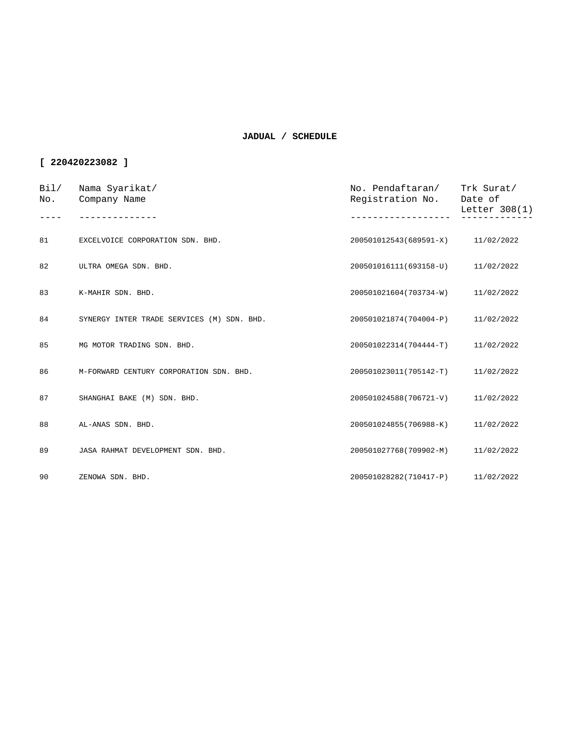**JADUAL / SCHEDULE**

**[ 220420223082 ]**

| Bil/ No. | Nama Syarikat/ Company Name | No. Pendaftaran/ Registration No. | Trk Surat/ Date of Letter 308(1) |
|---|---|---|---|
| 81 | EXCELVOICE CORPORATION SDN. BHD. | 200501012543(689591-X) | 11/02/2022 |
| 82 | ULTRA OMEGA SDN. BHD. | 200501016111(693158-U) | 11/02/2022 |
| 83 | K-MAHIR SDN. BHD. | 200501021604(703734-W) | 11/02/2022 |
| 84 | SYNERGY INTER TRADE SERVICES (M) SDN. BHD. | 200501021874(704004-P) | 11/02/2022 |
| 85 | MG MOTOR TRADING SDN. BHD. | 200501022314(704444-T) | 11/02/2022 |
| 86 | M-FORWARD CENTURY CORPORATION SDN. BHD. | 200501023011(705142-T) | 11/02/2022 |
| 87 | SHANGHAI BAKE (M) SDN. BHD. | 200501024588(706721-V) | 11/02/2022 |
| 88 | AL-ANAS SDN. BHD. | 200501024855(706988-K) | 11/02/2022 |
| 89 | JASA RAHMAT DEVELOPMENT SDN. BHD. | 200501027768(709902-M) | 11/02/2022 |
| 90 | ZENOWA SDN. BHD. | 200501028282(710417-P) | 11/02/2022 |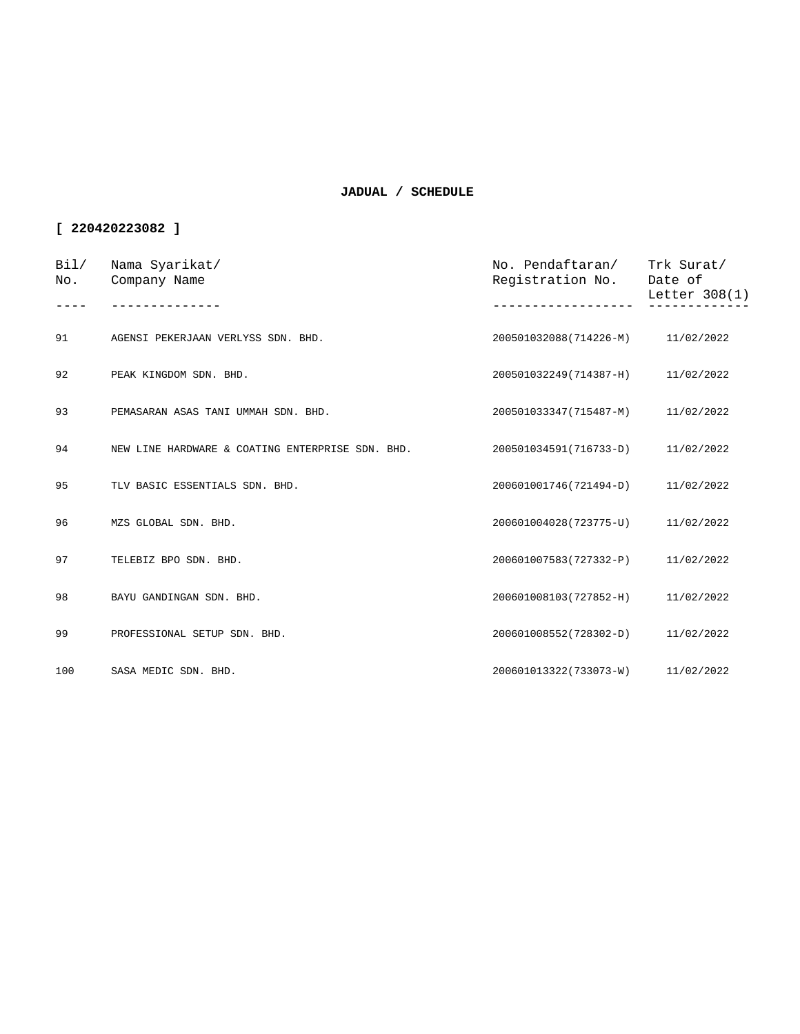**JADUAL / SCHEDULE**

**[ 220420223082 ]**

| Bil/ No. | Nama Syarikat/ Company Name | No. Pendaftaran/ Registration No. | Trk Surat/ Date of Letter 308(1) |
|---|---|---|---|
| 91 | AGENSI PEKERJAAN VERLYSS SDN. BHD. | 200501032088(714226-M) | 11/02/2022 |
| 92 | PEAK KINGDOM SDN. BHD. | 200501032249(714387-H) | 11/02/2022 |
| 93 | PEMASARAN ASAS TANI UMMAH SDN. BHD. | 200501033347(715487-M) | 11/02/2022 |
| 94 | NEW LINE HARDWARE & COATING ENTERPRISE SDN. BHD. | 200501034591(716733-D) | 11/02/2022 |
| 95 | TLV BASIC ESSENTIALS SDN. BHD. | 200601001746(721494-D) | 11/02/2022 |
| 96 | MZS GLOBAL SDN. BHD. | 200601004028(723775-U) | 11/02/2022 |
| 97 | TELEBIZ BPO SDN. BHD. | 200601007583(727332-P) | 11/02/2022 |
| 98 | BAYU GANDINGAN SDN. BHD. | 200601008103(727852-H) | 11/02/2022 |
| 99 | PROFESSIONAL SETUP SDN. BHD. | 200601008552(728302-D) | 11/02/2022 |
| 100 | SASA MEDIC SDN. BHD. | 200601013322(733073-W) | 11/02/2022 |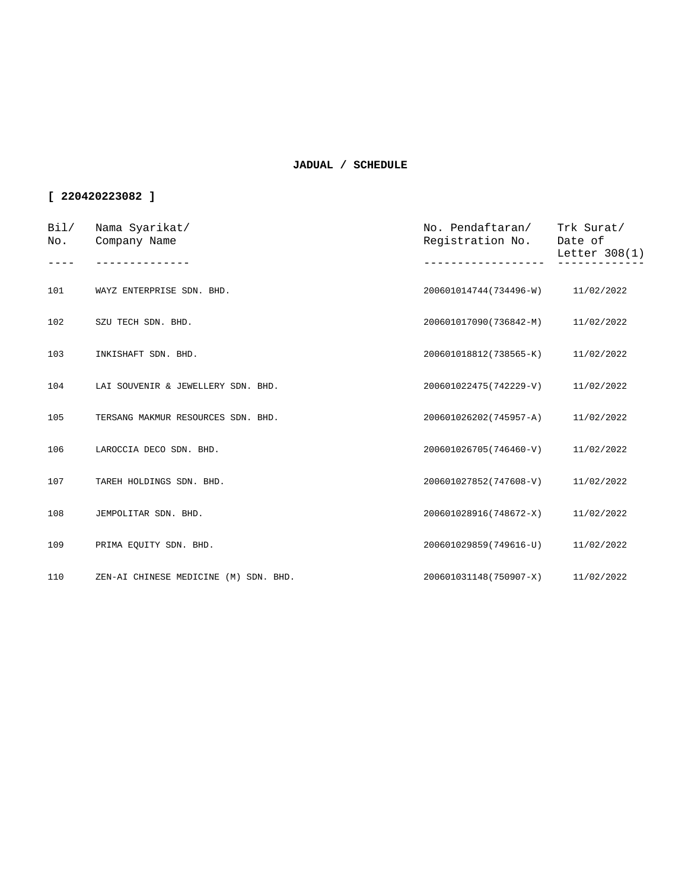**JADUAL / SCHEDULE**

**[ 220420223082 ]**

| Bil/ No. | Nama Syarikat/ Company Name | No. Pendaftaran/ Registration No. | Trk Surat/ Date of Letter 308(1) |
|---|---|---|---|
| 101 | WAYZ ENTERPRISE SDN. BHD. | 200601014744(734496-W) | 11/02/2022 |
| 102 | SZU TECH SDN. BHD. | 200601017090(736842-M) | 11/02/2022 |
| 103 | INKISHAFT SDN. BHD. | 200601018812(738565-K) | 11/02/2022 |
| 104 | LAI SOUVENIR & JEWELLERY SDN. BHD. | 200601022475(742229-V) | 11/02/2022 |
| 105 | TERSANG MAKMUR RESOURCES SDN. BHD. | 200601026202(745957-A) | 11/02/2022 |
| 106 | LAROCCIA DECO SDN. BHD. | 200601026705(746460-V) | 11/02/2022 |
| 107 | TAREH HOLDINGS SDN. BHD. | 200601027852(747608-V) | 11/02/2022 |
| 108 | JEMPOLITAR SDN. BHD. | 200601028916(748672-X) | 11/02/2022 |
| 109 | PRIMA EQUITY SDN. BHD. | 200601029859(749616-U) | 11/02/2022 |
| 110 | ZEN-AI CHINESE MEDICINE (M) SDN. BHD. | 200601031148(750907-X) | 11/02/2022 |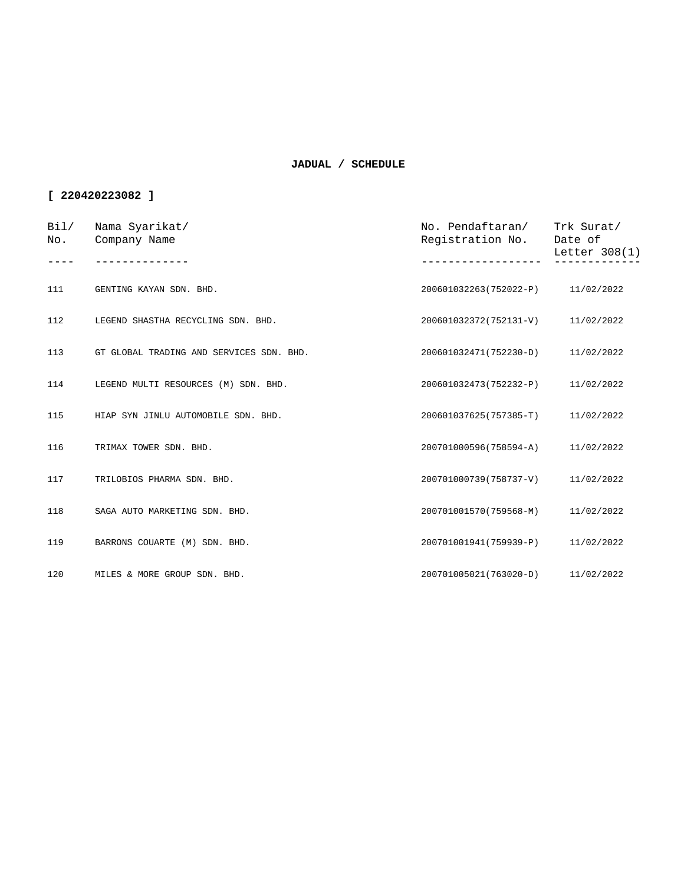**JADUAL / SCHEDULE**

**[ 220420223082 ]**

| Bil/ No. | Nama Syarikat/ Company Name | No. Pendaftaran/ Registration No. | Trk Surat/ Date of Letter 308(1) |
|---|---|---|---|
| 111 | GENTING KAYAN SDN. BHD. | 200601032263(752022-P) | 11/02/2022 |
| 112 | LEGEND SHASTHA RECYCLING SDN. BHD. | 200601032372(752131-V) | 11/02/2022 |
| 113 | GT GLOBAL TRADING AND SERVICES SDN. BHD. | 200601032471(752230-D) | 11/02/2022 |
| 114 | LEGEND MULTI RESOURCES (M) SDN. BHD. | 200601032473(752232-P) | 11/02/2022 |
| 115 | HIAP SYN JINLU AUTOMOBILE SDN. BHD. | 200601037625(757385-T) | 11/02/2022 |
| 116 | TRIMAX TOWER SDN. BHD. | 200701000596(758594-A) | 11/02/2022 |
| 117 | TRILOBIOS PHARMA SDN. BHD. | 200701000739(758737-V) | 11/02/2022 |
| 118 | SAGA AUTO MARKETING SDN. BHD. | 200701001570(759568-M) | 11/02/2022 |
| 119 | BARRONS COUARTE (M) SDN. BHD. | 200701001941(759939-P) | 11/02/2022 |
| 120 | MILES & MORE GROUP SDN. BHD. | 200701005021(763020-D) | 11/02/2022 |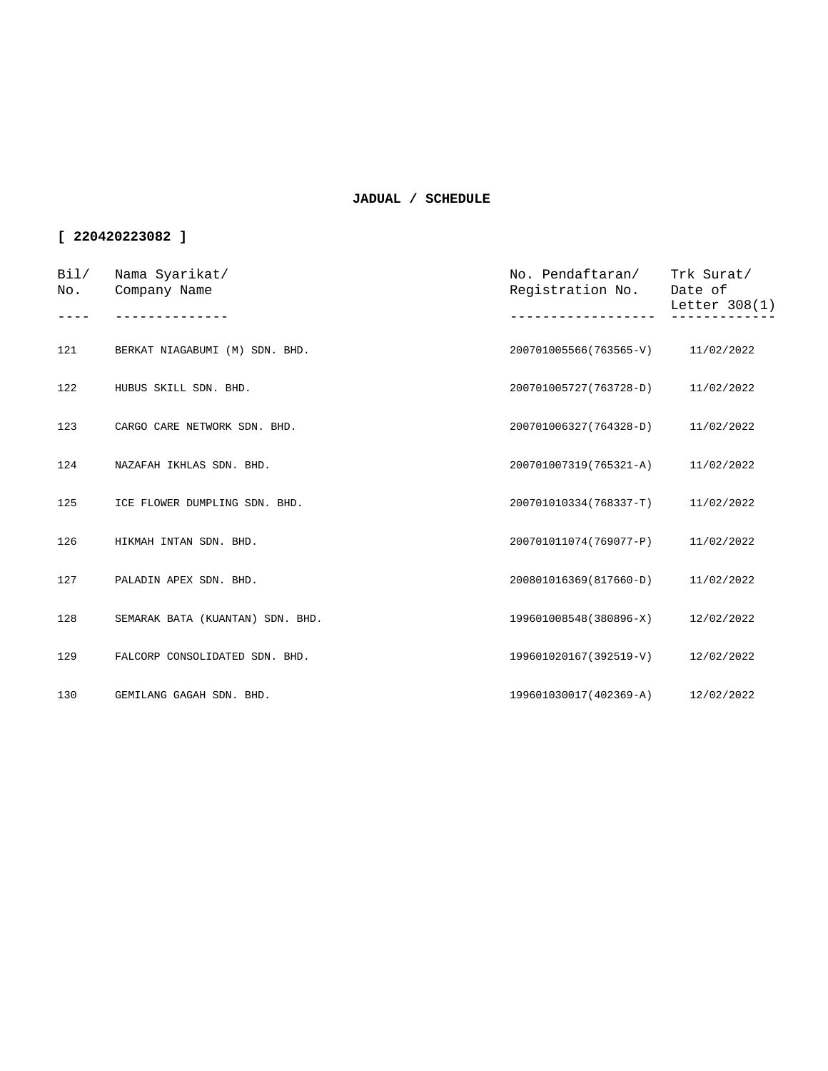**JADUAL / SCHEDULE**

**[ 220420223082 ]**

| Bil/ No. | Nama Syarikat/ Company Name | No. Pendaftaran/ Registration No. | Trk Surat/ Date of Letter 308(1) |
|---|---|---|---|
| 121 | BERKAT NIAGABUMI (M) SDN. BHD. | 200701005566(763565-V) | 11/02/2022 |
| 122 | HUBUS SKILL SDN. BHD. | 200701005727(763728-D) | 11/02/2022 |
| 123 | CARGO CARE NETWORK SDN. BHD. | 200701006327(764328-D) | 11/02/2022 |
| 124 | NAZAFAH IKHLAS SDN. BHD. | 200701007319(765321-A) | 11/02/2022 |
| 125 | ICE FLOWER DUMPLING SDN. BHD. | 200701010334(768337-T) | 11/02/2022 |
| 126 | HIKMAH INTAN SDN. BHD. | 200701011074(769077-P) | 11/02/2022 |
| 127 | PALADIN APEX SDN. BHD. | 200801016369(817660-D) | 11/02/2022 |
| 128 | SEMARAK BATA (KUANTAN) SDN. BHD. | 199601008548(380896-X) | 12/02/2022 |
| 129 | FALCORP CONSOLIDATED SDN. BHD. | 199601020167(392519-V) | 12/02/2022 |
| 130 | GEMILANG GAGAH SDN. BHD. | 199601030017(402369-A) | 12/02/2022 |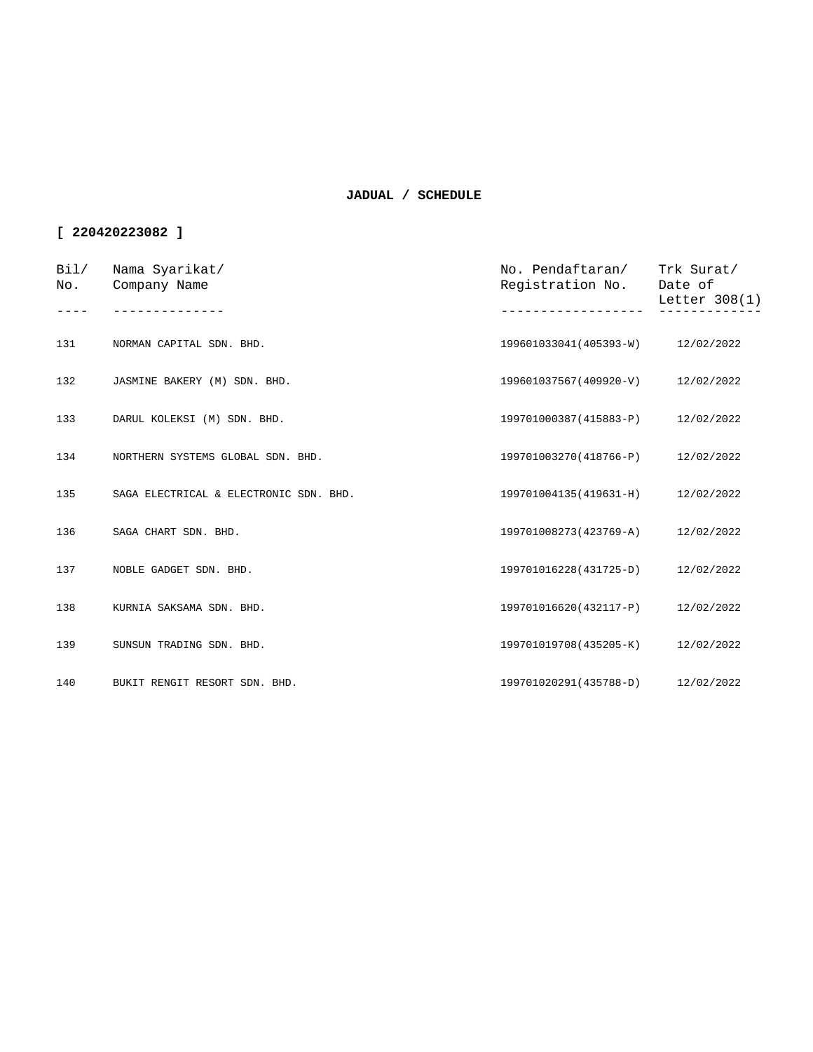**JADUAL / SCHEDULE**

**[ 220420223082 ]**

| Bil/ No. | Nama Syarikat/ Company Name | No. Pendaftaran/ Registration No. | Trk Surat/ Date of Letter 308(1) |
|---|---|---|---|
| 131 | NORMAN CAPITAL SDN. BHD. | 199601033041(405393-W) | 12/02/2022 |
| 132 | JASMINE BAKERY (M) SDN. BHD. | 199601037567(409920-V) | 12/02/2022 |
| 133 | DARUL KOLEKSI (M) SDN. BHD. | 199701000387(415883-P) | 12/02/2022 |
| 134 | NORTHERN SYSTEMS GLOBAL SDN. BHD. | 199701003270(418766-P) | 12/02/2022 |
| 135 | SAGA ELECTRICAL & ELECTRONIC SDN. BHD. | 199701004135(419631-H) | 12/02/2022 |
| 136 | SAGA CHART SDN. BHD. | 199701008273(423769-A) | 12/02/2022 |
| 137 | NOBLE GADGET SDN. BHD. | 199701016228(431725-D) | 12/02/2022 |
| 138 | KURNIA SAKSAMA SDN. BHD. | 199701016620(432117-P) | 12/02/2022 |
| 139 | SUNSUN TRADING SDN. BHD. | 199701019708(435205-K) | 12/02/2022 |
| 140 | BUKIT RENGIT RESORT SDN. BHD. | 199701020291(435788-D) | 12/02/2022 |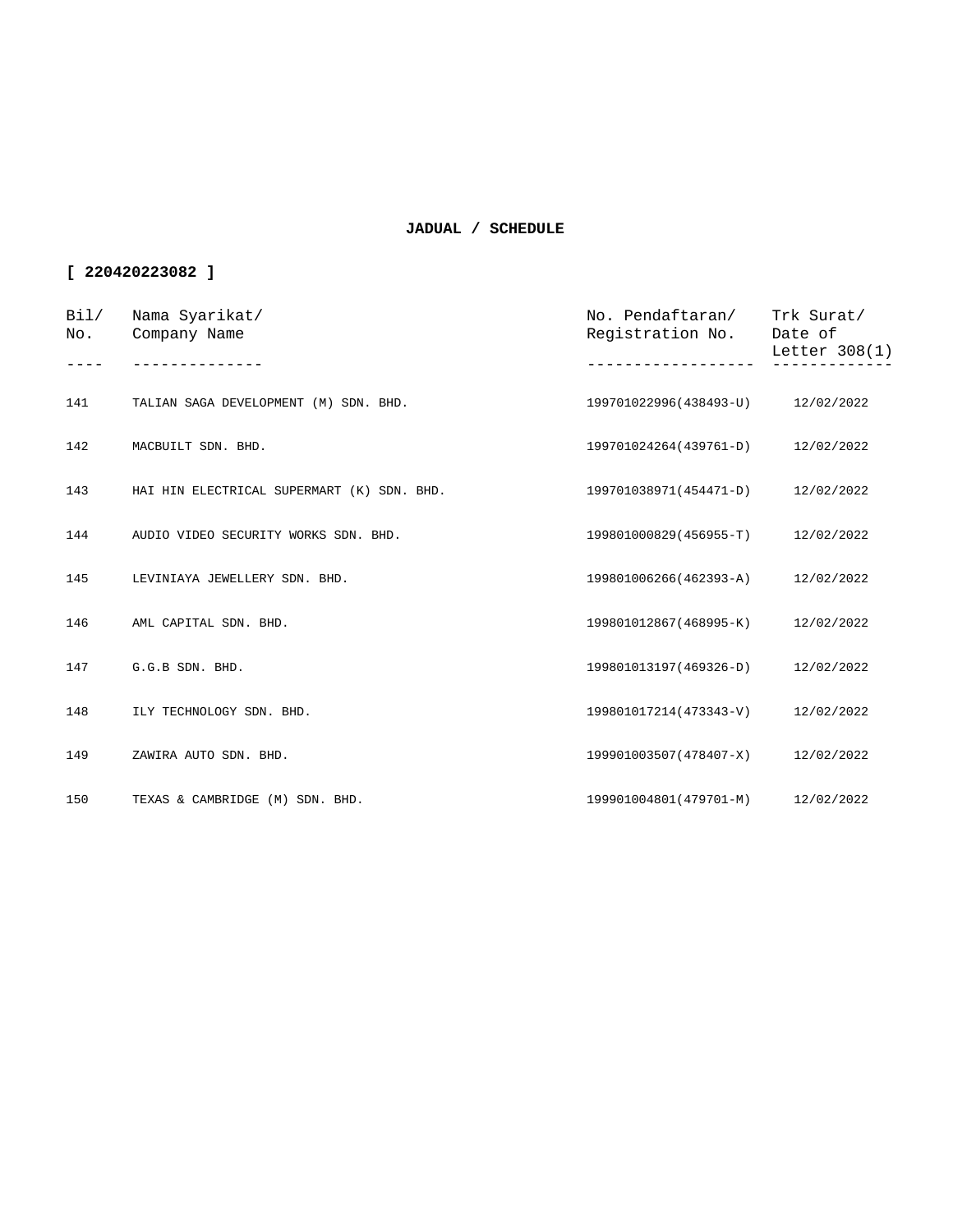**JADUAL / SCHEDULE**

**[ 220420223082 ]**

| Bil/ No. | Nama Syarikat/ Company Name | No. Pendaftaran/ Registration No. | Trk Surat/ Date of Letter 308(1) |
|---|---|---|---|
| 141 | TALIAN SAGA DEVELOPMENT (M) SDN. BHD. | 199701022996(438493-U) | 12/02/2022 |
| 142 | MACBUILT SDN. BHD. | 199701024264(439761-D) | 12/02/2022 |
| 143 | HAI HIN ELECTRICAL SUPERMART (K) SDN. BHD. | 199701038971(454471-D) | 12/02/2022 |
| 144 | AUDIO VIDEO SECURITY WORKS SDN. BHD. | 199801000829(456955-T) | 12/02/2022 |
| 145 | LEVINIAYA JEWELLERY SDN. BHD. | 199801006266(462393-A) | 12/02/2022 |
| 146 | AML CAPITAL SDN. BHD. | 199801012867(468995-K) | 12/02/2022 |
| 147 | G.G.B SDN. BHD. | 199801013197(469326-D) | 12/02/2022 |
| 148 | ILY TECHNOLOGY SDN. BHD. | 199801017214(473343-V) | 12/02/2022 |
| 149 | ZAWIRA AUTO SDN. BHD. | 199901003507(478407-X) | 12/02/2022 |
| 150 | TEXAS & CAMBRIDGE (M) SDN. BHD. | 199901004801(479701-M) | 12/02/2022 |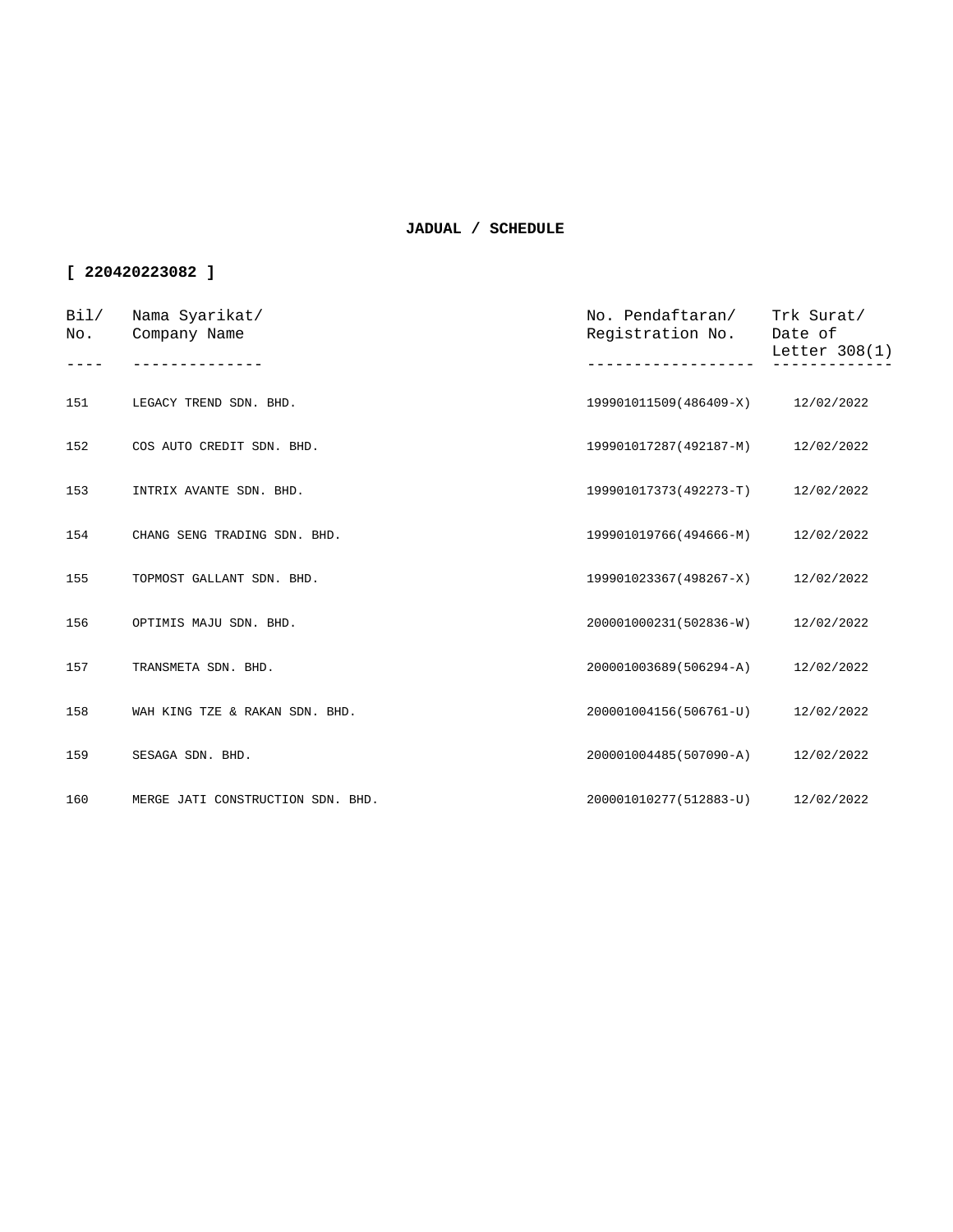**JADUAL / SCHEDULE**

**[ 220420223082 ]**

| Bil/ No. | Nama Syarikat/ Company Name | No. Pendaftaran/ Registration No. | Trk Surat/ Date of Letter 308(1) |
|---|---|---|---|
| 151 | LEGACY TREND SDN. BHD. | 199901011509(486409-X) | 12/02/2022 |
| 152 | COS AUTO CREDIT SDN. BHD. | 199901017287(492187-M) | 12/02/2022 |
| 153 | INTRIX AVANTE SDN. BHD. | 199901017373(492273-T) | 12/02/2022 |
| 154 | CHANG SENG TRADING SDN. BHD. | 199901019766(494666-M) | 12/02/2022 |
| 155 | TOPMOST GALLANT SDN. BHD. | 199901023367(498267-X) | 12/02/2022 |
| 156 | OPTIMIS MAJU SDN. BHD. | 200001000231(502836-W) | 12/02/2022 |
| 157 | TRANSMETA SDN. BHD. | 200001003689(506294-A) | 12/02/2022 |
| 158 | WAH KING TZE & RAKAN SDN. BHD. | 200001004156(506761-U) | 12/02/2022 |
| 159 | SESAGA SDN. BHD. | 200001004485(507090-A) | 12/02/2022 |
| 160 | MERGE JATI CONSTRUCTION SDN. BHD. | 200001010277(512883-U) | 12/02/2022 |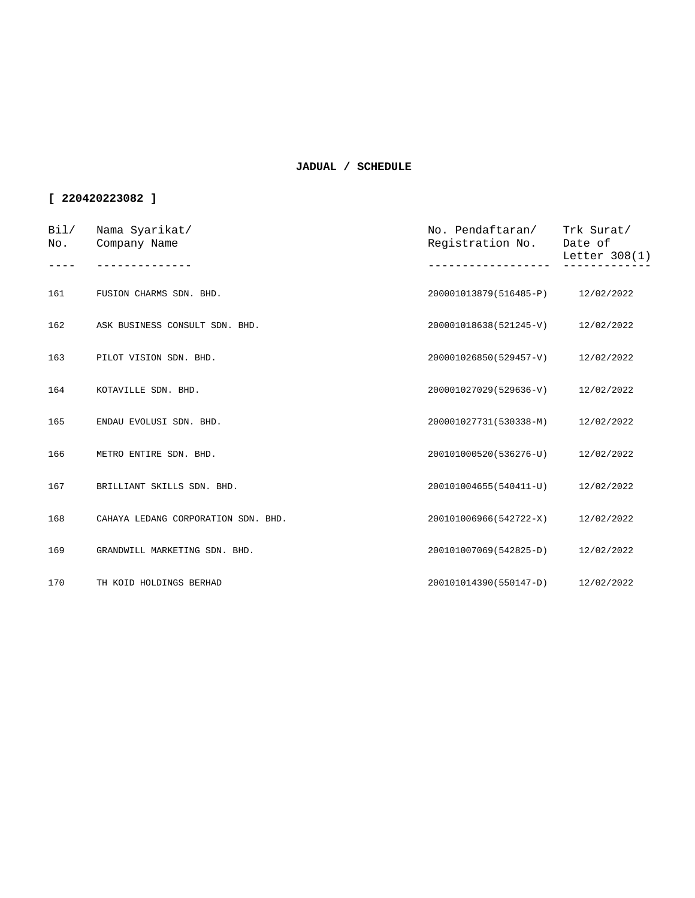**JADUAL / SCHEDULE**

**[ 220420223082 ]**

| Bil/ No. | Nama Syarikat/ Company Name | No. Pendaftaran/ Registration No. | Trk Surat/ Date of Letter 308(1) |
|---|---|---|---|
| 161 | FUSION CHARMS SDN. BHD. | 200001013879(516485-P) | 12/02/2022 |
| 162 | ASK BUSINESS CONSULT SDN. BHD. | 200001018638(521245-V) | 12/02/2022 |
| 163 | PILOT VISION SDN. BHD. | 200001026850(529457-V) | 12/02/2022 |
| 164 | KOTAVILLE SDN. BHD. | 200001027029(529636-V) | 12/02/2022 |
| 165 | ENDAU EVOLUSI SDN. BHD. | 200001027731(530338-M) | 12/02/2022 |
| 166 | METRO ENTIRE SDN. BHD. | 200101000520(536276-U) | 12/02/2022 |
| 167 | BRILLIANT SKILLS SDN. BHD. | 200101004655(540411-U) | 12/02/2022 |
| 168 | CAHAYA LEDANG CORPORATION SDN. BHD. | 200101006966(542722-X) | 12/02/2022 |
| 169 | GRANDWILL MARKETING SDN. BHD. | 200101007069(542825-D) | 12/02/2022 |
| 170 | TH KOID HOLDINGS BERHAD | 200101014390(550147-D) | 12/02/2022 |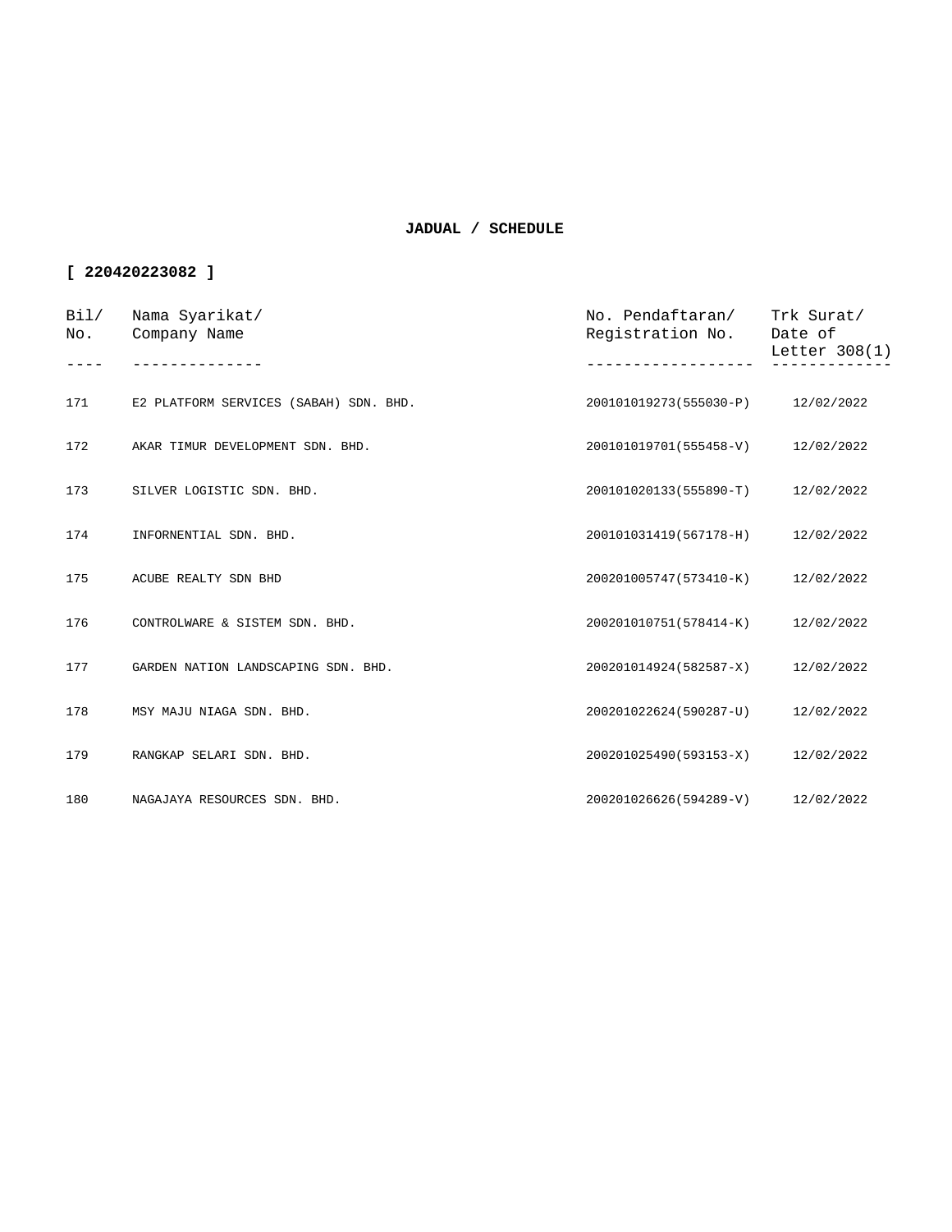**JADUAL / SCHEDULE**

**[ 220420223082 ]**

| Bil/ No. | Nama Syarikat/ Company Name | No. Pendaftaran/ Registration No. | Trk Surat/ Date of Letter 308(1) |
|---|---|---|---|
| 171 | E2 PLATFORM SERVICES (SABAH) SDN. BHD. | 200101019273(555030-P) | 12/02/2022 |
| 172 | AKAR TIMUR DEVELOPMENT SDN. BHD. | 200101019701(555458-V) | 12/02/2022 |
| 173 | SILVER LOGISTIC SDN. BHD. | 200101020133(555890-T) | 12/02/2022 |
| 174 | INFORNENTIAL SDN. BHD. | 200101031419(567178-H) | 12/02/2022 |
| 175 | ACUBE REALTY SDN BHD | 200201005747(573410-K) | 12/02/2022 |
| 176 | CONTROLWARE & SISTEM SDN. BHD. | 200201010751(578414-K) | 12/02/2022 |
| 177 | GARDEN NATION LANDSCAPING SDN. BHD. | 200201014924(582587-X) | 12/02/2022 |
| 178 | MSY MAJU NIAGA SDN. BHD. | 200201022624(590287-U) | 12/02/2022 |
| 179 | RANGKAP SELARI SDN. BHD. | 200201025490(593153-X) | 12/02/2022 |
| 180 | NAGAJAYA RESOURCES SDN. BHD. | 200201026626(594289-V) | 12/02/2022 |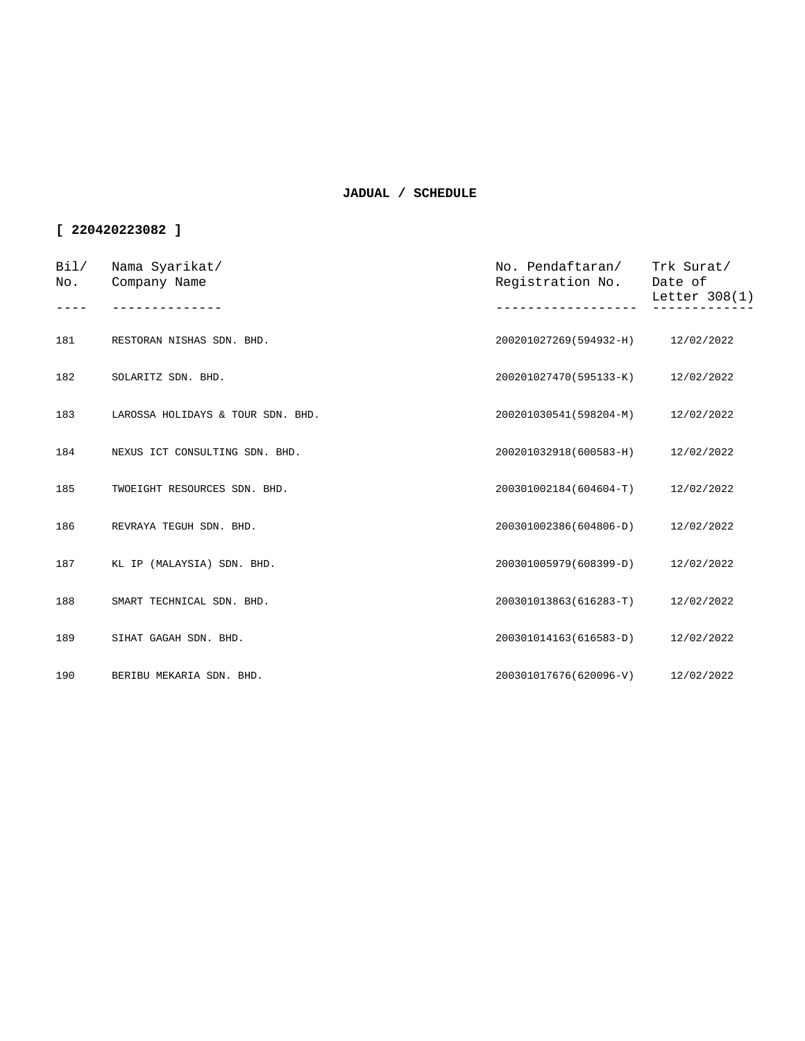**JADUAL / SCHEDULE**

**[ 220420223082 ]**

| Bil/ No. | Nama Syarikat/ Company Name | No. Pendaftaran/ Registration No. | Trk Surat/ Date of Letter 308(1) |
|---|---|---|---|
| 181 | RESTORAN NISHAS SDN. BHD. | 200201027269(594932-H) | 12/02/2022 |
| 182 | SOLARITZ SDN. BHD. | 200201027470(595133-K) | 12/02/2022 |
| 183 | LAROSSA HOLIDAYS & TOUR SDN. BHD. | 200201030541(598204-M) | 12/02/2022 |
| 184 | NEXUS ICT CONSULTING SDN. BHD. | 200201032918(600583-H) | 12/02/2022 |
| 185 | TWOEIGHT RESOURCES SDN. BHD. | 200301002184(604604-T) | 12/02/2022 |
| 186 | REVRAYA TEGUH SDN. BHD. | 200301002386(604806-D) | 12/02/2022 |
| 187 | KL IP (MALAYSIA) SDN. BHD. | 200301005979(608399-D) | 12/02/2022 |
| 188 | SMART TECHNICAL SDN. BHD. | 200301013863(616283-T) | 12/02/2022 |
| 189 | SIHAT GAGAH SDN. BHD. | 200301014163(616583-D) | 12/02/2022 |
| 190 | BERIBU MEKARIA SDN. BHD. | 200301017676(620096-V) | 12/02/2022 |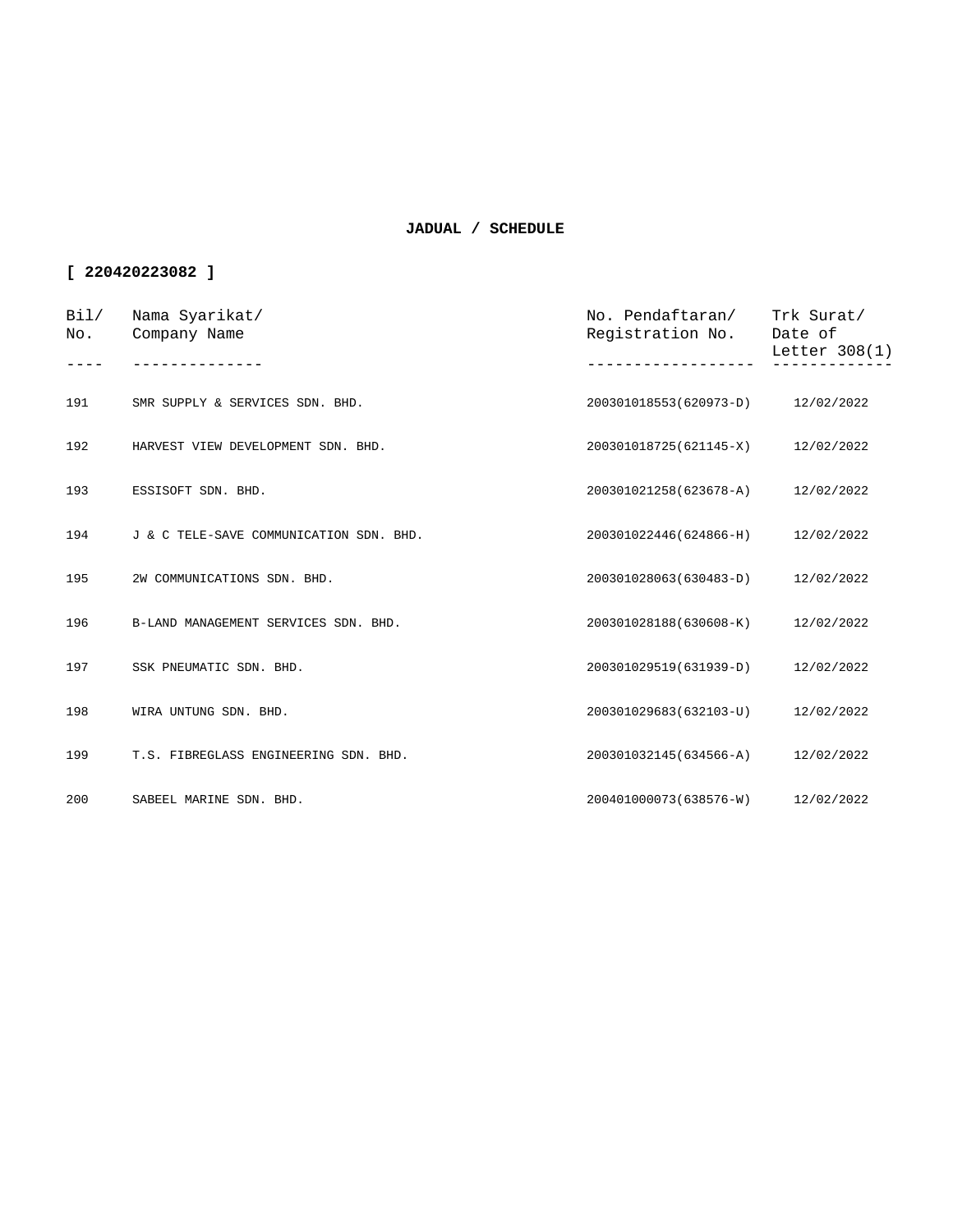**JADUAL / SCHEDULE**

**[ 220420223082 ]**

| Bil/ No. | Nama Syarikat/ Company Name | No. Pendaftaran/ Registration No. | Trk Surat/ Date of Letter 308(1) |
|---|---|---|---|
| 191 | SMR SUPPLY & SERVICES SDN. BHD. | 200301018553(620973-D) | 12/02/2022 |
| 192 | HARVEST VIEW DEVELOPMENT SDN. BHD. | 200301018725(621145-X) | 12/02/2022 |
| 193 | ESSISOFT SDN. BHD. | 200301021258(623678-A) | 12/02/2022 |
| 194 | J & C TELE-SAVE COMMUNICATION SDN. BHD. | 200301022446(624866-H) | 12/02/2022 |
| 195 | 2W COMMUNICATIONS SDN. BHD. | 200301028063(630483-D) | 12/02/2022 |
| 196 | B-LAND MANAGEMENT SERVICES SDN. BHD. | 200301028188(630608-K) | 12/02/2022 |
| 197 | SSK PNEUMATIC SDN. BHD. | 200301029519(631939-D) | 12/02/2022 |
| 198 | WIRA UNTUNG SDN. BHD. | 200301029683(632103-U) | 12/02/2022 |
| 199 | T.S. FIBREGLASS ENGINEERING SDN. BHD. | 200301032145(634566-A) | 12/02/2022 |
| 200 | SABEEL MARINE SDN. BHD. | 200401000073(638576-W) | 12/02/2022 |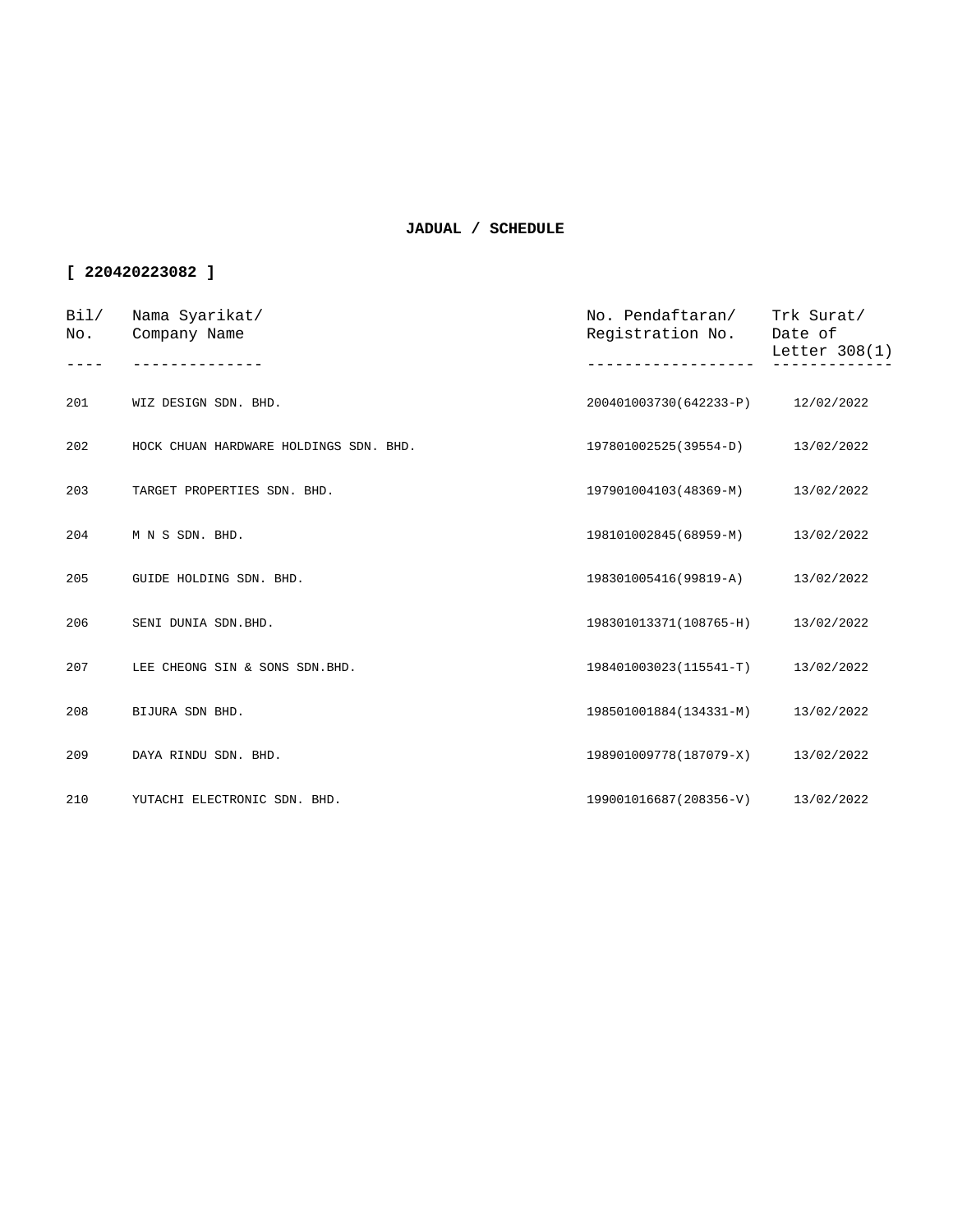**JADUAL / SCHEDULE**

**[ 220420223082 ]**

| Bil/ No. | Nama Syarikat/ Company Name | No. Pendaftaran/ Registration No. | Trk Surat/ Date of Letter 308(1) |
|---|---|---|---|
| 201 | WIZ DESIGN SDN. BHD. | 200401003730(642233-P) | 12/02/2022 |
| 202 | HOCK CHUAN HARDWARE HOLDINGS SDN. BHD. | 197801002525(39554-D) | 13/02/2022 |
| 203 | TARGET PROPERTIES SDN. BHD. | 197901004103(48369-M) | 13/02/2022 |
| 204 | M N S SDN. BHD. | 198101002845(68959-M) | 13/02/2022 |
| 205 | GUIDE HOLDING SDN. BHD. | 198301005416(99819-A) | 13/02/2022 |
| 206 | SENI DUNIA SDN.BHD. | 198301013371(108765-H) | 13/02/2022 |
| 207 | LEE CHEONG SIN & SONS SDN.BHD. | 198401003023(115541-T) | 13/02/2022 |
| 208 | BIJURA SDN BHD. | 198501001884(134331-M) | 13/02/2022 |
| 209 | DAYA RINDU SDN. BHD. | 198901009778(187079-X) | 13/02/2022 |
| 210 | YUTACHI ELECTRONIC SDN. BHD. | 199001016687(208356-V) | 13/02/2022 |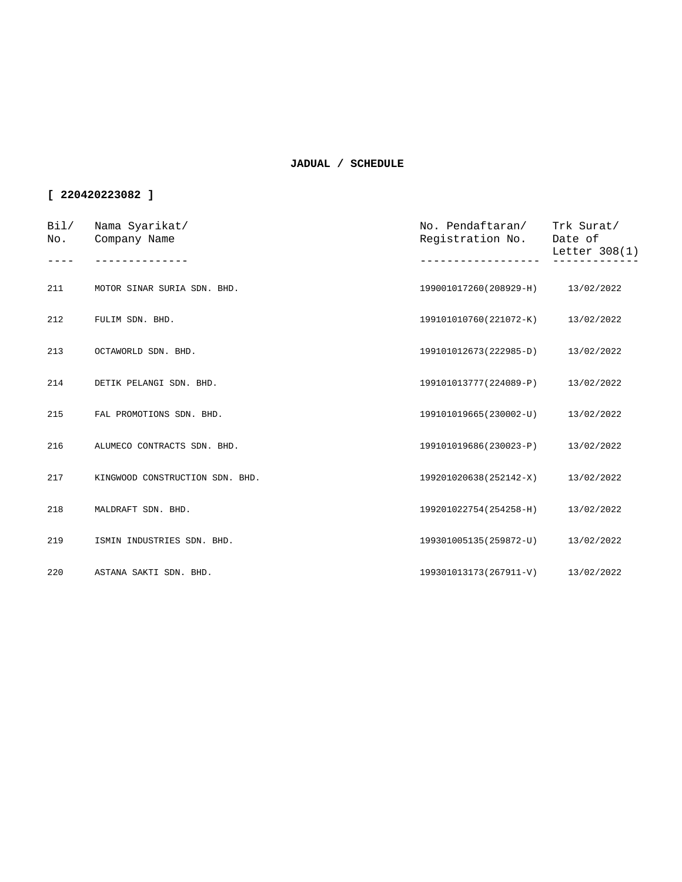**JADUAL / SCHEDULE**

**[ 220420223082 ]**

| Bil/ No. | Nama Syarikat/ Company Name | No. Pendaftaran/ Registration No. | Trk Surat/ Date of Letter 308(1) |
|---|---|---|---|
| 211 | MOTOR SINAR SURIA SDN. BHD. | 199001017260(208929-H) | 13/02/2022 |
| 212 | FULIM SDN. BHD. | 199101010760(221072-K) | 13/02/2022 |
| 213 | OCTAWORLD SDN. BHD. | 199101012673(222985-D) | 13/02/2022 |
| 214 | DETIK PELANGI SDN. BHD. | 199101013777(224089-P) | 13/02/2022 |
| 215 | FAL PROMOTIONS SDN. BHD. | 199101019665(230002-U) | 13/02/2022 |
| 216 | ALUMECO CONTRACTS SDN. BHD. | 199101019686(230023-P) | 13/02/2022 |
| 217 | KINGWOOD CONSTRUCTION SDN. BHD. | 199201020638(252142-X) | 13/02/2022 |
| 218 | MALDRAFT SDN. BHD. | 199201022754(254258-H) | 13/02/2022 |
| 219 | ISMIN INDUSTRIES SDN. BHD. | 199301005135(259872-U) | 13/02/2022 |
| 220 | ASTANA SAKTI SDN. BHD. | 199301013173(267911-V) | 13/02/2022 |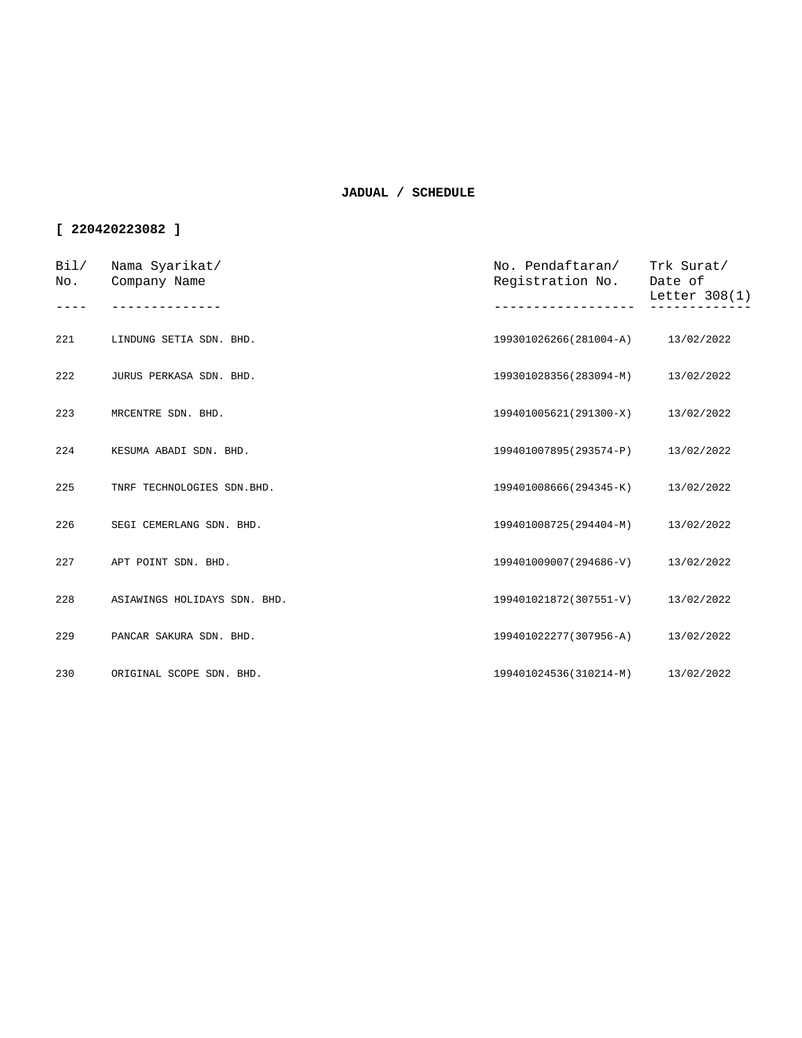**JADUAL / SCHEDULE**

**[ 220420223082 ]**

| Bil/ No. | Nama Syarikat/ Company Name | No. Pendaftaran/ Registration No. | Trk Surat/ Date of Letter 308(1) |
|---|---|---|---|
| 221 | LINDUNG SETIA SDN. BHD. | 199301026266(281004-A) | 13/02/2022 |
| 222 | JURUS PERKASA SDN. BHD. | 199301028356(283094-M) | 13/02/2022 |
| 223 | MRCENTRE SDN. BHD. | 199401005621(291300-X) | 13/02/2022 |
| 224 | KESUMA ABADI SDN. BHD. | 199401007895(293574-P) | 13/02/2022 |
| 225 | TNRF TECHNOLOGIES SDN.BHD. | 199401008666(294345-K) | 13/02/2022 |
| 226 | SEGI CEMERLANG SDN. BHD. | 199401008725(294404-M) | 13/02/2022 |
| 227 | APT POINT SDN. BHD. | 199401009007(294686-V) | 13/02/2022 |
| 228 | ASIAWINGS HOLIDAYS SDN. BHD. | 199401021872(307551-V) | 13/02/2022 |
| 229 | PANCAR SAKURA SDN. BHD. | 199401022277(307956-A) | 13/02/2022 |
| 230 | ORIGINAL SCOPE SDN. BHD. | 199401024536(310214-M) | 13/02/2022 |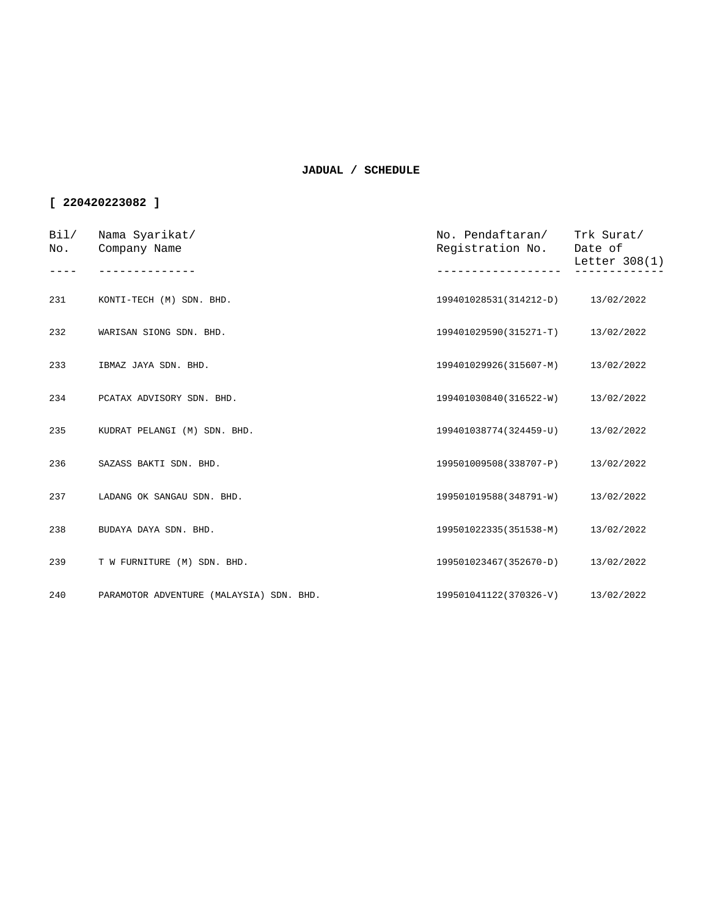**JADUAL / SCHEDULE**

**[ 220420223082 ]**

| Bil/ No. | Nama Syarikat/ Company Name | No. Pendaftaran/ Registration No. | Trk Surat/ Date of Letter 308(1) |
|---|---|---|---|
| 231 | KONTI-TECH (M) SDN. BHD. | 199401028531(314212-D) | 13/02/2022 |
| 232 | WARISAN SIONG SDN. BHD. | 199401029590(315271-T) | 13/02/2022 |
| 233 | IBMAZ JAYA SDN. BHD. | 199401029926(315607-M) | 13/02/2022 |
| 234 | PCATAX ADVISORY SDN. BHD. | 199401030840(316522-W) | 13/02/2022 |
| 235 | KUDRAT PELANGI (M) SDN. BHD. | 199401038774(324459-U) | 13/02/2022 |
| 236 | SAZASS BAKTI SDN. BHD. | 199501009508(338707-P) | 13/02/2022 |
| 237 | LADANG OK SANGAU SDN. BHD. | 199501019588(348791-W) | 13/02/2022 |
| 238 | BUDAYA DAYA SDN. BHD. | 199501022335(351538-M) | 13/02/2022 |
| 239 | T W FURNITURE (M) SDN. BHD. | 199501023467(352670-D) | 13/02/2022 |
| 240 | PARAMOTOR ADVENTURE (MALAYSIA) SDN. BHD. | 199501041122(370326-V) | 13/02/2022 |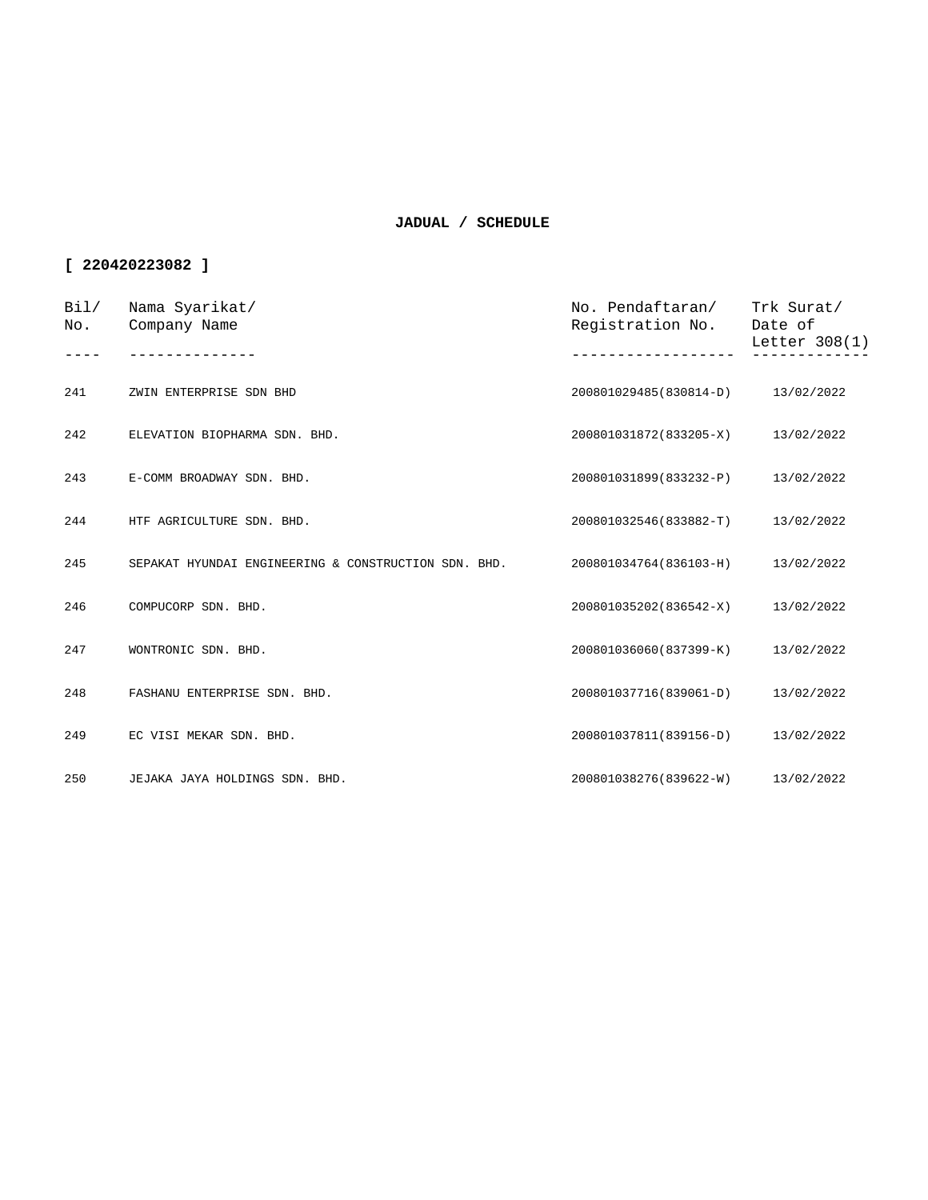**JADUAL / SCHEDULE**

**[ 220420223082 ]**

| Bil/ No. | Nama Syarikat/ Company Name | No. Pendaftaran/ Registration No. | Trk Surat/ Date of Letter 308(1) |
|---|---|---|---|
| 241 | ZWIN ENTERPRISE SDN BHD | 200801029485(830814-D) | 13/02/2022 |
| 242 | ELEVATION BIOPHARMA SDN. BHD. | 200801031872(833205-X) | 13/02/2022 |
| 243 | E-COMM BROADWAY SDN. BHD. | 200801031899(833232-P) | 13/02/2022 |
| 244 | HTF AGRICULTURE SDN. BHD. | 200801032546(833882-T) | 13/02/2022 |
| 245 | SEPAKAT HYUNDAI ENGINEERING & CONSTRUCTION SDN. BHD. | 200801034764(836103-H) | 13/02/2022 |
| 246 | COMPUCORP SDN. BHD. | 200801035202(836542-X) | 13/02/2022 |
| 247 | WONTRONIC SDN. BHD. | 200801036060(837399-K) | 13/02/2022 |
| 248 | FASHANU ENTERPRISE SDN. BHD. | 200801037716(839061-D) | 13/02/2022 |
| 249 | EC VISI MEKAR SDN. BHD. | 200801037811(839156-D) | 13/02/2022 |
| 250 | JEJAKA JAYA HOLDINGS SDN. BHD. | 200801038276(839622-W) | 13/02/2022 |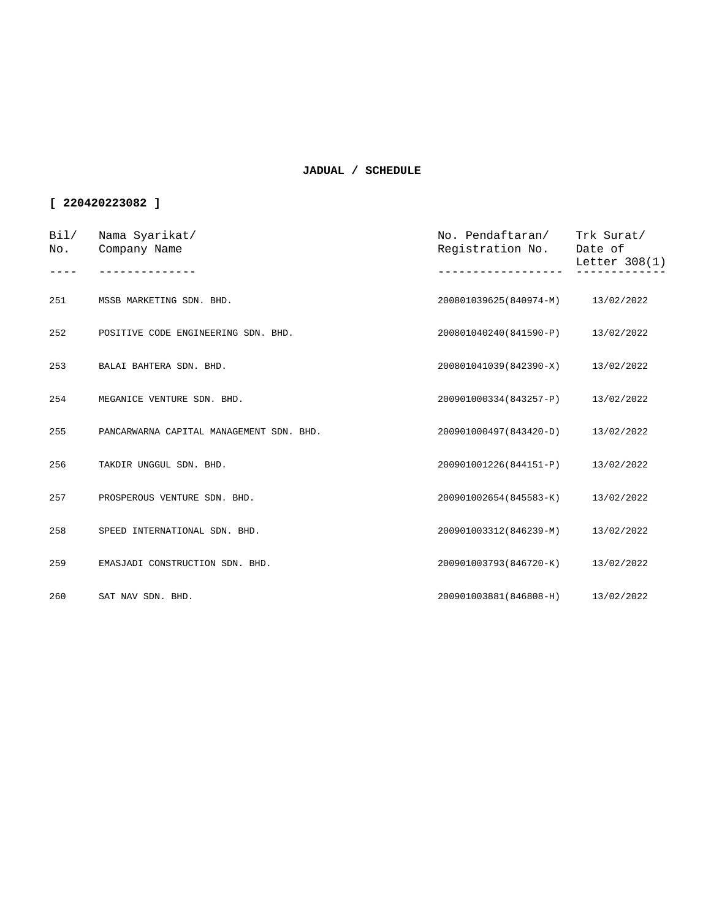**JADUAL / SCHEDULE**

**[ 220420223082 ]**

| Bil/ No. | Nama Syarikat/ Company Name | No. Pendaftaran/ Registration No. | Trk Surat/ Date of Letter 308(1) |
|---|---|---|---|
| 251 | MSSB MARKETING SDN. BHD. | 200801039625(840974-M) | 13/02/2022 |
| 252 | POSITIVE CODE ENGINEERING SDN. BHD. | 200801040240(841590-P) | 13/02/2022 |
| 253 | BALAI BAHTERA SDN. BHD. | 200801041039(842390-X) | 13/02/2022 |
| 254 | MEGANICE VENTURE SDN. BHD. | 200901000334(843257-P) | 13/02/2022 |
| 255 | PANCARWARNA CAPITAL MANAGEMENT SDN. BHD. | 200901000497(843420-D) | 13/02/2022 |
| 256 | TAKDIR UNGGUL SDN. BHD. | 200901001226(844151-P) | 13/02/2022 |
| 257 | PROSPEROUS VENTURE SDN. BHD. | 200901002654(845583-K) | 13/02/2022 |
| 258 | SPEED INTERNATIONAL SDN. BHD. | 200901003312(846239-M) | 13/02/2022 |
| 259 | EMASJADI CONSTRUCTION SDN. BHD. | 200901003793(846720-K) | 13/02/2022 |
| 260 | SAT NAV SDN. BHD. | 200901003881(846808-H) | 13/02/2022 |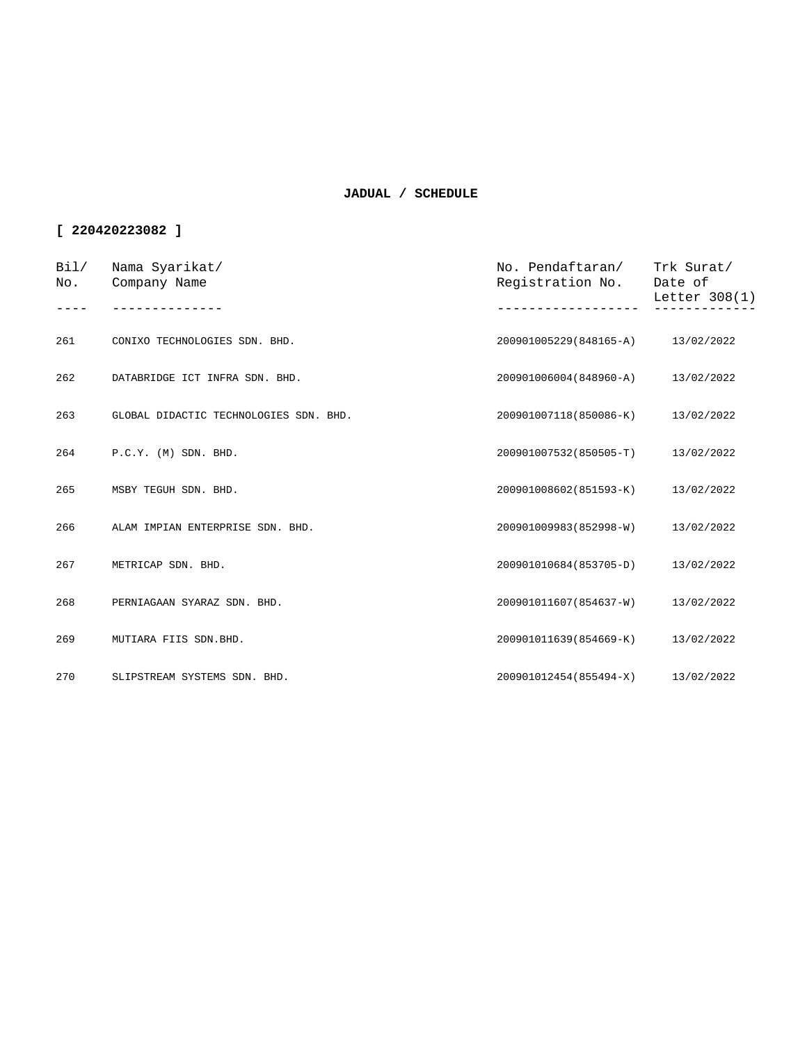**JADUAL / SCHEDULE**

**[ 220420223082 ]**

| Bil/ No. | Nama Syarikat/ Company Name | No. Pendaftaran/ Registration No. | Trk Surat/ Date of Letter 308(1) |
|---|---|---|---|
| 261 | CONIXO TECHNOLOGIES SDN. BHD. | 200901005229(848165-A) | 13/02/2022 |
| 262 | DATABRIDGE ICT INFRA SDN. BHD. | 200901006004(848960-A) | 13/02/2022 |
| 263 | GLOBAL DIDACTIC TECHNOLOGIES SDN. BHD. | 200901007118(850086-K) | 13/02/2022 |
| 264 | P.C.Y. (M) SDN. BHD. | 200901007532(850505-T) | 13/02/2022 |
| 265 | MSBY TEGUH SDN. BHD. | 200901008602(851593-K) | 13/02/2022 |
| 266 | ALAM IMPIAN ENTERPRISE SDN. BHD. | 200901009983(852998-W) | 13/02/2022 |
| 267 | METRICAP SDN. BHD. | 200901010684(853705-D) | 13/02/2022 |
| 268 | PERNIAGAAN SYARAZ SDN. BHD. | 200901011607(854637-W) | 13/02/2022 |
| 269 | MUTIARA FIIS SDN.BHD. | 200901011639(854669-K) | 13/02/2022 |
| 270 | SLIPSTREAM SYSTEMS SDN. BHD. | 200901012454(855494-X) | 13/02/2022 |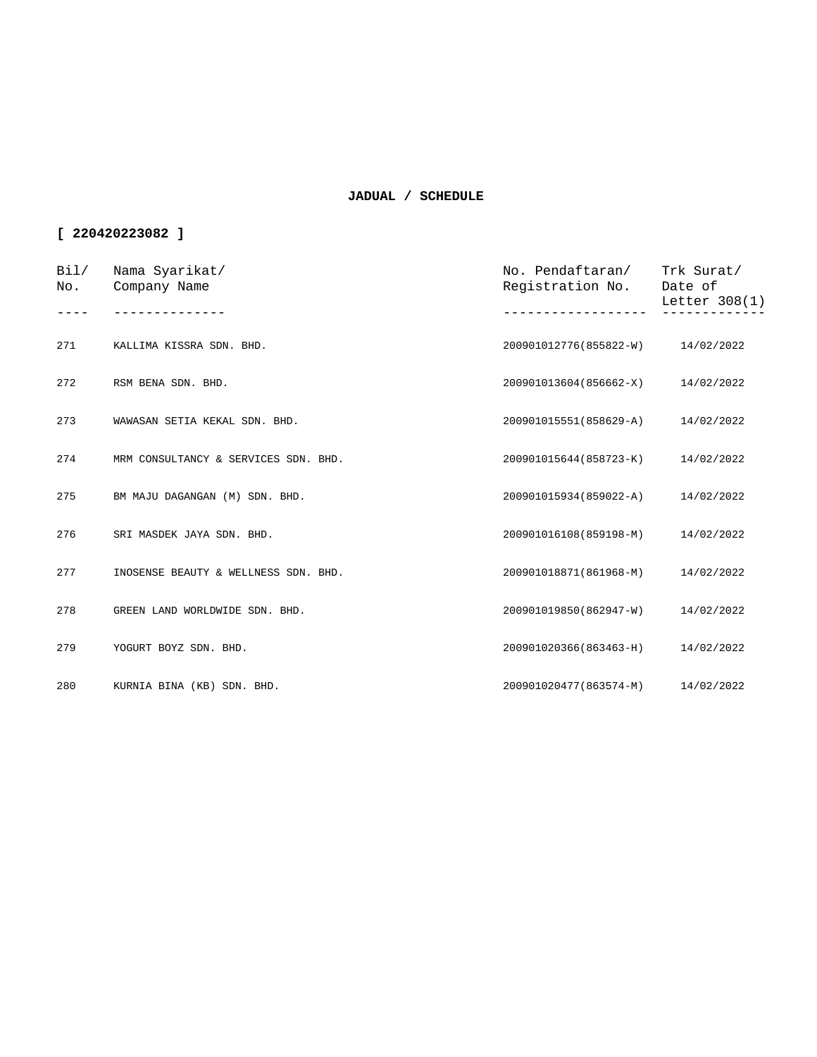**JADUAL / SCHEDULE**

**[ 220420223082 ]**

| Bil/ No. | Nama Syarikat/ Company Name | No. Pendaftaran/ Registration No. | Trk Surat/ Date of Letter 308(1) |
|---|---|---|---|
| 271 | KALLIMA KISSRA SDN. BHD. | 200901012776(855822-W) | 14/02/2022 |
| 272 | RSM BENA SDN. BHD. | 200901013604(856662-X) | 14/02/2022 |
| 273 | WAWASAN SETIA KEKAL SDN. BHD. | 200901015551(858629-A) | 14/02/2022 |
| 274 | MRM CONSULTANCY & SERVICES SDN. BHD. | 200901015644(858723-K) | 14/02/2022 |
| 275 | BM MAJU DAGANGAN (M) SDN. BHD. | 200901015934(859022-A) | 14/02/2022 |
| 276 | SRI MASDEK JAYA SDN. BHD. | 200901016108(859198-M) | 14/02/2022 |
| 277 | INOSENSE BEAUTY & WELLNESS SDN. BHD. | 200901018871(861968-M) | 14/02/2022 |
| 278 | GREEN LAND WORLDWIDE SDN. BHD. | 200901019850(862947-W) | 14/02/2022 |
| 279 | YOGURT BOYZ SDN. BHD. | 200901020366(863463-H) | 14/02/2022 |
| 280 | KURNIA BINA (KB) SDN. BHD. | 200901020477(863574-M) | 14/02/2022 |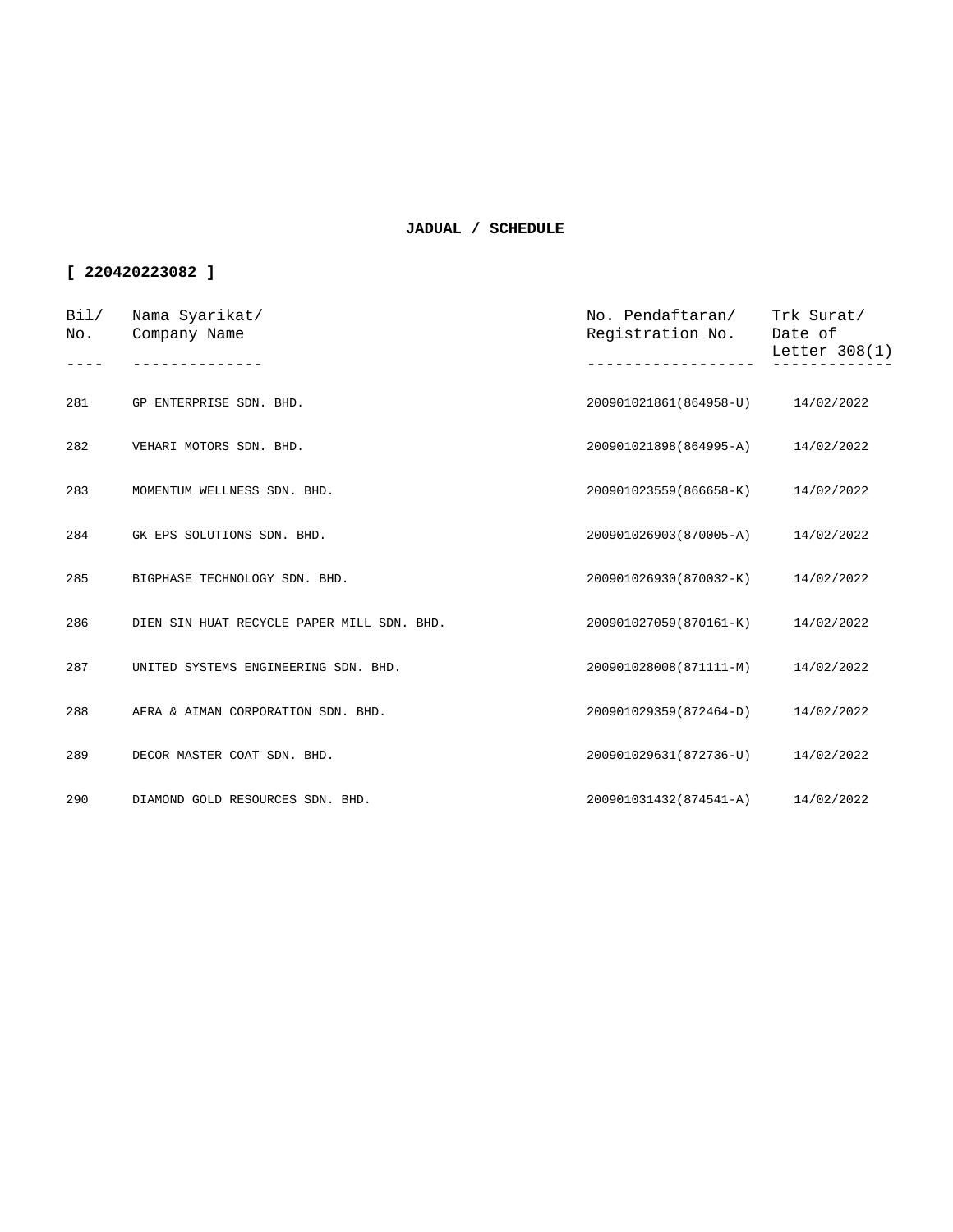**JADUAL / SCHEDULE**

**[ 220420223082 ]**

| Bil/ No. | Nama Syarikat/ Company Name | No. Pendaftaran/ Registration No. | Trk Surat/ Date of Letter 308(1) |
|---|---|---|---|
| 281 | GP ENTERPRISE SDN. BHD. | 200901021861(864958-U) | 14/02/2022 |
| 282 | VEHARI MOTORS SDN. BHD. | 200901021898(864995-A) | 14/02/2022 |
| 283 | MOMENTUM WELLNESS SDN. BHD. | 200901023559(866658-K) | 14/02/2022 |
| 284 | GK EPS SOLUTIONS SDN. BHD. | 200901026903(870005-A) | 14/02/2022 |
| 285 | BIGPHASE TECHNOLOGY SDN. BHD. | 200901026930(870032-K) | 14/02/2022 |
| 286 | DIEN SIN HUAT RECYCLE PAPER MILL SDN. BHD. | 200901027059(870161-K) | 14/02/2022 |
| 287 | UNITED SYSTEMS ENGINEERING SDN. BHD. | 200901028008(871111-M) | 14/02/2022 |
| 288 | AFRA & AIMAN CORPORATION SDN. BHD. | 200901029359(872464-D) | 14/02/2022 |
| 289 | DECOR MASTER COAT SDN. BHD. | 200901029631(872736-U) | 14/02/2022 |
| 290 | DIAMOND GOLD RESOURCES SDN. BHD. | 200901031432(874541-A) | 14/02/2022 |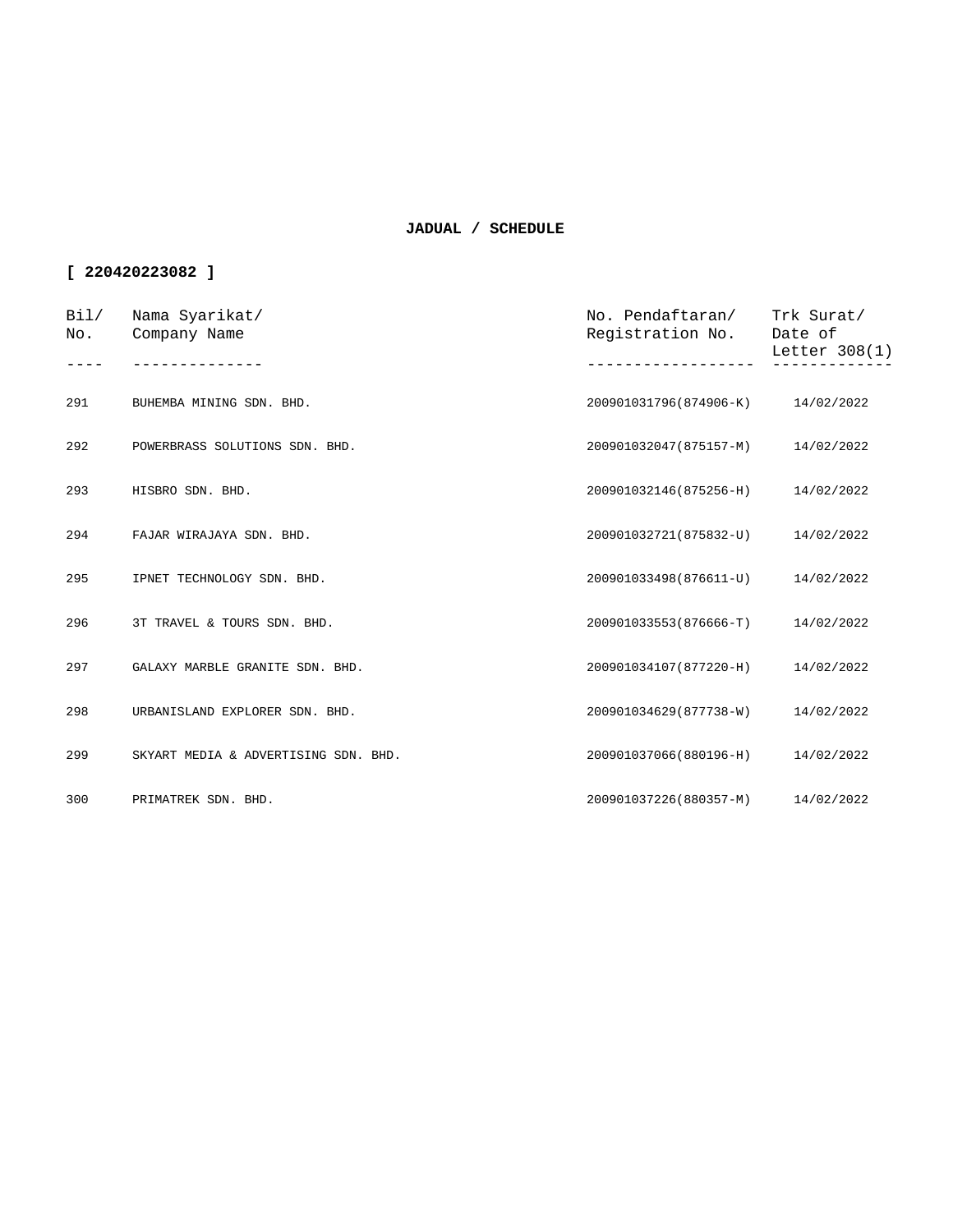**JADUAL / SCHEDULE**

**[ 220420223082 ]**

| Bil/ No. | Nama Syarikat/ Company Name | No. Pendaftaran/ Registration No. | Trk Surat/ Date of Letter 308(1) |
|---|---|---|---|
| 291 | BUHEMBA MINING SDN. BHD. | 200901031796(874906-K) | 14/02/2022 |
| 292 | POWERBRASS SOLUTIONS SDN. BHD. | 200901032047(875157-M) | 14/02/2022 |
| 293 | HISBRO SDN. BHD. | 200901032146(875256-H) | 14/02/2022 |
| 294 | FAJAR WIRAJAYA SDN. BHD. | 200901032721(875832-U) | 14/02/2022 |
| 295 | IPNET TECHNOLOGY SDN. BHD. | 200901033498(876611-U) | 14/02/2022 |
| 296 | 3T TRAVEL & TOURS SDN. BHD. | 200901033553(876666-T) | 14/02/2022 |
| 297 | GALAXY MARBLE GRANITE SDN. BHD. | 200901034107(877220-H) | 14/02/2022 |
| 298 | URBANISLAND EXPLORER SDN. BHD. | 200901034629(877738-W) | 14/02/2022 |
| 299 | SKYART MEDIA & ADVERTISING SDN. BHD. | 200901037066(880196-H) | 14/02/2022 |
| 300 | PRIMATREK SDN. BHD. | 200901037226(880357-M) | 14/02/2022 |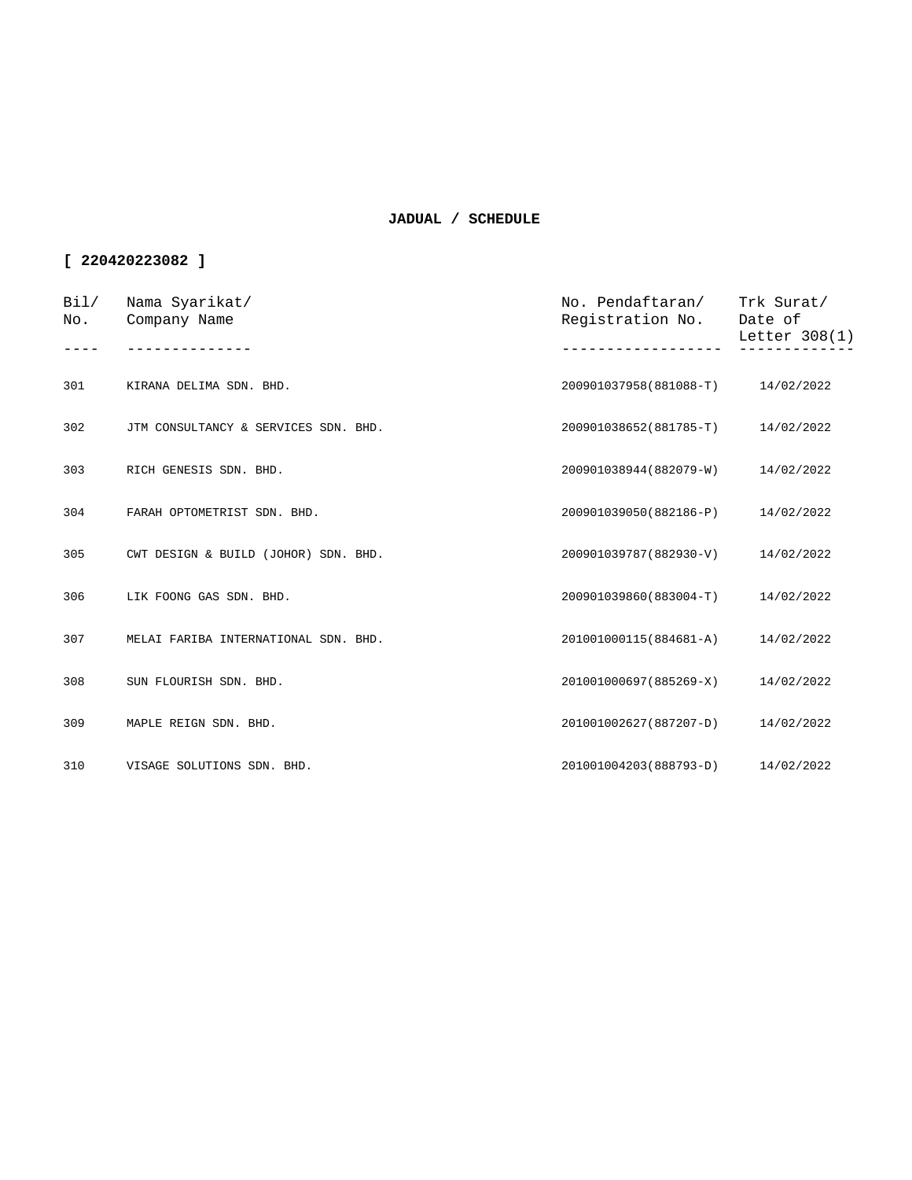**JADUAL / SCHEDULE**

**[ 220420223082 ]**

| Bil/ No. | Nama Syarikat/ Company Name | No. Pendaftaran/ Registration No. | Trk Surat/ Date of Letter 308(1) |
|---|---|---|---|
| 301 | KIRANA DELIMA SDN. BHD. | 200901037958(881088-T) | 14/02/2022 |
| 302 | JTM CONSULTANCY & SERVICES SDN. BHD. | 200901038652(881785-T) | 14/02/2022 |
| 303 | RICH GENESIS SDN. BHD. | 200901038944(882079-W) | 14/02/2022 |
| 304 | FARAH OPTOMETRIST SDN. BHD. | 200901039050(882186-P) | 14/02/2022 |
| 305 | CWT DESIGN & BUILD (JOHOR) SDN. BHD. | 200901039787(882930-V) | 14/02/2022 |
| 306 | LIK FOONG GAS SDN. BHD. | 200901039860(883004-T) | 14/02/2022 |
| 307 | MELAI FARIBA INTERNATIONAL SDN. BHD. | 201001000115(884681-A) | 14/02/2022 |
| 308 | SUN FLOURISH SDN. BHD. | 201001000697(885269-X) | 14/02/2022 |
| 309 | MAPLE REIGN SDN. BHD. | 201001002627(887207-D) | 14/02/2022 |
| 310 | VISAGE SOLUTIONS SDN. BHD. | 201001004203(888793-D) | 14/02/2022 |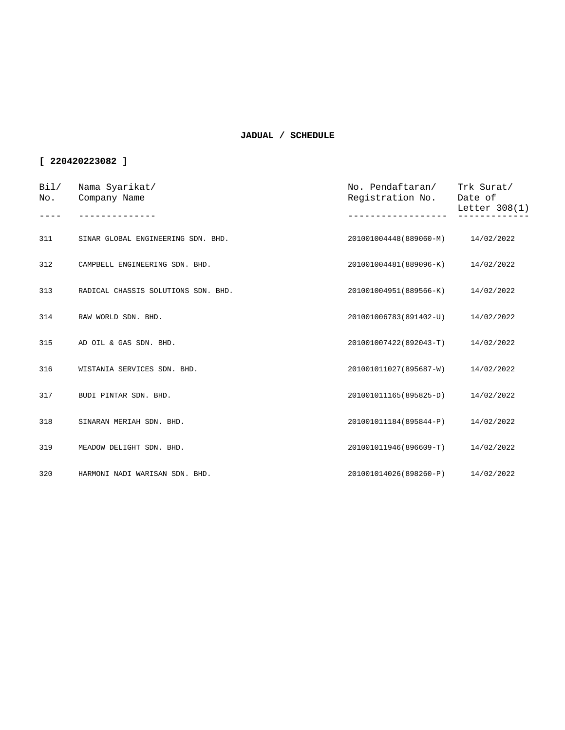**JADUAL / SCHEDULE**

**[ 220420223082 ]**

| Bil/ No. | Nama Syarikat/ Company Name | No. Pendaftaran/ Registration No. | Trk Surat/ Date of Letter 308(1) |
|---|---|---|---|
| 311 | SINAR GLOBAL ENGINEERING SDN. BHD. | 201001004448(889060-M) | 14/02/2022 |
| 312 | CAMPBELL ENGINEERING SDN. BHD. | 201001004481(889096-K) | 14/02/2022 |
| 313 | RADICAL CHASSIS SOLUTIONS SDN. BHD. | 201001004951(889566-K) | 14/02/2022 |
| 314 | RAW WORLD SDN. BHD. | 201001006783(891402-U) | 14/02/2022 |
| 315 | AD OIL & GAS SDN. BHD. | 201001007422(892043-T) | 14/02/2022 |
| 316 | WISTANIA SERVICES SDN. BHD. | 201001011027(895687-W) | 14/02/2022 |
| 317 | BUDI PINTAR SDN. BHD. | 201001011165(895825-D) | 14/02/2022 |
| 318 | SINARAN MERIAH SDN. BHD. | 201001011184(895844-P) | 14/02/2022 |
| 319 | MEADOW DELIGHT SDN. BHD. | 201001011946(896609-T) | 14/02/2022 |
| 320 | HARMONI NADI WARISAN SDN. BHD. | 201001014026(898260-P) | 14/02/2022 |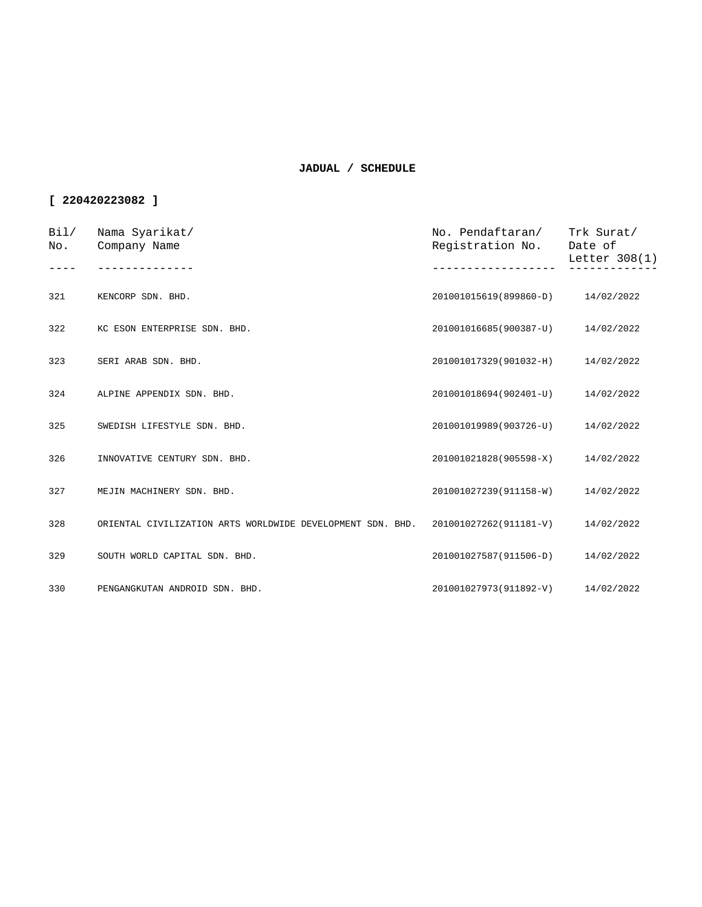**JADUAL / SCHEDULE**

**[ 220420223082 ]**

| Bil/ No. | Nama Syarikat/ Company Name | No. Pendaftaran/ Registration No. | Trk Surat/ Date of Letter 308(1) |
|---|---|---|---|
| 321 | KENCORP SDN. BHD. | 201001015619(899860-D) | 14/02/2022 |
| 322 | KC ESON ENTERPRISE SDN. BHD. | 201001016685(900387-U) | 14/02/2022 |
| 323 | SERI ARAB SDN. BHD. | 201001017329(901032-H) | 14/02/2022 |
| 324 | ALPINE APPENDIX SDN. BHD. | 201001018694(902401-U) | 14/02/2022 |
| 325 | SWEDISH LIFESTYLE SDN. BHD. | 201001019989(903726-U) | 14/02/2022 |
| 326 | INNOVATIVE CENTURY SDN. BHD. | 201001021828(905598-X) | 14/02/2022 |
| 327 | MEJIN MACHINERY SDN. BHD. | 201001027239(911158-W) | 14/02/2022 |
| 328 | ORIENTAL CIVILIZATION ARTS WORLDWIDE DEVELOPMENT SDN. BHD. | 201001027262(911181-V) | 14/02/2022 |
| 329 | SOUTH WORLD CAPITAL SDN. BHD. | 201001027587(911506-D) | 14/02/2022 |
| 330 | PENGANGKUTAN ANDROID SDN. BHD. | 201001027973(911892-V) | 14/02/2022 |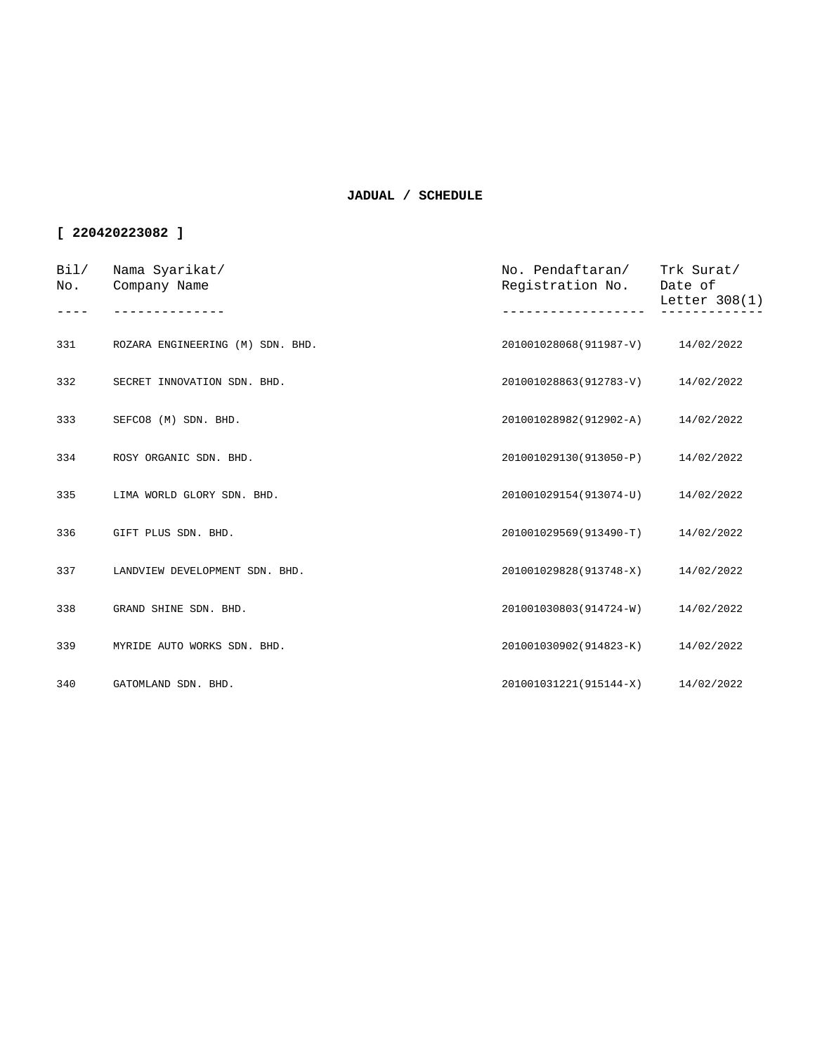**JADUAL / SCHEDULE**

**[ 220420223082 ]**

| Bil/ No. | Nama Syarikat/ Company Name | No. Pendaftaran/ Registration No. | Trk Surat/ Date of Letter 308(1) |
|---|---|---|---|
| 331 | ROZARA ENGINEERING (M) SDN. BHD. | 201001028068(911987-V) | 14/02/2022 |
| 332 | SECRET INNOVATION SDN. BHD. | 201001028863(912783-V) | 14/02/2022 |
| 333 | SEFCO8 (M) SDN. BHD. | 201001028982(912902-A) | 14/02/2022 |
| 334 | ROSY ORGANIC SDN. BHD. | 201001029130(913050-P) | 14/02/2022 |
| 335 | LIMA WORLD GLORY SDN. BHD. | 201001029154(913074-U) | 14/02/2022 |
| 336 | GIFT PLUS SDN. BHD. | 201001029569(913490-T) | 14/02/2022 |
| 337 | LANDVIEW DEVELOPMENT SDN. BHD. | 201001029828(913748-X) | 14/02/2022 |
| 338 | GRAND SHINE SDN. BHD. | 201001030803(914724-W) | 14/02/2022 |
| 339 | MYRIDE AUTO WORKS SDN. BHD. | 201001030902(914823-K) | 14/02/2022 |
| 340 | GATOMLAND SDN. BHD. | 201001031221(915144-X) | 14/02/2022 |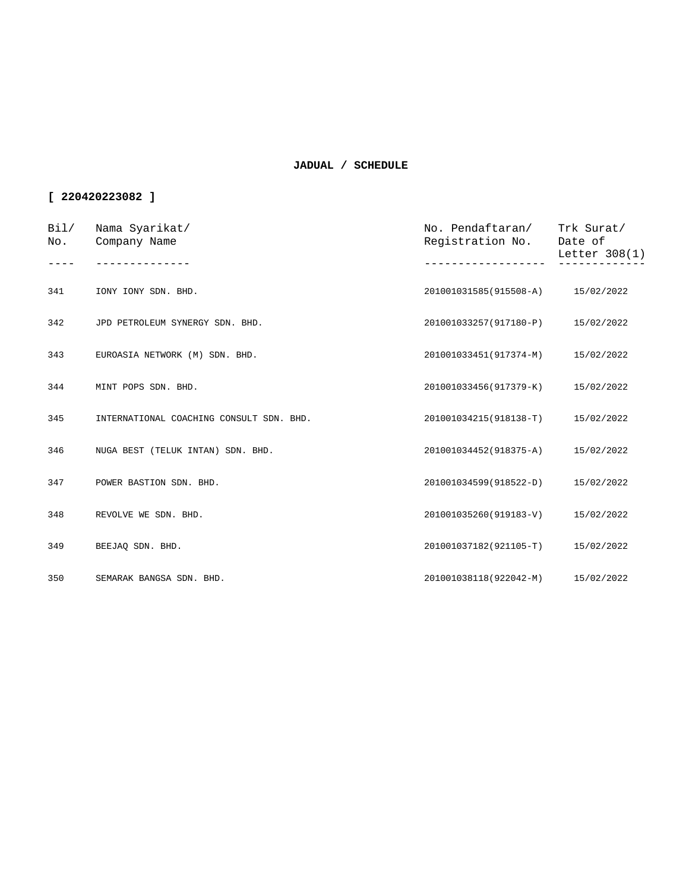**JADUAL / SCHEDULE**

**[ 220420223082 ]**

| Bil/ No. | Nama Syarikat/ Company Name | No. Pendaftaran/ Registration No. | Trk Surat/ Date of Letter 308(1) |
|---|---|---|---|
| 341 | IONY IONY SDN. BHD. | 201001031585(915508-A) | 15/02/2022 |
| 342 | JPD PETROLEUM SYNERGY SDN. BHD. | 201001033257(917180-P) | 15/02/2022 |
| 343 | EUROASIA NETWORK (M) SDN. BHD. | 201001033451(917374-M) | 15/02/2022 |
| 344 | MINT POPS SDN. BHD. | 201001033456(917379-K) | 15/02/2022 |
| 345 | INTERNATIONAL COACHING CONSULT SDN. BHD. | 201001034215(918138-T) | 15/02/2022 |
| 346 | NUGA BEST (TELUK INTAN) SDN. BHD. | 201001034452(918375-A) | 15/02/2022 |
| 347 | POWER BASTION SDN. BHD. | 201001034599(918522-D) | 15/02/2022 |
| 348 | REVOLVE WE SDN. BHD. | 201001035260(919183-V) | 15/02/2022 |
| 349 | BEEJAQ SDN. BHD. | 201001037182(921105-T) | 15/02/2022 |
| 350 | SEMARAK BANGSA SDN. BHD. | 201001038118(922042-M) | 15/02/2022 |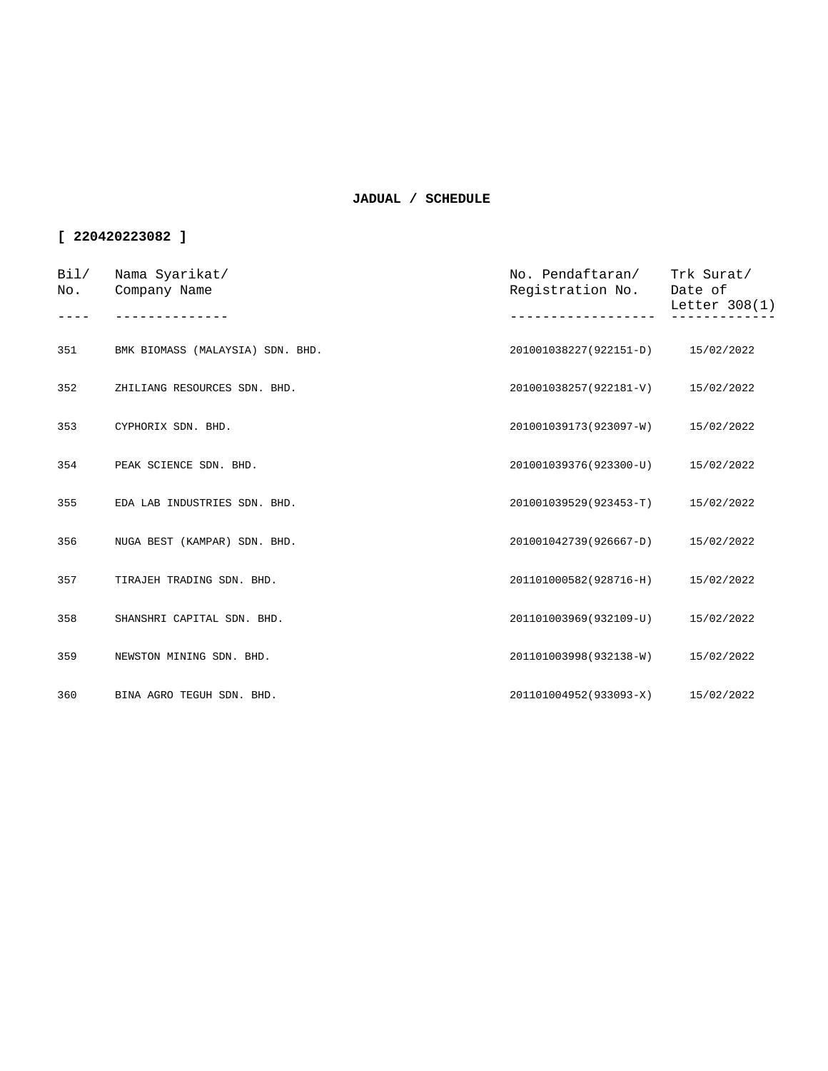**JADUAL / SCHEDULE**

**[ 220420223082 ]**

| Bil/ No. | Nama Syarikat/ Company Name | No. Pendaftaran/ Registration No. | Trk Surat/ Date of Letter 308(1) |
|---|---|---|---|
| 351 | BMK BIOMASS (MALAYSIA) SDN. BHD. | 201001038227(922151-D) | 15/02/2022 |
| 352 | ZHILIANG RESOURCES SDN. BHD. | 201001038257(922181-V) | 15/02/2022 |
| 353 | CYPHORIX SDN. BHD. | 201001039173(923097-W) | 15/02/2022 |
| 354 | PEAK SCIENCE SDN. BHD. | 201001039376(923300-U) | 15/02/2022 |
| 355 | EDA LAB INDUSTRIES SDN. BHD. | 201001039529(923453-T) | 15/02/2022 |
| 356 | NUGA BEST (KAMPAR) SDN. BHD. | 201001042739(926667-D) | 15/02/2022 |
| 357 | TIRAJEH TRADING SDN. BHD. | 201101000582(928716-H) | 15/02/2022 |
| 358 | SHANSHRI CAPITAL SDN. BHD. | 201101003969(932109-U) | 15/02/2022 |
| 359 | NEWSTON MINING SDN. BHD. | 201101003998(932138-W) | 15/02/2022 |
| 360 | BINA AGRO TEGUH SDN. BHD. | 201101004952(933093-X) | 15/02/2022 |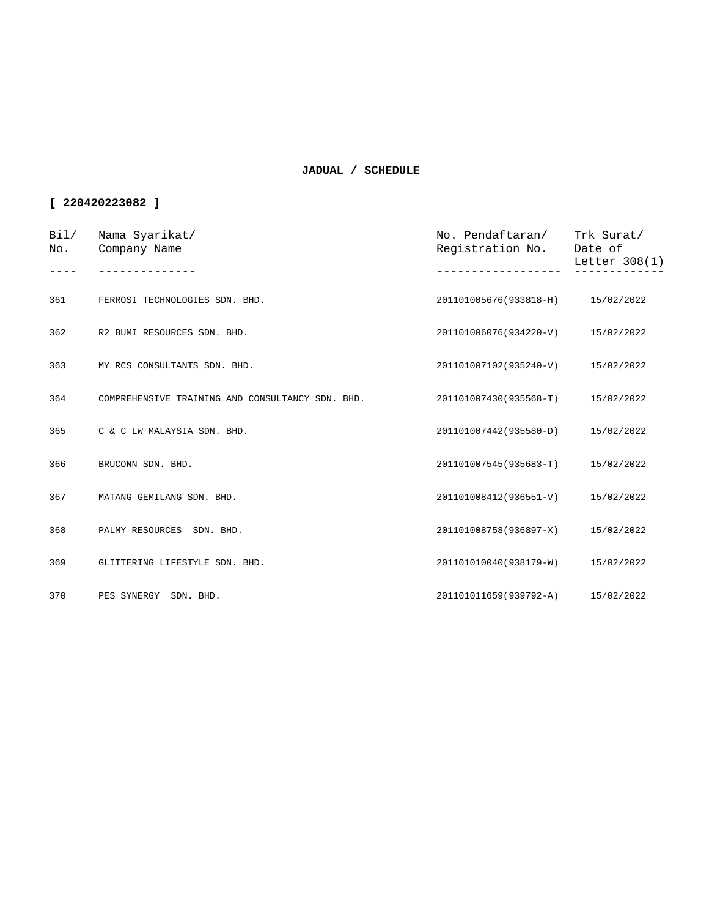**JADUAL / SCHEDULE**

**[ 220420223082 ]**

| Bil/ No. | Nama Syarikat/ Company Name | No. Pendaftaran/ Registration No. | Trk Surat/ Date of Letter 308(1) |
|---|---|---|---|
| 361 | FERROSI TECHNOLOGIES SDN. BHD. | 201101005676(933818-H) | 15/02/2022 |
| 362 | R2 BUMI RESOURCES SDN. BHD. | 201101006076(934220-V) | 15/02/2022 |
| 363 | MY RCS CONSULTANTS SDN. BHD. | 201101007102(935240-V) | 15/02/2022 |
| 364 | COMPREHENSIVE TRAINING AND CONSULTANCY SDN. BHD. | 201101007430(935568-T) | 15/02/2022 |
| 365 | C & C LW MALAYSIA SDN. BHD. | 201101007442(935580-D) | 15/02/2022 |
| 366 | BRUCONN SDN. BHD. | 201101007545(935683-T) | 15/02/2022 |
| 367 | MATANG GEMILANG SDN. BHD. | 201101008412(936551-V) | 15/02/2022 |
| 368 | PALMY RESOURCES SDN. BHD. | 201101008758(936897-X) | 15/02/2022 |
| 369 | GLITTERING LIFESTYLE SDN. BHD. | 201101010040(938179-W) | 15/02/2022 |
| 370 | PES SYNERGY SDN. BHD. | 201101011659(939792-A) | 15/02/2022 |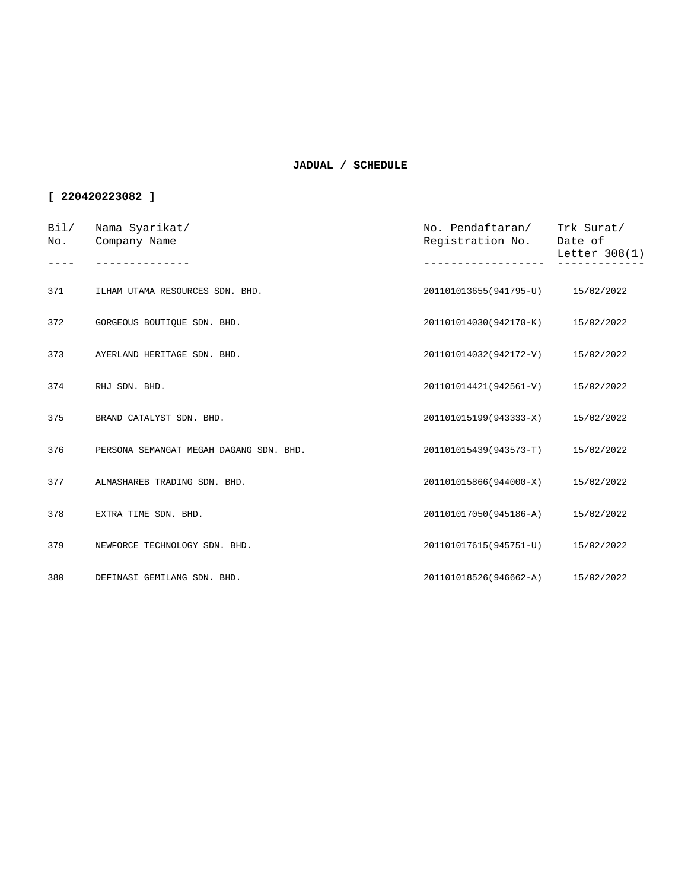**JADUAL / SCHEDULE**

**[ 220420223082 ]**

| Bil/ No. | Nama Syarikat/ Company Name | No. Pendaftaran/ Registration No. | Trk Surat/ Date of Letter 308(1) |
|---|---|---|---|
| 371 | ILHAM UTAMA RESOURCES SDN. BHD. | 201101013655(941795-U) | 15/02/2022 |
| 372 | GORGEOUS BOUTIQUE SDN. BHD. | 201101014030(942170-K) | 15/02/2022 |
| 373 | AYERLAND HERITAGE SDN. BHD. | 201101014032(942172-V) | 15/02/2022 |
| 374 | RHJ SDN. BHD. | 201101014421(942561-V) | 15/02/2022 |
| 375 | BRAND CATALYST SDN. BHD. | 201101015199(943333-X) | 15/02/2022 |
| 376 | PERSONA SEMANGAT MEGAH DAGANG SDN. BHD. | 201101015439(943573-T) | 15/02/2022 |
| 377 | ALMASHAREB TRADING SDN. BHD. | 201101015866(944000-X) | 15/02/2022 |
| 378 | EXTRA TIME SDN. BHD. | 201101017050(945186-A) | 15/02/2022 |
| 379 | NEWFORCE TECHNOLOGY SDN. BHD. | 201101017615(945751-U) | 15/02/2022 |
| 380 | DEFINASI GEMILANG SDN. BHD. | 201101018526(946662-A) | 15/02/2022 |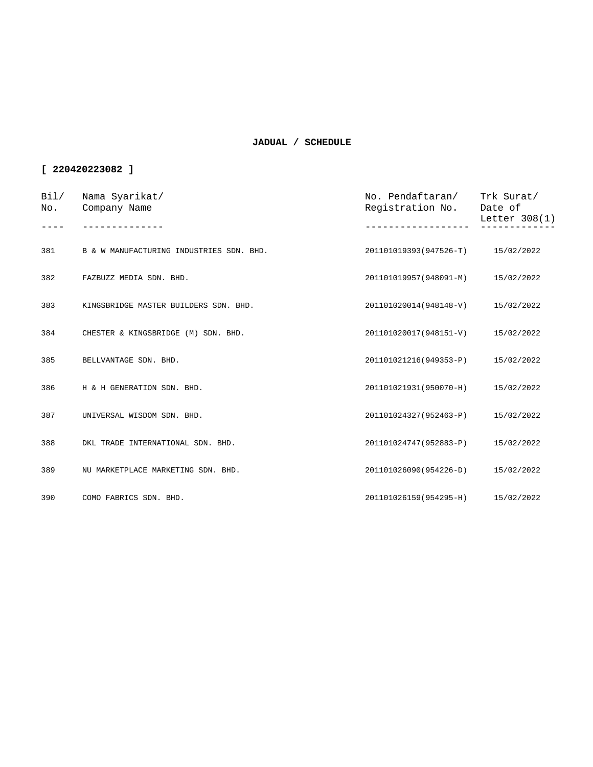**JADUAL / SCHEDULE**

**[ 220420223082 ]**

| Bil/ No. | Nama Syarikat/ Company Name | No. Pendaftaran/ Registration No. | Trk Surat/ Date of Letter 308(1) |
|---|---|---|---|
| 381 | B & W MANUFACTURING INDUSTRIES SDN. BHD. | 201101019393(947526-T) | 15/02/2022 |
| 382 | FAZBUZZ MEDIA SDN. BHD. | 201101019957(948091-M) | 15/02/2022 |
| 383 | KINGSBRIDGE MASTER BUILDERS SDN. BHD. | 201101020014(948148-V) | 15/02/2022 |
| 384 | CHESTER & KINGSBRIDGE (M) SDN. BHD. | 201101020017(948151-V) | 15/02/2022 |
| 385 | BELLVANTAGE SDN. BHD. | 201101021216(949353-P) | 15/02/2022 |
| 386 | H & H GENERATION SDN. BHD. | 201101021931(950070-H) | 15/02/2022 |
| 387 | UNIVERSAL WISDOM SDN. BHD. | 201101024327(952463-P) | 15/02/2022 |
| 388 | DKL TRADE INTERNATIONAL SDN. BHD. | 201101024747(952883-P) | 15/02/2022 |
| 389 | NU MARKETPLACE MARKETING SDN. BHD. | 201101026090(954226-D) | 15/02/2022 |
| 390 | COMO FABRICS SDN. BHD. | 201101026159(954295-H) | 15/02/2022 |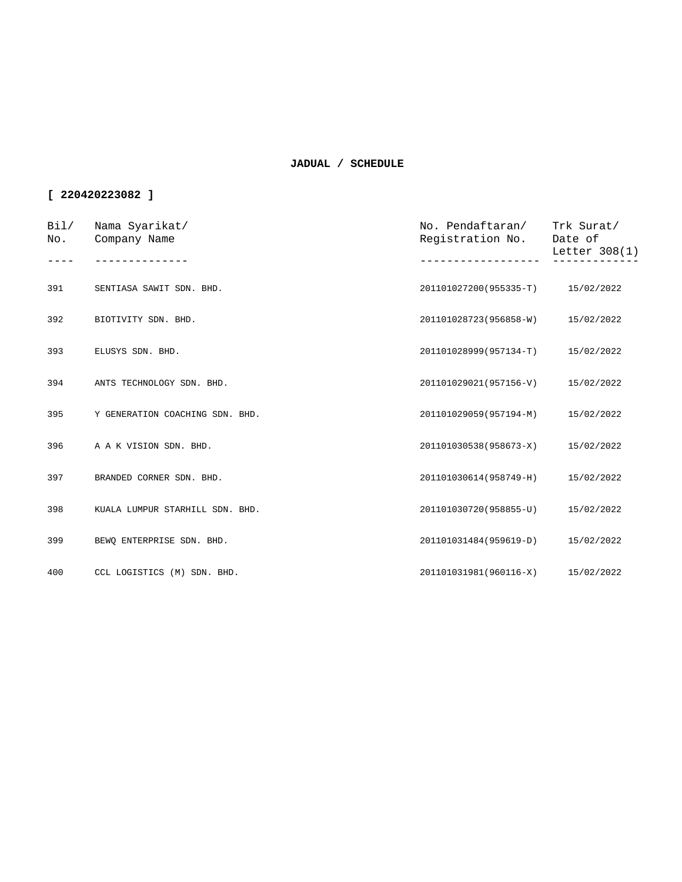**JADUAL / SCHEDULE**

**[ 220420223082 ]**

| Bil/ No. | Nama Syarikat/ Company Name | No. Pendaftaran/ Registration No. | Trk Surat/ Date of Letter 308(1) |
|---|---|---|---|
| 391 | SENTIASA SAWIT SDN. BHD. | 201101027200(955335-T) | 15/02/2022 |
| 392 | BIOTIVITY SDN. BHD. | 201101028723(956858-W) | 15/02/2022 |
| 393 | ELUSYS SDN. BHD. | 201101028999(957134-T) | 15/02/2022 |
| 394 | ANTS TECHNOLOGY SDN. BHD. | 201101029021(957156-V) | 15/02/2022 |
| 395 | Y GENERATION COACHING SDN. BHD. | 201101029059(957194-M) | 15/02/2022 |
| 396 | A A K VISION SDN. BHD. | 201101030538(958673-X) | 15/02/2022 |
| 397 | BRANDED CORNER SDN. BHD. | 201101030614(958749-H) | 15/02/2022 |
| 398 | KUALA LUMPUR STARHILL SDN. BHD. | 201101030720(958855-U) | 15/02/2022 |
| 399 | BEWQ ENTERPRISE SDN. BHD. | 201101031484(959619-D) | 15/02/2022 |
| 400 | CCL LOGISTICS (M) SDN. BHD. | 201101031981(960116-X) | 15/02/2022 |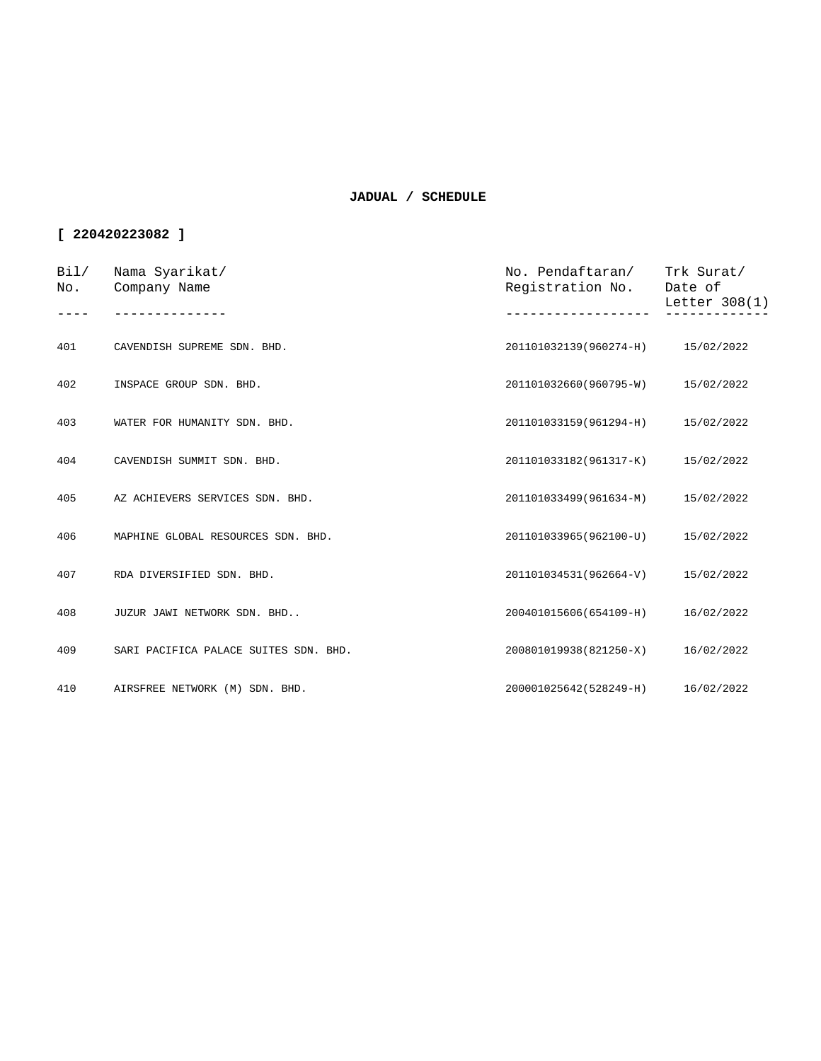**JADUAL / SCHEDULE**

**[ 220420223082 ]**

| Bil/ No. | Nama Syarikat/ Company Name | No. Pendaftaran/ Registration No. | Trk Surat/ Date of Letter 308(1) |
|---|---|---|---|
| 401 | CAVENDISH SUPREME SDN. BHD. | 201101032139(960274-H) | 15/02/2022 |
| 402 | INSPACE GROUP SDN. BHD. | 201101032660(960795-W) | 15/02/2022 |
| 403 | WATER FOR HUMANITY SDN. BHD. | 201101033159(961294-H) | 15/02/2022 |
| 404 | CAVENDISH SUMMIT SDN. BHD. | 201101033182(961317-K) | 15/02/2022 |
| 405 | AZ ACHIEVERS SERVICES SDN. BHD. | 201101033499(961634-M) | 15/02/2022 |
| 406 | MAPHINE GLOBAL RESOURCES SDN. BHD. | 201101033965(962100-U) | 15/02/2022 |
| 407 | RDA DIVERSIFIED SDN. BHD. | 201101034531(962664-V) | 15/02/2022 |
| 408 | JUZUR JAWI NETWORK SDN. BHD.. | 200401015606(654109-H) | 16/02/2022 |
| 409 | SARI PACIFICA PALACE SUITES SDN. BHD. | 200801019938(821250-X) | 16/02/2022 |
| 410 | AIRSFREE NETWORK (M) SDN. BHD. | 200001025642(528249-H) | 16/02/2022 |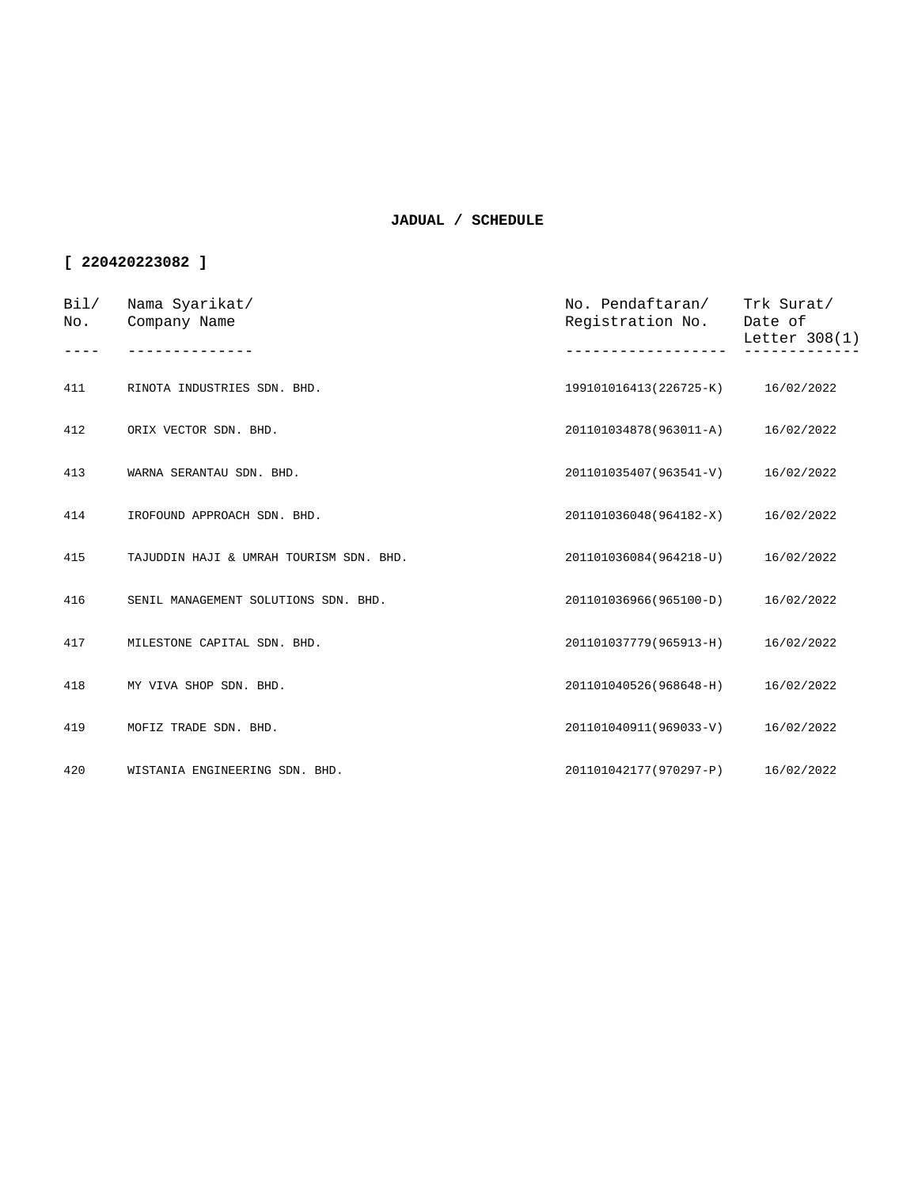**JADUAL / SCHEDULE**

**[ 220420223082 ]**

| Bil/ No. | Nama Syarikat/ Company Name | No. Pendaftaran/ Registration No. | Trk Surat/ Date of Letter 308(1) |
|---|---|---|---|
| 411 | RINOTA INDUSTRIES SDN. BHD. | 199101016413(226725-K) | 16/02/2022 |
| 412 | ORIX VECTOR SDN. BHD. | 201101034878(963011-A) | 16/02/2022 |
| 413 | WARNA SERANTAU SDN. BHD. | 201101035407(963541-V) | 16/02/2022 |
| 414 | IROFOUND APPROACH SDN. BHD. | 201101036048(964182-X) | 16/02/2022 |
| 415 | TAJUDDIN HAJI & UMRAH TOURISM SDN. BHD. | 201101036084(964218-U) | 16/02/2022 |
| 416 | SENIL MANAGEMENT SOLUTIONS SDN. BHD. | 201101036966(965100-D) | 16/02/2022 |
| 417 | MILESTONE CAPITAL SDN. BHD. | 201101037779(965913-H) | 16/02/2022 |
| 418 | MY VIVA SHOP SDN. BHD. | 201101040526(968648-H) | 16/02/2022 |
| 419 | MOFIZ TRADE SDN. BHD. | 201101040911(969033-V) | 16/02/2022 |
| 420 | WISTANIA ENGINEERING SDN. BHD. | 201101042177(970297-P) | 16/02/2022 |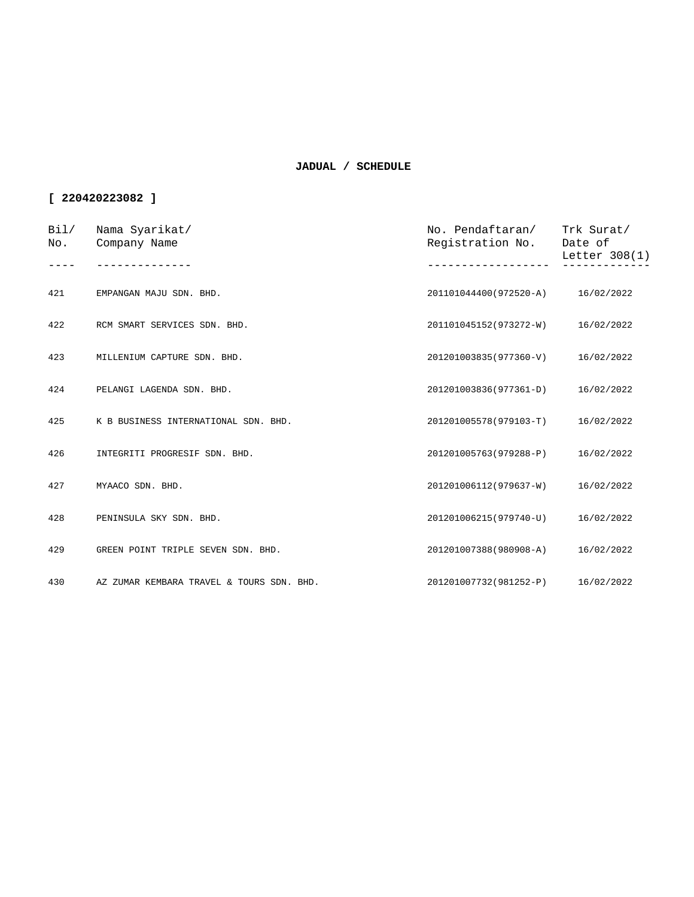**JADUAL / SCHEDULE**

**[ 220420223082 ]**

| Bil/ No. | Nama Syarikat/ Company Name | No. Pendaftaran/ Registration No. | Trk Surat/ Date of Letter 308(1) |
|---|---|---|---|
| 421 | EMPANGAN MAJU SDN. BHD. | 201101044400(972520-A) | 16/02/2022 |
| 422 | RCM SMART SERVICES SDN. BHD. | 201101045152(973272-W) | 16/02/2022 |
| 423 | MILLENIUM CAPTURE SDN. BHD. | 201201003835(977360-V) | 16/02/2022 |
| 424 | PELANGI LAGENDA SDN. BHD. | 201201003836(977361-D) | 16/02/2022 |
| 425 | K B BUSINESS INTERNATIONAL SDN. BHD. | 201201005578(979103-T) | 16/02/2022 |
| 426 | INTEGRITI PROGRESIF SDN. BHD. | 201201005763(979288-P) | 16/02/2022 |
| 427 | MYAACO SDN. BHD. | 201201006112(979637-W) | 16/02/2022 |
| 428 | PENINSULA SKY SDN. BHD. | 201201006215(979740-U) | 16/02/2022 |
| 429 | GREEN POINT TRIPLE SEVEN SDN. BHD. | 201201007388(980908-A) | 16/02/2022 |
| 430 | AZ ZUMAR KEMBARA TRAVEL & TOURS SDN. BHD. | 201201007732(981252-P) | 16/02/2022 |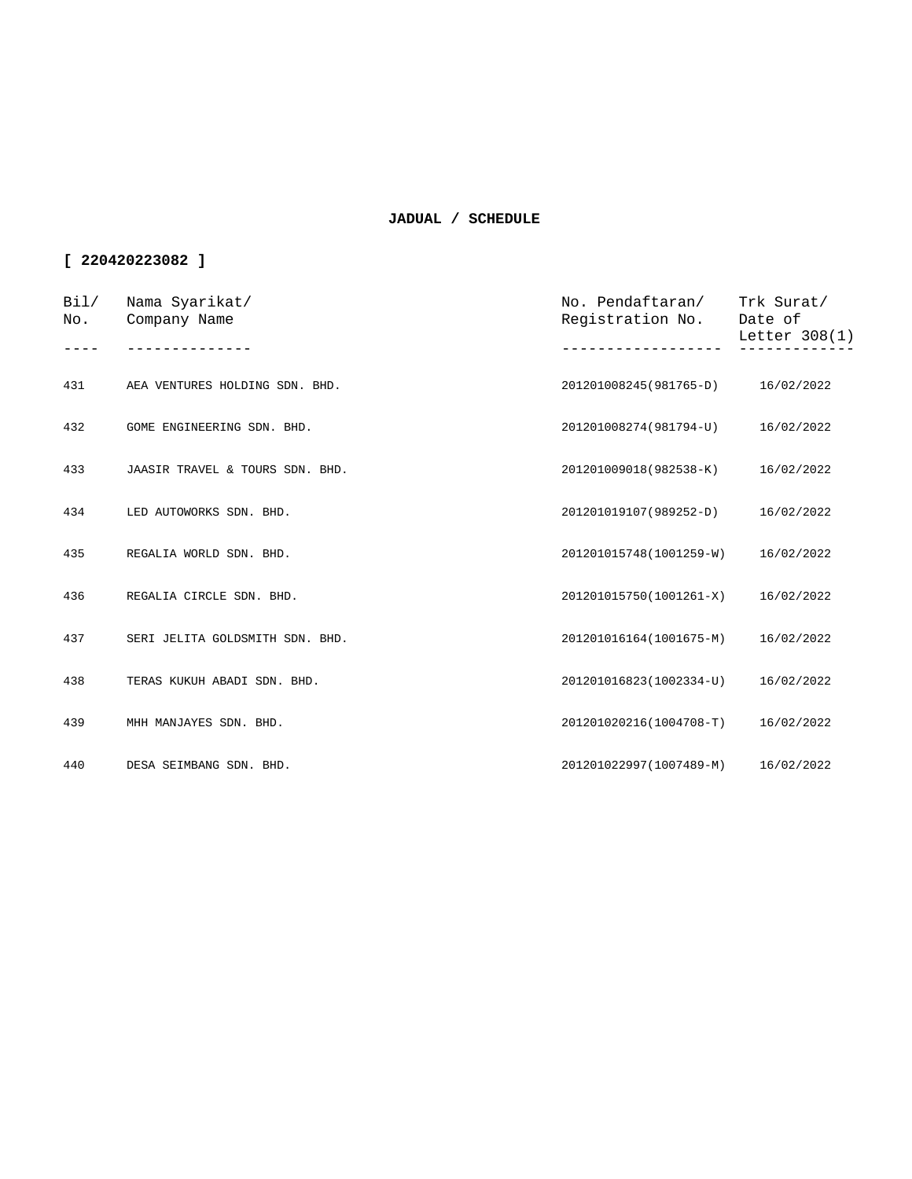**JADUAL / SCHEDULE**

**[ 220420223082 ]**

| Bil/ No. | Nama Syarikat/ Company Name | No. Pendaftaran/ Registration No. | Trk Surat/ Date of Letter 308(1) |
|---|---|---|---|
| 431 | AEA VENTURES HOLDING SDN. BHD. | 201201008245(981765-D) | 16/02/2022 |
| 432 | GOME ENGINEERING SDN. BHD. | 201201008274(981794-U) | 16/02/2022 |
| 433 | JAASIR TRAVEL & TOURS SDN. BHD. | 201201009018(982538-K) | 16/02/2022 |
| 434 | LED AUTOWORKS SDN. BHD. | 201201019107(989252-D) | 16/02/2022 |
| 435 | REGALIA WORLD SDN. BHD. | 201201015748(1001259-W) | 16/02/2022 |
| 436 | REGALIA CIRCLE SDN. BHD. | 201201015750(1001261-X) | 16/02/2022 |
| 437 | SERI JELITA GOLDSMITH SDN. BHD. | 201201016164(1001675-M) | 16/02/2022 |
| 438 | TERAS KUKUH ABADI SDN. BHD. | 201201016823(1002334-U) | 16/02/2022 |
| 439 | MHH MANJAYES SDN. BHD. | 201201020216(1004708-T) | 16/02/2022 |
| 440 | DESA SEIMBANG SDN. BHD. | 201201022997(1007489-M) | 16/02/2022 |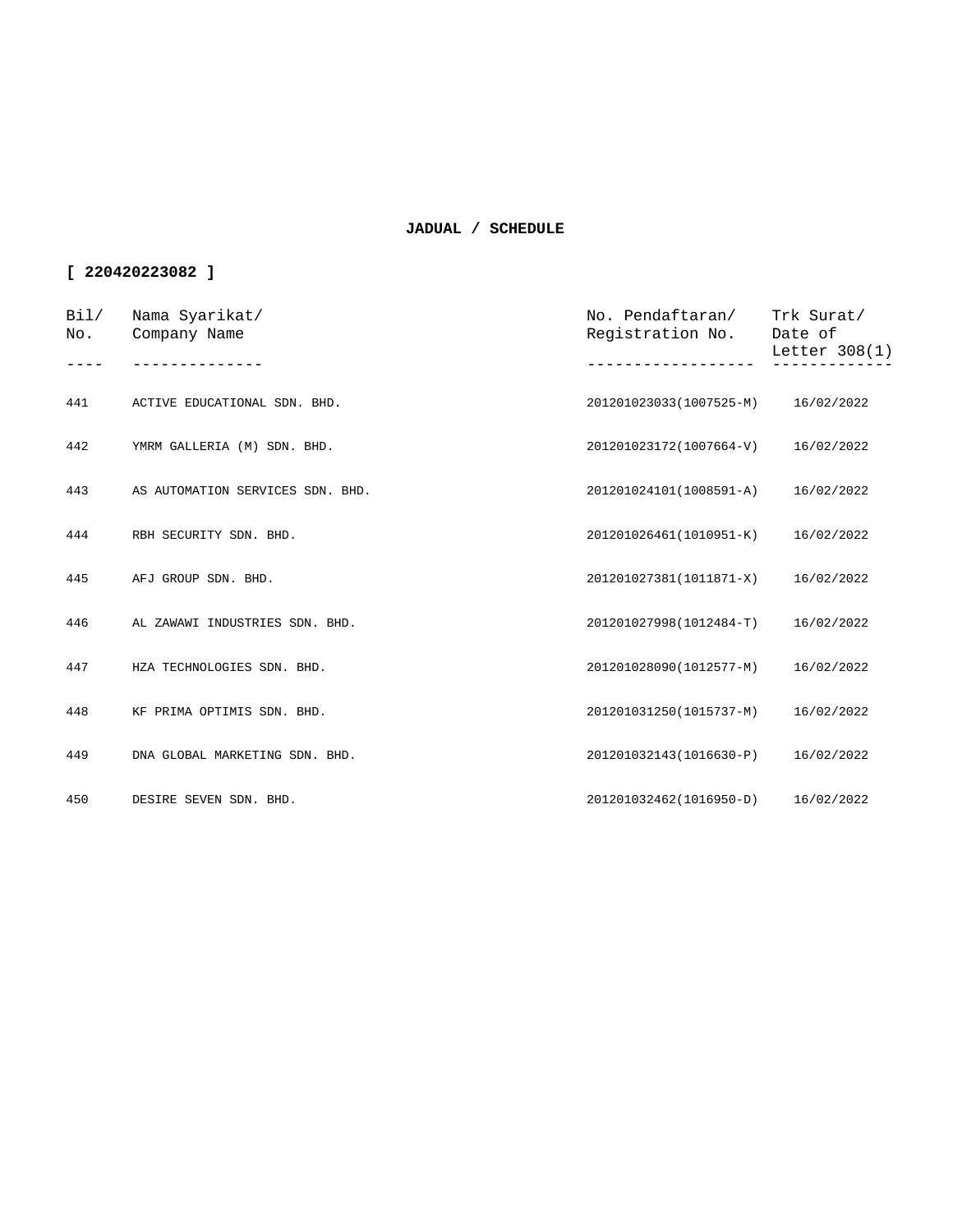**JADUAL / SCHEDULE**

**[ 220420223082 ]**

| Bil/ No. | Nama Syarikat/ Company Name | No. Pendaftaran/ Registration No. | Trk Surat/ Date of Letter 308(1) |
|---|---|---|---|
| 441 | ACTIVE EDUCATIONAL SDN. BHD. | 201201023033(1007525-M) | 16/02/2022 |
| 442 | YMRM GALLERIA (M) SDN. BHD. | 201201023172(1007664-V) | 16/02/2022 |
| 443 | AS AUTOMATION SERVICES SDN. BHD. | 201201024101(1008591-A) | 16/02/2022 |
| 444 | RBH SECURITY SDN. BHD. | 201201026461(1010951-K) | 16/02/2022 |
| 445 | AFJ GROUP SDN. BHD. | 201201027381(1011871-X) | 16/02/2022 |
| 446 | AL ZAWAWI INDUSTRIES SDN. BHD. | 201201027998(1012484-T) | 16/02/2022 |
| 447 | HZA TECHNOLOGIES SDN. BHD. | 201201028090(1012577-M) | 16/02/2022 |
| 448 | KF PRIMA OPTIMIS SDN. BHD. | 201201031250(1015737-M) | 16/02/2022 |
| 449 | DNA GLOBAL MARKETING SDN. BHD. | 201201032143(1016630-P) | 16/02/2022 |
| 450 | DESIRE SEVEN SDN. BHD. | 201201032462(1016950-D) | 16/02/2022 |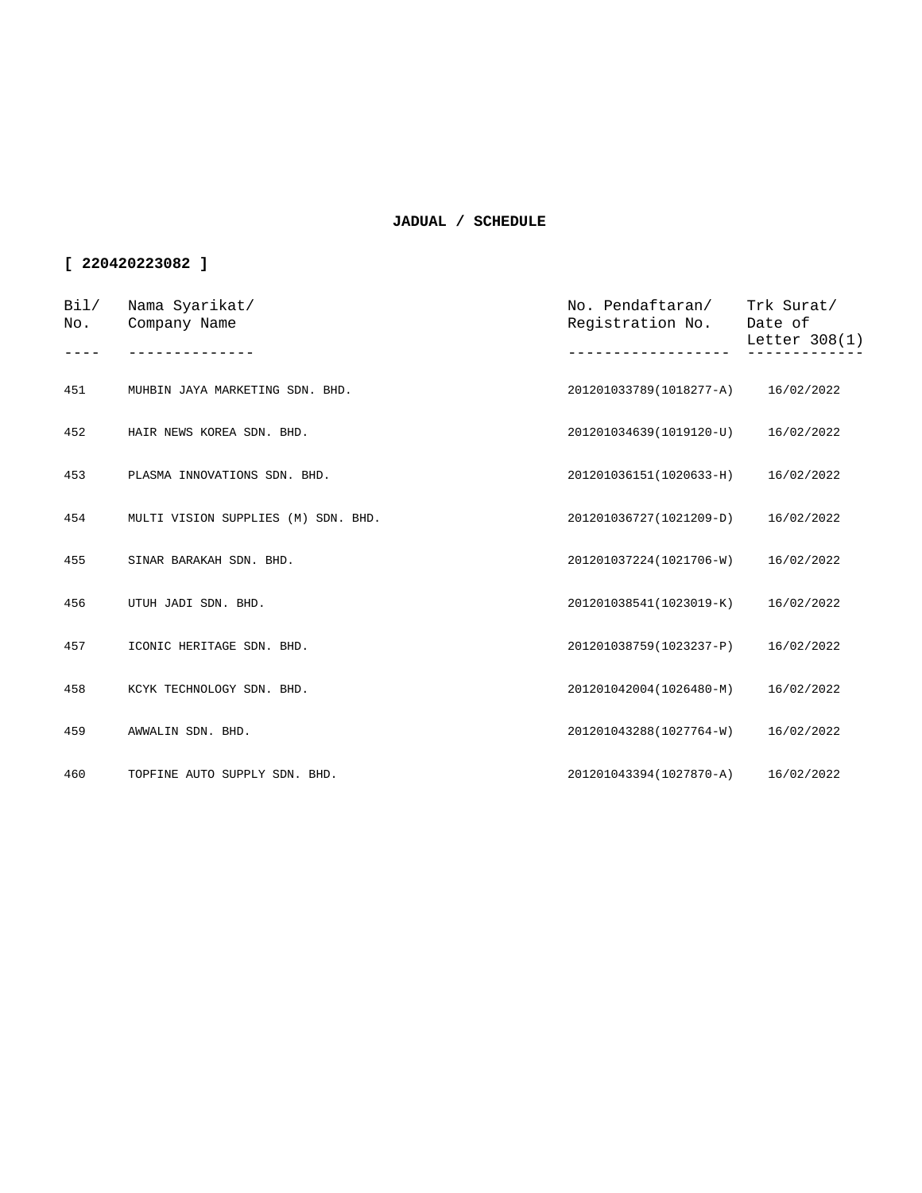**JADUAL / SCHEDULE**

**[ 220420223082 ]**

| Bil/ No. | Nama Syarikat/ Company Name | No. Pendaftaran/ Registration No. | Trk Surat/ Date of Letter 308(1) |
|---|---|---|---|
| 451 | MUHBIN JAYA MARKETING SDN. BHD. | 201201033789(1018277-A) | 16/02/2022 |
| 452 | HAIR NEWS KOREA SDN. BHD. | 201201034639(1019120-U) | 16/02/2022 |
| 453 | PLASMA INNOVATIONS SDN. BHD. | 201201036151(1020633-H) | 16/02/2022 |
| 454 | MULTI VISION SUPPLIES (M) SDN. BHD. | 201201036727(1021209-D) | 16/02/2022 |
| 455 | SINAR BARAKAH SDN. BHD. | 201201037224(1021706-W) | 16/02/2022 |
| 456 | UTUH JADI SDN. BHD. | 201201038541(1023019-K) | 16/02/2022 |
| 457 | ICONIC HERITAGE SDN. BHD. | 201201038759(1023237-P) | 16/02/2022 |
| 458 | KCYK TECHNOLOGY SDN. BHD. | 201201042004(1026480-M) | 16/02/2022 |
| 459 | AWWALIN SDN. BHD. | 201201043288(1027764-W) | 16/02/2022 |
| 460 | TOPFINE AUTO SUPPLY SDN. BHD. | 201201043394(1027870-A) | 16/02/2022 |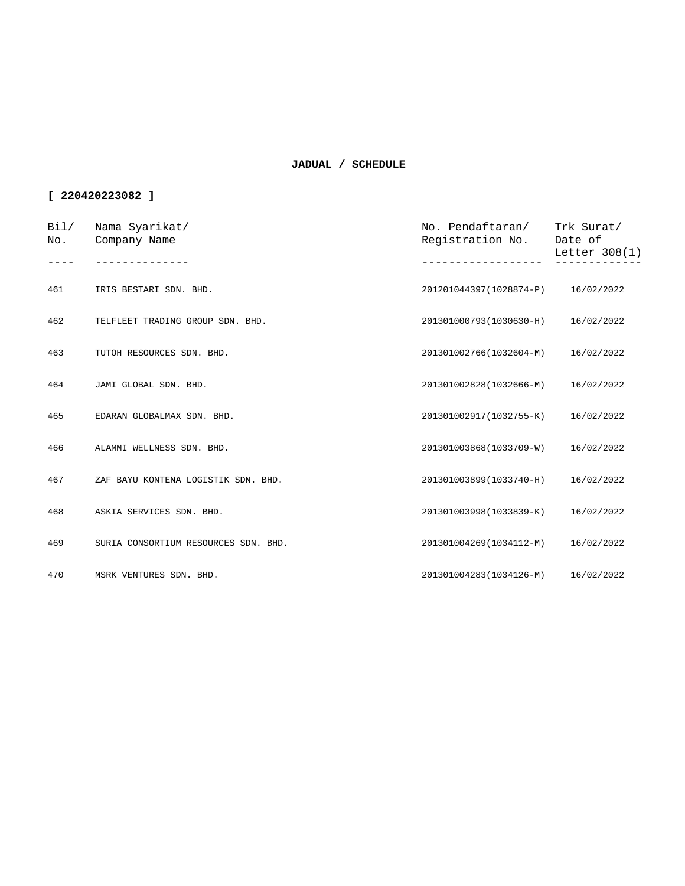**JADUAL / SCHEDULE**

**[ 220420223082 ]**

| Bil/ No. | Nama Syarikat/ Company Name | No. Pendaftaran/ Registration No. | Trk Surat/ Date of Letter 308(1) |
|---|---|---|---|
| 461 | IRIS BESTARI SDN. BHD. | 201201044397(1028874-P) | 16/02/2022 |
| 462 | TELFLEET TRADING GROUP SDN. BHD. | 201301000793(1030630-H) | 16/02/2022 |
| 463 | TUTOH RESOURCES SDN. BHD. | 201301002766(1032604-M) | 16/02/2022 |
| 464 | JAMI GLOBAL SDN. BHD. | 201301002828(1032666-M) | 16/02/2022 |
| 465 | EDARAN GLOBALMAX SDN. BHD. | 201301002917(1032755-K) | 16/02/2022 |
| 466 | ALAMMI WELLNESS SDN. BHD. | 201301003868(1033709-W) | 16/02/2022 |
| 467 | ZAF BAYU KONTENA LOGISTIK SDN. BHD. | 201301003899(1033740-H) | 16/02/2022 |
| 468 | ASKIA SERVICES SDN. BHD. | 201301003998(1033839-K) | 16/02/2022 |
| 469 | SURIA CONSORTIUM RESOURCES SDN. BHD. | 201301004269(1034112-M) | 16/02/2022 |
| 470 | MSRK VENTURES SDN. BHD. | 201301004283(1034126-M) | 16/02/2022 |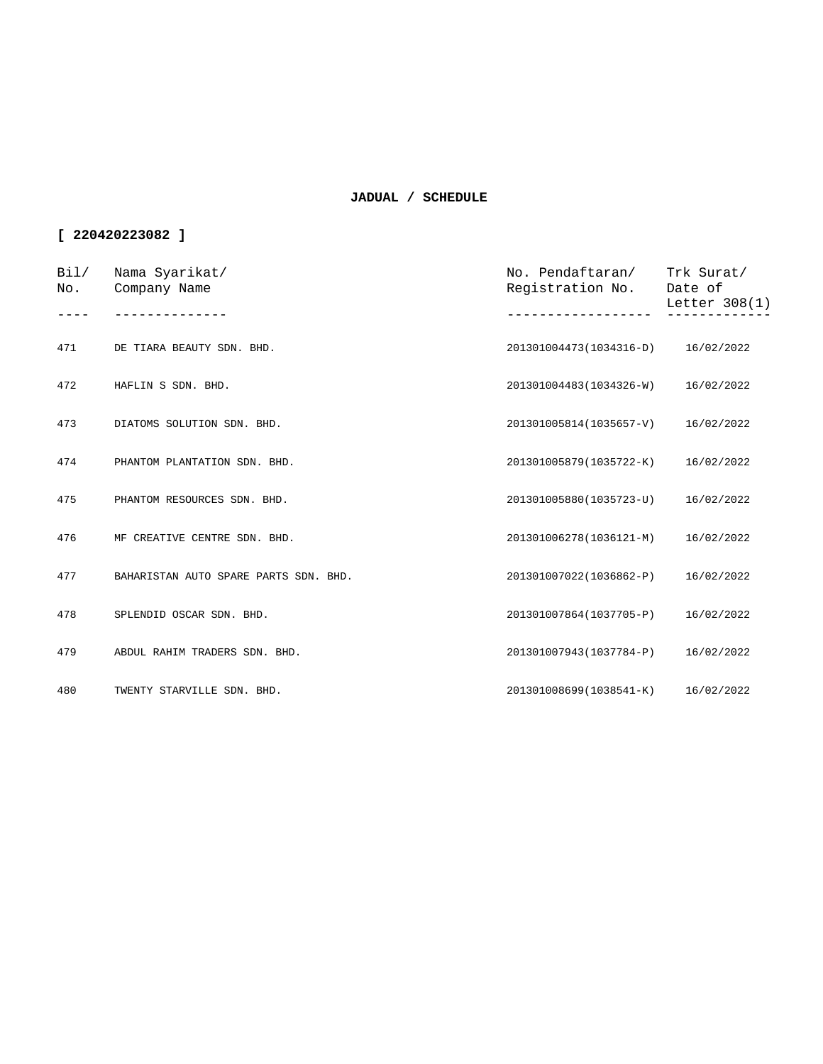**JADUAL / SCHEDULE**

**[ 220420223082 ]**

| Bil/ No. | Nama Syarikat/ Company Name | No. Pendaftaran/ Registration No. | Trk Surat/ Date of Letter 308(1) |
|---|---|---|---|
| 471 | DE TIARA BEAUTY SDN. BHD. | 201301004473(1034316-D) | 16/02/2022 |
| 472 | HAFLIN S SDN. BHD. | 201301004483(1034326-W) | 16/02/2022 |
| 473 | DIATOMS SOLUTION SDN. BHD. | 201301005814(1035657-V) | 16/02/2022 |
| 474 | PHANTOM PLANTATION SDN. BHD. | 201301005879(1035722-K) | 16/02/2022 |
| 475 | PHANTOM RESOURCES SDN. BHD. | 201301005880(1035723-U) | 16/02/2022 |
| 476 | MF CREATIVE CENTRE SDN. BHD. | 201301006278(1036121-M) | 16/02/2022 |
| 477 | BAHARISTAN AUTO SPARE PARTS SDN. BHD. | 201301007022(1036862-P) | 16/02/2022 |
| 478 | SPLENDID OSCAR SDN. BHD. | 201301007864(1037705-P) | 16/02/2022 |
| 479 | ABDUL RAHIM TRADERS SDN. BHD. | 201301007943(1037784-P) | 16/02/2022 |
| 480 | TWENTY STARVILLE SDN. BHD. | 201301008699(1038541-K) | 16/02/2022 |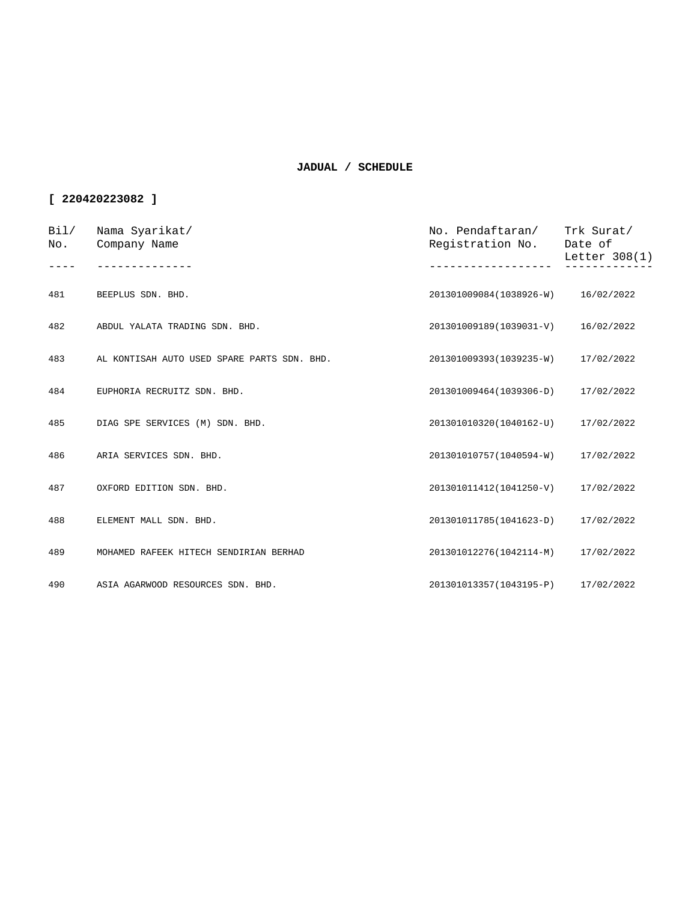**JADUAL / SCHEDULE**

**[ 220420223082 ]**

| Bil/ No. | Nama Syarikat/ Company Name | No. Pendaftaran/ Registration No. | Trk Surat/ Date of Letter 308(1) |
|---|---|---|---|
| 481 | BEEPLUS SDN. BHD. | 201301009084(1038926-W) | 16/02/2022 |
| 482 | ABDUL YALATA TRADING SDN. BHD. | 201301009189(1039031-V) | 16/02/2022 |
| 483 | AL KONTISAH AUTO USED SPARE PARTS SDN. BHD. | 201301009393(1039235-W) | 17/02/2022 |
| 484 | EUPHORIA RECRUITZ SDN. BHD. | 201301009464(1039306-D) | 17/02/2022 |
| 485 | DIAG SPE SERVICES (M) SDN. BHD. | 201301010320(1040162-U) | 17/02/2022 |
| 486 | ARIA SERVICES SDN. BHD. | 201301010757(1040594-W) | 17/02/2022 |
| 487 | OXFORD EDITION SDN. BHD. | 201301011412(1041250-V) | 17/02/2022 |
| 488 | ELEMENT MALL SDN. BHD. | 201301011785(1041623-D) | 17/02/2022 |
| 489 | MOHAMED RAFEEK HITECH SENDIRIAN BERHAD | 201301012276(1042114-M) | 17/02/2022 |
| 490 | ASIA AGARWOOD RESOURCES SDN. BHD. | 201301013357(1043195-P) | 17/02/2022 |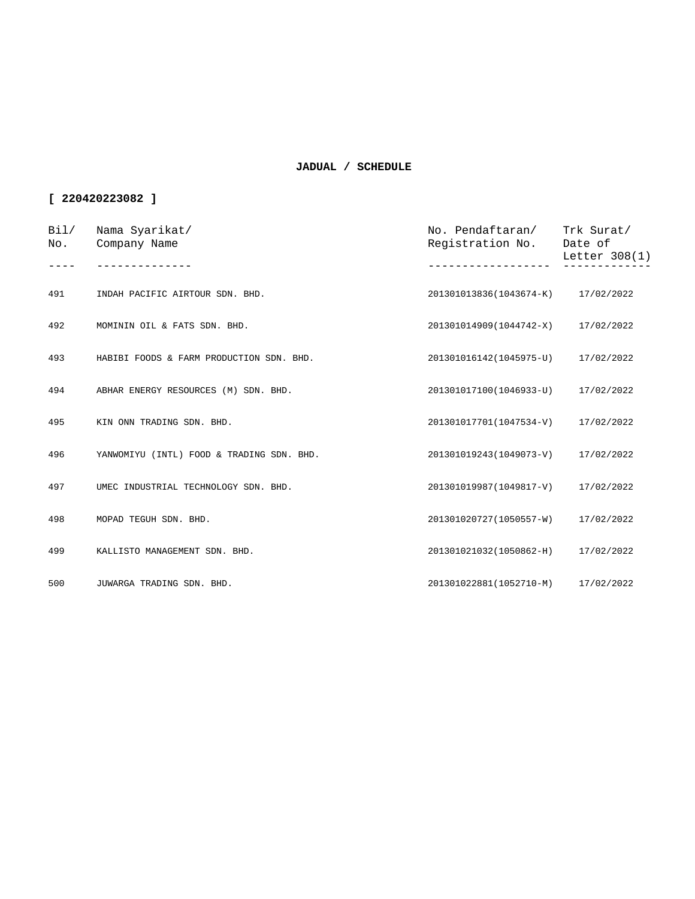**JADUAL / SCHEDULE**

**[ 220420223082 ]**

| Bil/ No. | Nama Syarikat/ Company Name | No. Pendaftaran/ Registration No. | Trk Surat/ Date of Letter 308(1) |
|---|---|---|---|
| 491 | INDAH PACIFIC AIRTOUR SDN. BHD. | 201301013836(1043674-K) | 17/02/2022 |
| 492 | MOMININ OIL & FATS SDN. BHD. | 201301014909(1044742-X) | 17/02/2022 |
| 493 | HABIBI FOODS & FARM PRODUCTION SDN. BHD. | 201301016142(1045975-U) | 17/02/2022 |
| 494 | ABHAR ENERGY RESOURCES (M) SDN. BHD. | 201301017100(1046933-U) | 17/02/2022 |
| 495 | KIN ONN TRADING SDN. BHD. | 201301017701(1047534-V) | 17/02/2022 |
| 496 | YANWOMIYU (INTL) FOOD & TRADING SDN. BHD. | 201301019243(1049073-V) | 17/02/2022 |
| 497 | UMEC INDUSTRIAL TECHNOLOGY SDN. BHD. | 201301019987(1049817-V) | 17/02/2022 |
| 498 | MOPAD TEGUH SDN. BHD. | 201301020727(1050557-W) | 17/02/2022 |
| 499 | KALLISTO MANAGEMENT SDN. BHD. | 201301021032(1050862-H) | 17/02/2022 |
| 500 | JUWARGA TRADING SDN. BHD. | 201301022881(1052710-M) | 17/02/2022 |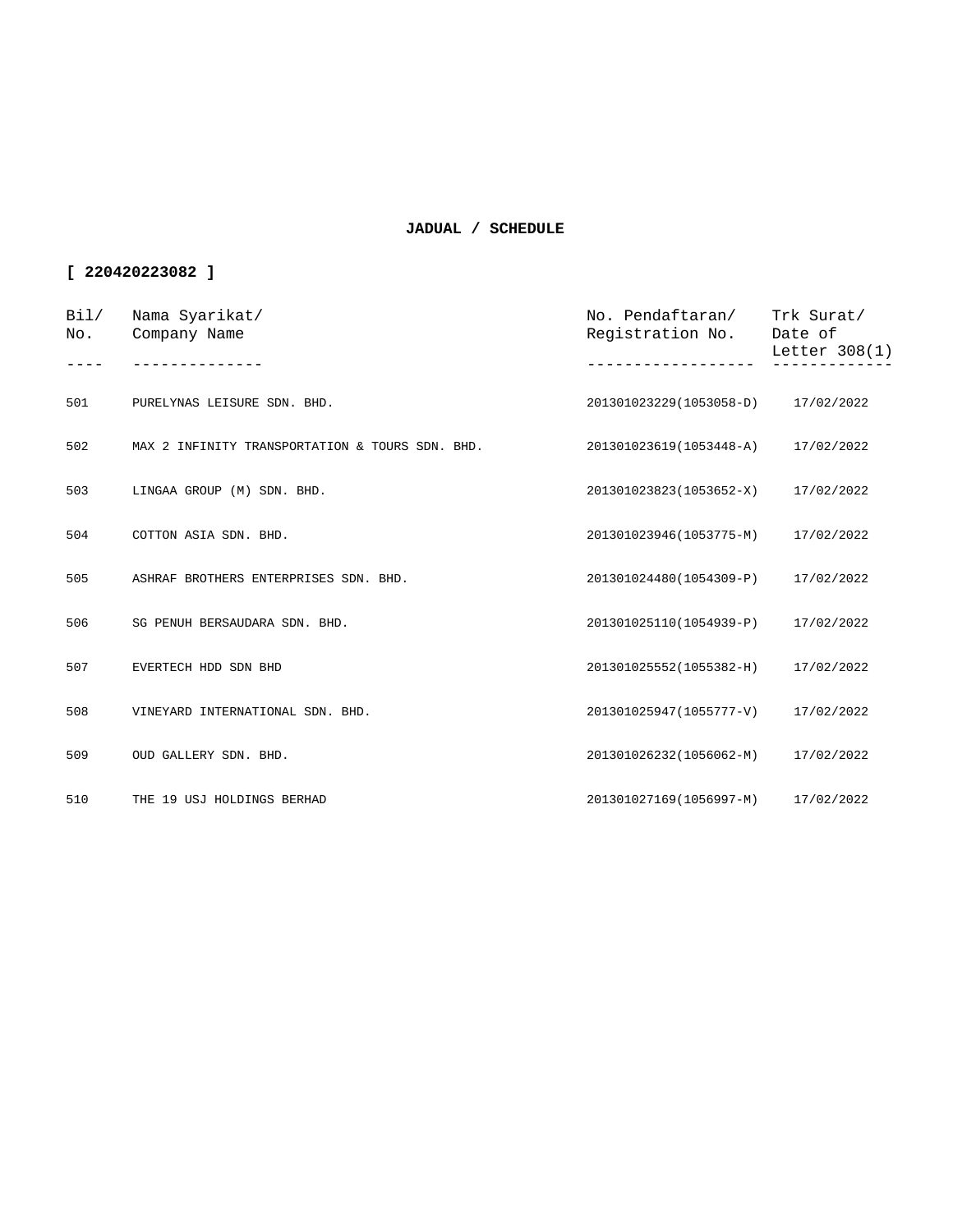**JADUAL / SCHEDULE**

**[ 220420223082 ]**

| Bil/ No. | Nama Syarikat/ Company Name | No. Pendaftaran/ Registration No. | Trk Surat/ Date of Letter 308(1) |
|---|---|---|---|
| 501 | PURELYNAS LEISURE SDN. BHD. | 201301023229(1053058-D) | 17/02/2022 |
| 502 | MAX 2 INFINITY TRANSPORTATION & TOURS SDN. BHD. | 201301023619(1053448-A) | 17/02/2022 |
| 503 | LINGAA GROUP (M) SDN. BHD. | 201301023823(1053652-X) | 17/02/2022 |
| 504 | COTTON ASIA SDN. BHD. | 201301023946(1053775-M) | 17/02/2022 |
| 505 | ASHRAF BROTHERS ENTERPRISES SDN. BHD. | 201301024480(1054309-P) | 17/02/2022 |
| 506 | SG PENUH BERSAUDARA SDN. BHD. | 201301025110(1054939-P) | 17/02/2022 |
| 507 | EVERTECH HDD SDN BHD | 201301025552(1055382-H) | 17/02/2022 |
| 508 | VINEYARD INTERNATIONAL SDN. BHD. | 201301025947(1055777-V) | 17/02/2022 |
| 509 | OUD GALLERY SDN. BHD. | 201301026232(1056062-M) | 17/02/2022 |
| 510 | THE 19 USJ HOLDINGS BERHAD | 201301027169(1056997-M) | 17/02/2022 |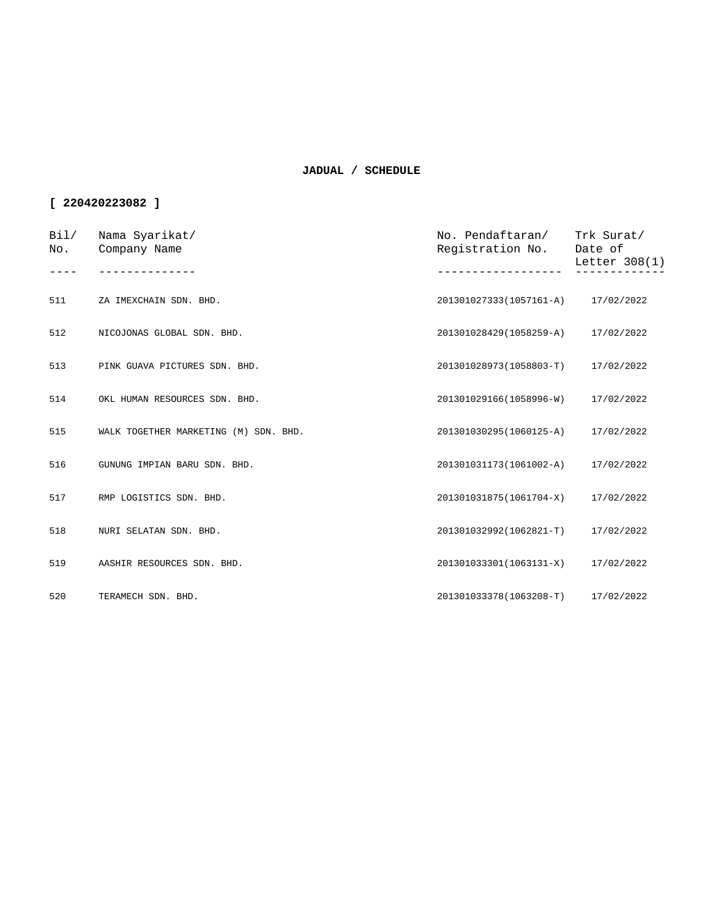**JADUAL / SCHEDULE**

**[ 220420223082 ]**

| Bil/ No. | Nama Syarikat/ Company Name | No. Pendaftaran/ Registration No. | Trk Surat/ Date of Letter 308(1) |
|---|---|---|---|
| 511 | ZA IMEXCHAIN SDN. BHD. | 201301027333(1057161-A) | 17/02/2022 |
| 512 | NICOJONAS GLOBAL SDN. BHD. | 201301028429(1058259-A) | 17/02/2022 |
| 513 | PINK GUAVA PICTURES SDN. BHD. | 201301028973(1058803-T) | 17/02/2022 |
| 514 | OKL HUMAN RESOURCES SDN. BHD. | 201301029166(1058996-W) | 17/02/2022 |
| 515 | WALK TOGETHER MARKETING (M) SDN. BHD. | 201301030295(1060125-A) | 17/02/2022 |
| 516 | GUNUNG IMPIAN BARU SDN. BHD. | 201301031173(1061002-A) | 17/02/2022 |
| 517 | RMP LOGISTICS SDN. BHD. | 201301031875(1061704-X) | 17/02/2022 |
| 518 | NURI SELATAN SDN. BHD. | 201301032992(1062821-T) | 17/02/2022 |
| 519 | AASHIR RESOURCES SDN. BHD. | 201301033301(1063131-X) | 17/02/2022 |
| 520 | TERAMECH SDN. BHD. | 201301033378(1063208-T) | 17/02/2022 |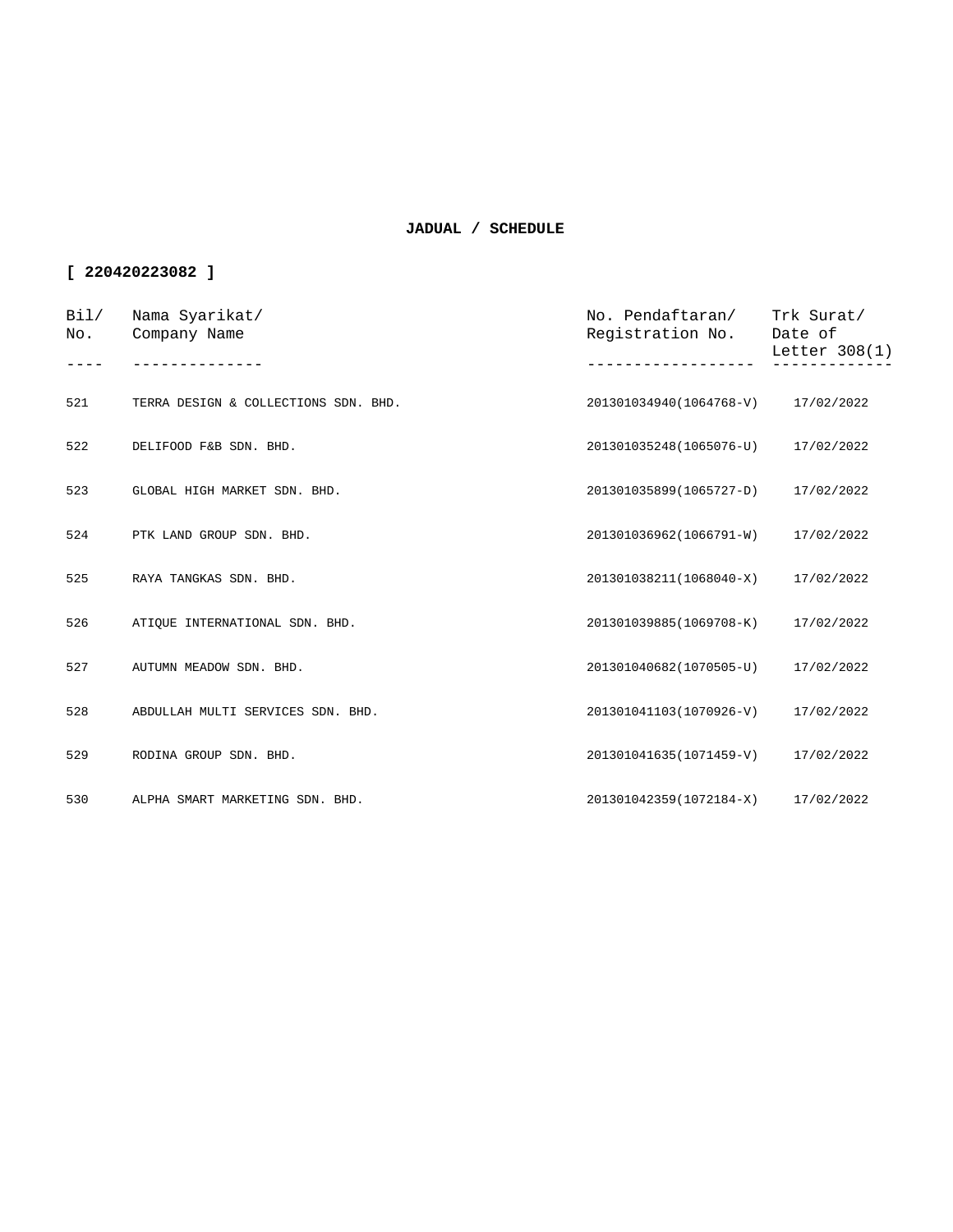**JADUAL / SCHEDULE**

**[ 220420223082 ]**

| Bil/ No. | Nama Syarikat/ Company Name | No. Pendaftaran/ Registration No. | Trk Surat/ Date of Letter 308(1) |
|---|---|---|---|
| 521 | TERRA DESIGN & COLLECTIONS SDN. BHD. | 201301034940(1064768-V) | 17/02/2022 |
| 522 | DELIFOOD F&B SDN. BHD. | 201301035248(1065076-U) | 17/02/2022 |
| 523 | GLOBAL HIGH MARKET SDN. BHD. | 201301035899(1065727-D) | 17/02/2022 |
| 524 | PTK LAND GROUP SDN. BHD. | 201301036962(1066791-W) | 17/02/2022 |
| 525 | RAYA TANGKAS SDN. BHD. | 201301038211(1068040-X) | 17/02/2022 |
| 526 | ATIQUE INTERNATIONAL SDN. BHD. | 201301039885(1069708-K) | 17/02/2022 |
| 527 | AUTUMN MEADOW SDN. BHD. | 201301040682(1070505-U) | 17/02/2022 |
| 528 | ABDULLAH MULTI SERVICES SDN. BHD. | 201301041103(1070926-V) | 17/02/2022 |
| 529 | RODINA GROUP SDN. BHD. | 201301041635(1071459-V) | 17/02/2022 |
| 530 | ALPHA SMART MARKETING SDN. BHD. | 201301042359(1072184-X) | 17/02/2022 |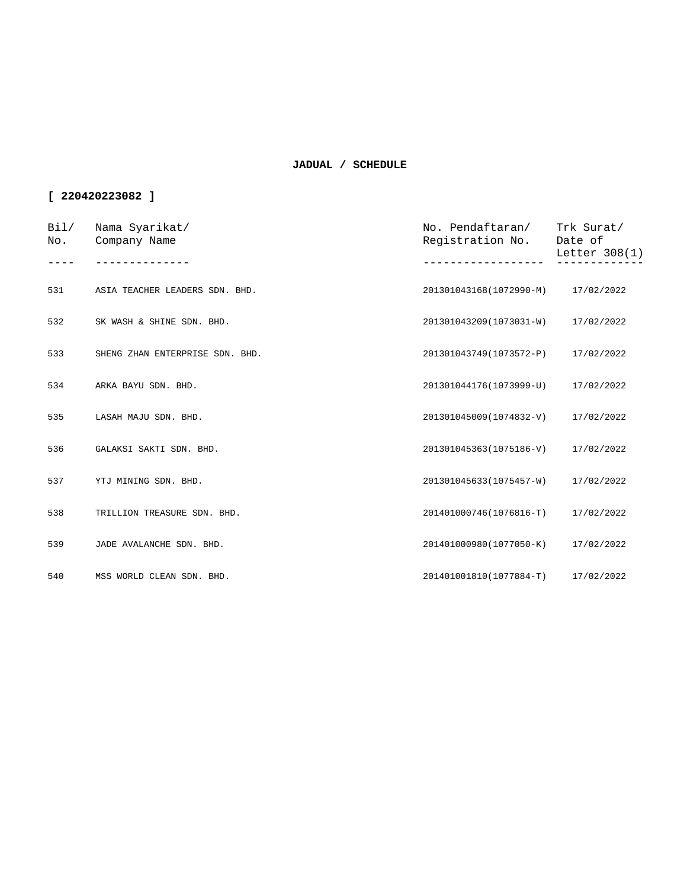**JADUAL / SCHEDULE**

**[ 220420223082 ]**

| Bil/ No. | Nama Syarikat/ Company Name | No. Pendaftaran/ Registration No. | Trk Surat/ Date of Letter 308(1) |
|---|---|---|---|
| 531 | ASIA TEACHER LEADERS SDN. BHD. | 201301043168(1072990-M) | 17/02/2022 |
| 532 | SK WASH & SHINE SDN. BHD. | 201301043209(1073031-W) | 17/02/2022 |
| 533 | SHENG ZHAN ENTERPRISE SDN. BHD. | 201301043749(1073572-P) | 17/02/2022 |
| 534 | ARKA BAYU SDN. BHD. | 201301044176(1073999-U) | 17/02/2022 |
| 535 | LASAH MAJU SDN. BHD. | 201301045009(1074832-V) | 17/02/2022 |
| 536 | GALAKSI SAKTI SDN. BHD. | 201301045363(1075186-V) | 17/02/2022 |
| 537 | YTJ MINING SDN. BHD. | 201301045633(1075457-W) | 17/02/2022 |
| 538 | TRILLION TREASURE SDN. BHD. | 201401000746(1076816-T) | 17/02/2022 |
| 539 | JADE AVALANCHE SDN. BHD. | 201401000980(1077050-K) | 17/02/2022 |
| 540 | MSS WORLD CLEAN SDN. BHD. | 201401001810(1077884-T) | 17/02/2022 |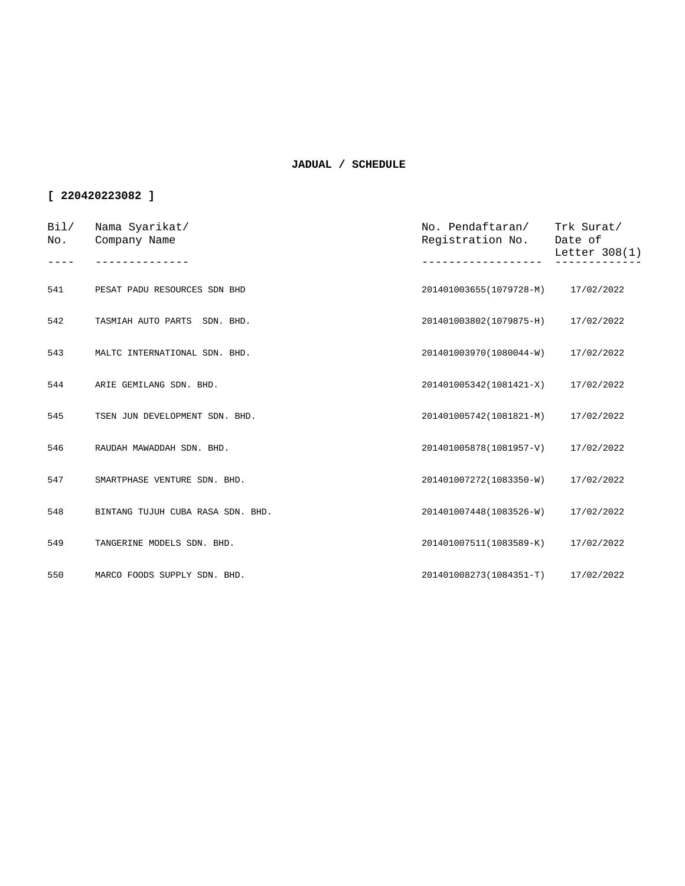**JADUAL / SCHEDULE**

**[ 220420223082 ]**

| Bil/ No. | Nama Syarikat/ Company Name | No. Pendaftaran/ Registration No. | Trk Surat/ Date of Letter 308(1) |
|---|---|---|---|
| 541 | PESAT PADU RESOURCES SDN BHD | 201401003655(1079728-M) | 17/02/2022 |
| 542 | TASMIAH AUTO PARTS SDN. BHD. | 201401003802(1079875-H) | 17/02/2022 |
| 543 | MALTC INTERNATIONAL SDN. BHD. | 201401003970(1080044-W) | 17/02/2022 |
| 544 | ARIE GEMILANG SDN. BHD. | 201401005342(1081421-X) | 17/02/2022 |
| 545 | TSEN JUN DEVELOPMENT SDN. BHD. | 201401005742(1081821-M) | 17/02/2022 |
| 546 | RAUDAH MAWADDAH SDN. BHD. | 201401005878(1081957-V) | 17/02/2022 |
| 547 | SMARTPHASE VENTURE SDN. BHD. | 201401007272(1083350-W) | 17/02/2022 |
| 548 | BINTANG TUJUH CUBA RASA SDN. BHD. | 201401007448(1083526-W) | 17/02/2022 |
| 549 | TANGERINE MODELS SDN. BHD. | 201401007511(1083589-K) | 17/02/2022 |
| 550 | MARCO FOODS SUPPLY SDN. BHD. | 201401008273(1084351-T) | 17/02/2022 |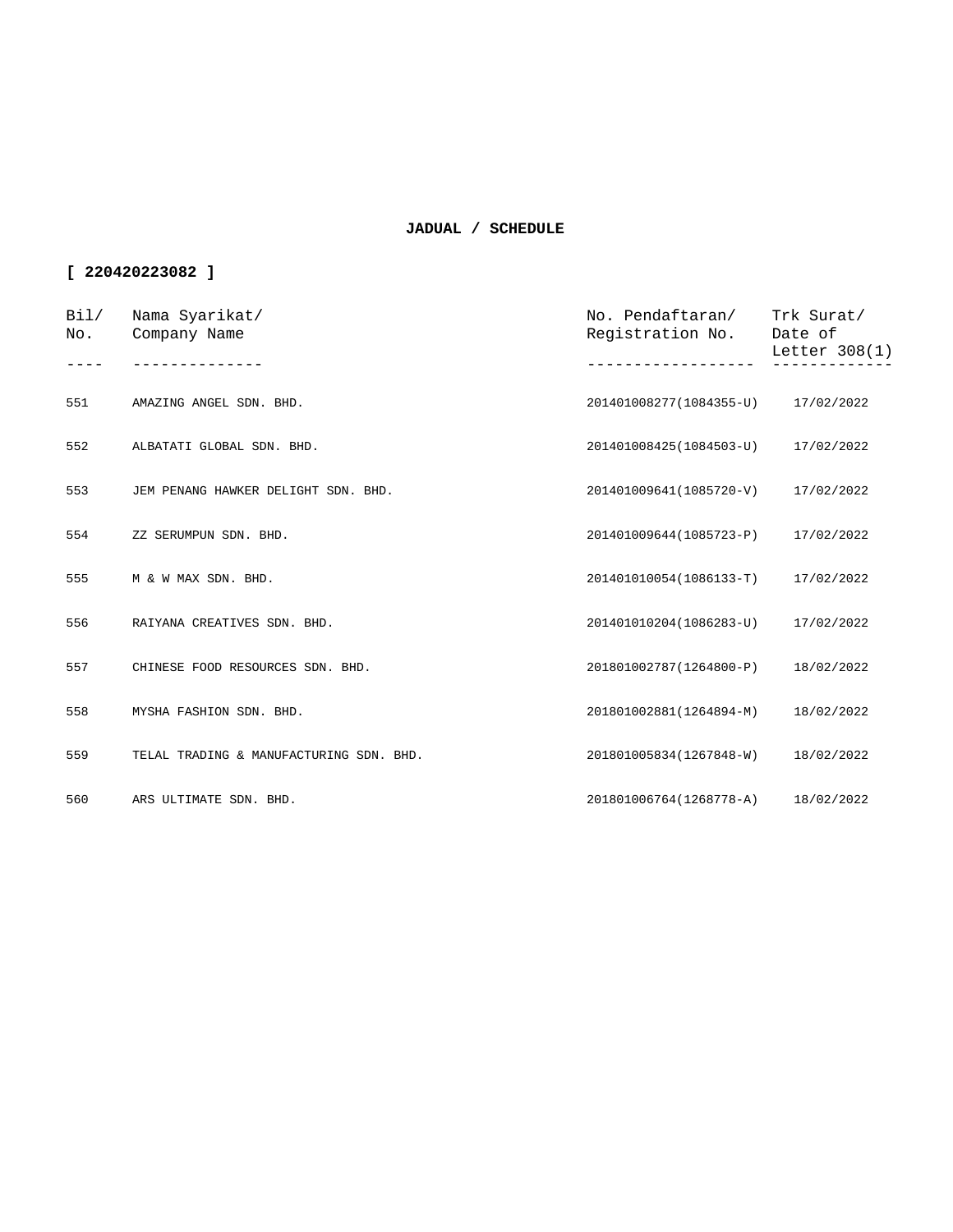**JADUAL / SCHEDULE**

**[ 220420223082 ]**

| Bil/ No. | Nama Syarikat/ Company Name | No. Pendaftaran/ Registration No. | Trk Surat/ Date of Letter 308(1) |
|---|---|---|---|
| 551 | AMAZING ANGEL SDN. BHD. | 201401008277(1084355-U) | 17/02/2022 |
| 552 | ALBATATI GLOBAL SDN. BHD. | 201401008425(1084503-U) | 17/02/2022 |
| 553 | JEM PENANG HAWKER DELIGHT SDN. BHD. | 201401009641(1085720-V) | 17/02/2022 |
| 554 | ZZ SERUMPUN SDN. BHD. | 201401009644(1085723-P) | 17/02/2022 |
| 555 | M & W MAX SDN. BHD. | 201401010054(1086133-T) | 17/02/2022 |
| 556 | RAIYANA CREATIVES SDN. BHD. | 201401010204(1086283-U) | 17/02/2022 |
| 557 | CHINESE FOOD RESOURCES SDN. BHD. | 201801002787(1264800-P) | 18/02/2022 |
| 558 | MYSHA FASHION SDN. BHD. | 201801002881(1264894-M) | 18/02/2022 |
| 559 | TELAL TRADING & MANUFACTURING SDN. BHD. | 201801005834(1267848-W) | 18/02/2022 |
| 560 | ARS ULTIMATE SDN. BHD. | 201801006764(1268778-A) | 18/02/2022 |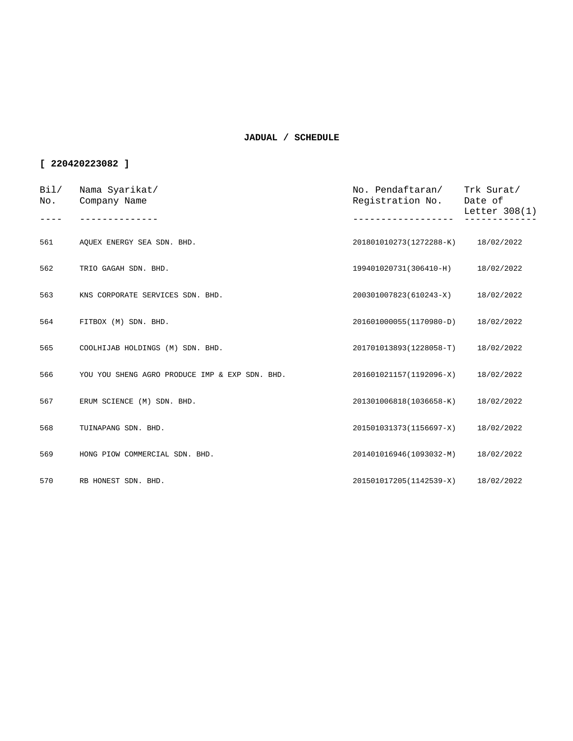**JADUAL / SCHEDULE**

**[ 220420223082 ]**

| Bil/ No. | Nama Syarikat/ Company Name | No. Pendaftaran/ Registration No. | Trk Surat/ Date of Letter 308(1) |
|---|---|---|---|
| 561 | AQUEX ENERGY SEA SDN. BHD. | 201801010273(1272288-K) | 18/02/2022 |
| 562 | TRIO GAGAH SDN. BHD. | 199401020731(306410-H) | 18/02/2022 |
| 563 | KNS CORPORATE SERVICES SDN. BHD. | 200301007823(610243-X) | 18/02/2022 |
| 564 | FITBOX (M) SDN. BHD. | 201601000055(1170980-D) | 18/02/2022 |
| 565 | COOLHIJAB HOLDINGS (M) SDN. BHD. | 201701013893(1228058-T) | 18/02/2022 |
| 566 | YOU YOU SHENG AGRO PRODUCE IMP & EXP SDN. BHD. | 201601021157(1192096-X) | 18/02/2022 |
| 567 | ERUM SCIENCE (M) SDN. BHD. | 201301006818(1036658-K) | 18/02/2022 |
| 568 | TUINAPANG SDN. BHD. | 201501031373(1156697-X) | 18/02/2022 |
| 569 | HONG PIOW COMMERCIAL SDN. BHD. | 201401016946(1093032-M) | 18/02/2022 |
| 570 | RB HONEST SDN. BHD. | 201501017205(1142539-X) | 18/02/2022 |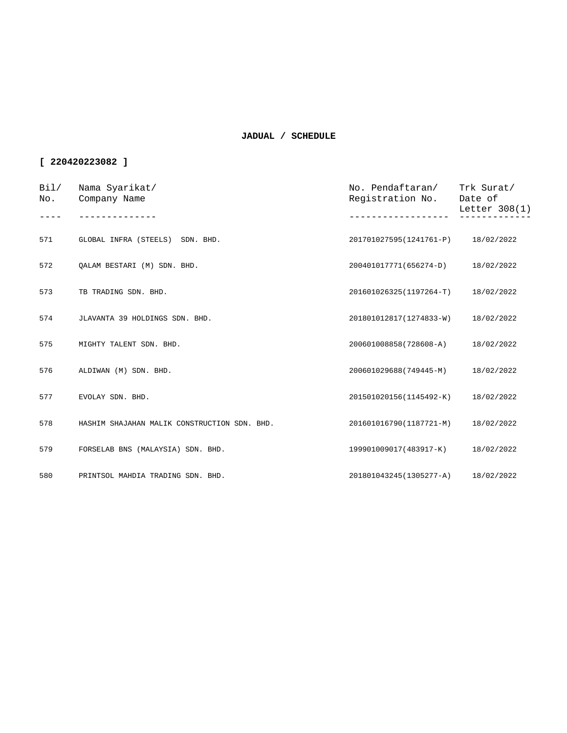**JADUAL / SCHEDULE**

**[ 220420223082 ]**

| Bil/ No. | Nama Syarikat/ Company Name | No. Pendaftaran/ Registration No. | Trk Surat/ Date of Letter 308(1) |
|---|---|---|---|
| 571 | GLOBAL INFRA (STEELS)  SDN. BHD. | 201701027595(1241761-P) | 18/02/2022 |
| 572 | QALAM BESTARI (M) SDN. BHD. | 200401017771(656274-D) | 18/02/2022 |
| 573 | TB TRADING SDN. BHD. | 201601026325(1197264-T) | 18/02/2022 |
| 574 | JLAVANTA 39 HOLDINGS SDN. BHD. | 201801012817(1274833-W) | 18/02/2022 |
| 575 | MIGHTY TALENT SDN. BHD. | 200601008858(728608-A) | 18/02/2022 |
| 576 | ALDIWAN (M) SDN. BHD. | 200601029688(749445-M) | 18/02/2022 |
| 577 | EVOLAY SDN. BHD. | 201501020156(1145492-K) | 18/02/2022 |
| 578 | HASHIM SHAJAHAN MALIK CONSTRUCTION SDN. BHD. | 201601016790(1187721-M) | 18/02/2022 |
| 579 | FORSELAB BNS (MALAYSIA) SDN. BHD. | 199901009017(483917-K) | 18/02/2022 |
| 580 | PRINTSOL MAHDIA TRADING SDN. BHD. | 201801043245(1305277-A) | 18/02/2022 |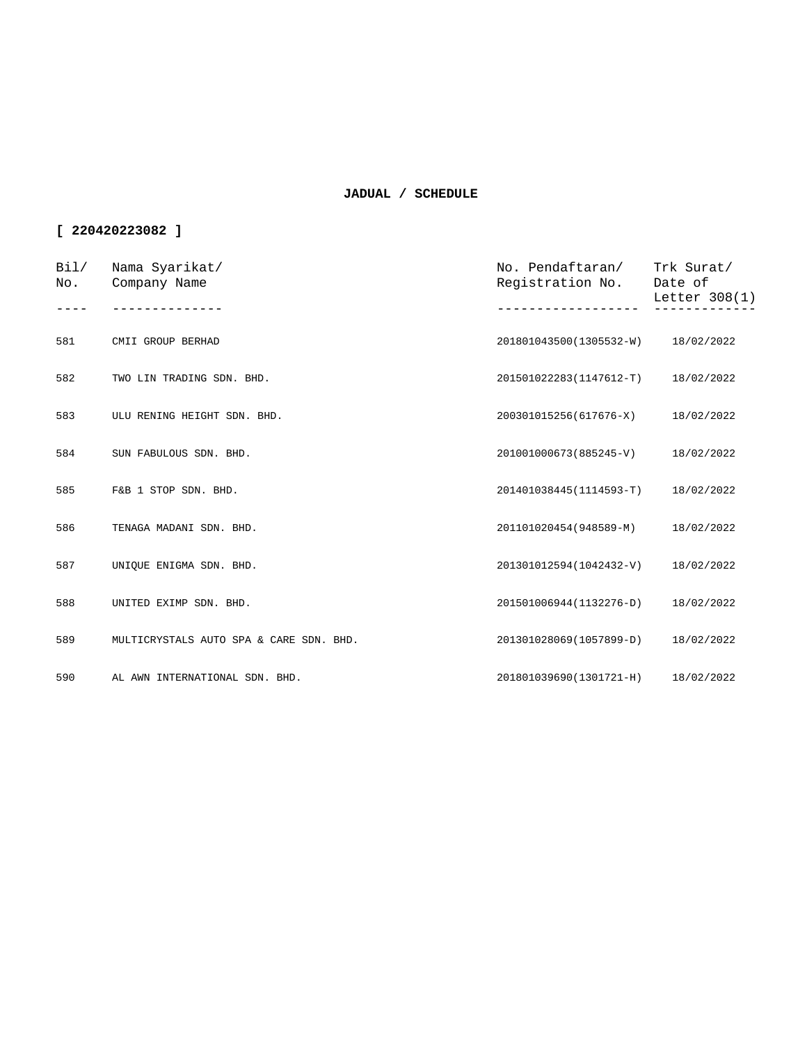**JADUAL / SCHEDULE**

**[ 220420223082 ]**

| Bil/ No. | Nama Syarikat/ Company Name | No. Pendaftaran/ Registration No. | Trk Surat/ Date of Letter 308(1) |
|---|---|---|---|
| 581 | CMII GROUP BERHAD | 201801043500(1305532-W) | 18/02/2022 |
| 582 | TWO LIN TRADING SDN. BHD. | 201501022283(1147612-T) | 18/02/2022 |
| 583 | ULU RENING HEIGHT SDN. BHD. | 200301015256(617676-X) | 18/02/2022 |
| 584 | SUN FABULOUS SDN. BHD. | 201001000673(885245-V) | 18/02/2022 |
| 585 | F&B 1 STOP SDN. BHD. | 201401038445(1114593-T) | 18/02/2022 |
| 586 | TENAGA MADANI SDN. BHD. | 201101020454(948589-M) | 18/02/2022 |
| 587 | UNIQUE ENIGMA SDN. BHD. | 201301012594(1042432-V) | 18/02/2022 |
| 588 | UNITED EXIMP SDN. BHD. | 201501006944(1132276-D) | 18/02/2022 |
| 589 | MULTICRYSTALS AUTO SPA & CARE SDN. BHD. | 201301028069(1057899-D) | 18/02/2022 |
| 590 | AL AWN INTERNATIONAL SDN. BHD. | 201801039690(1301721-H) | 18/02/2022 |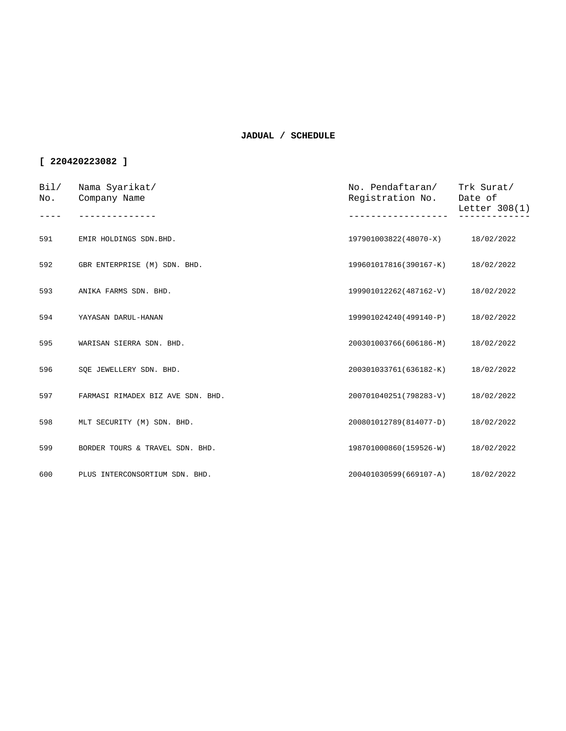**JADUAL / SCHEDULE**

**[ 220420223082 ]**

| Bil/ No. | Nama Syarikat/ Company Name | No. Pendaftaran/ Registration No. | Trk Surat/ Date of Letter 308(1) |
|---|---|---|---|
| 591 | EMIR HOLDINGS SDN.BHD. | 197901003822(48070-X) | 18/02/2022 |
| 592 | GBR ENTERPRISE (M) SDN. BHD. | 199601017816(390167-K) | 18/02/2022 |
| 593 | ANIKA FARMS SDN. BHD. | 199901012262(487162-V) | 18/02/2022 |
| 594 | YAYASAN DARUL-HANAN | 199901024240(499140-P) | 18/02/2022 |
| 595 | WARISAN SIERRA SDN. BHD. | 200301003766(606186-M) | 18/02/2022 |
| 596 | SQE JEWELLERY SDN. BHD. | 200301033761(636182-K) | 18/02/2022 |
| 597 | FARMASI RIMADEX BIZ AVE SDN. BHD. | 200701040251(798283-V) | 18/02/2022 |
| 598 | MLT SECURITY (M) SDN. BHD. | 200801012789(814077-D) | 18/02/2022 |
| 599 | BORDER TOURS & TRAVEL SDN. BHD. | 198701000860(159526-W) | 18/02/2022 |
| 600 | PLUS INTERCONSORTIUM SDN. BHD. | 200401030599(669107-A) | 18/02/2022 |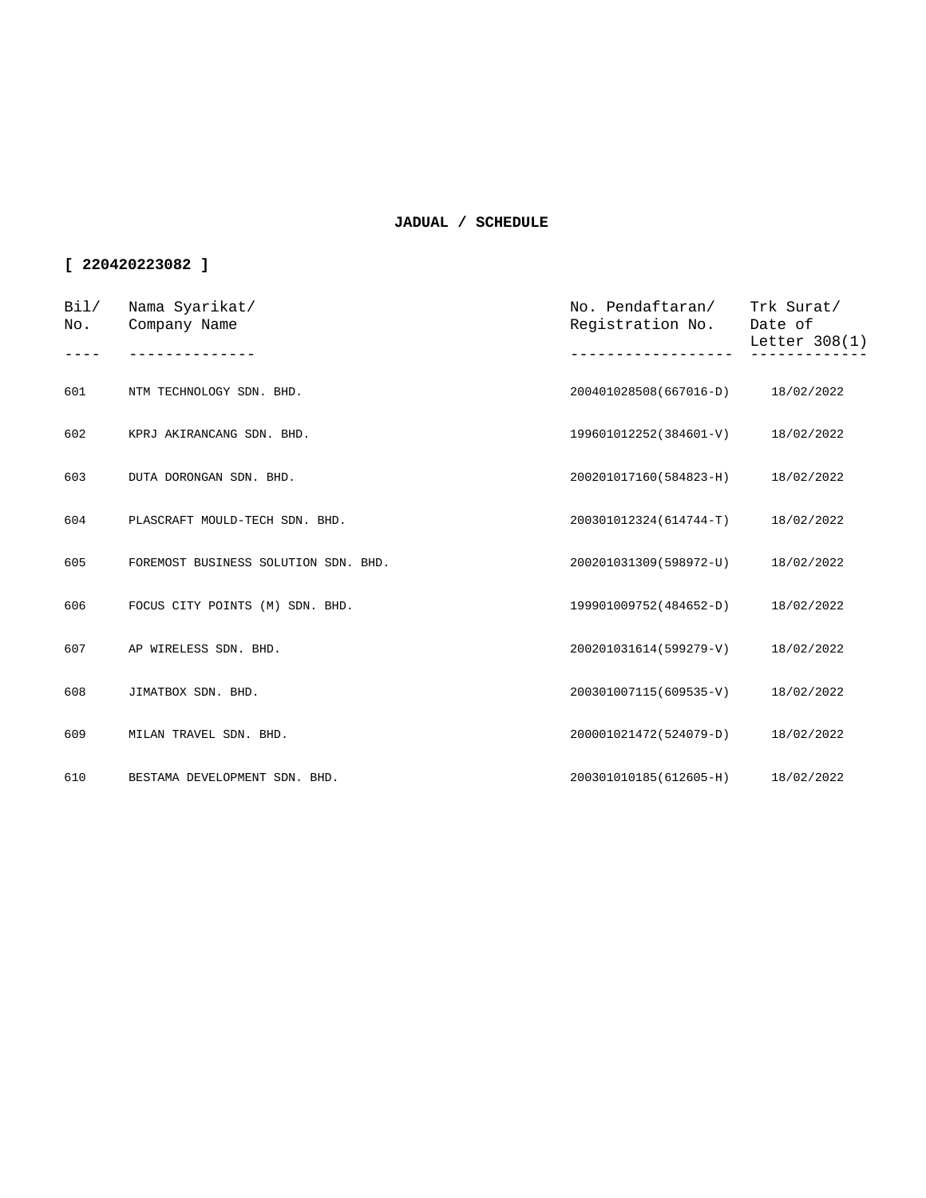**JADUAL / SCHEDULE**

**[ 220420223082 ]**

| Bil/ No. | Nama Syarikat/ Company Name | No. Pendaftaran/ Registration No. | Trk Surat/ Date of Letter 308(1) |
|---|---|---|---|
| 601 | NTM TECHNOLOGY SDN. BHD. | 200401028508(667016-D) | 18/02/2022 |
| 602 | KPRJ AKIRANCANG SDN. BHD. | 199601012252(384601-V) | 18/02/2022 |
| 603 | DUTA DORONGAN SDN. BHD. | 200201017160(584823-H) | 18/02/2022 |
| 604 | PLASCRAFT MOULD-TECH SDN. BHD. | 200301012324(614744-T) | 18/02/2022 |
| 605 | FOREMOST BUSINESS SOLUTION SDN. BHD. | 200201031309(598972-U) | 18/02/2022 |
| 606 | FOCUS CITY POINTS (M) SDN. BHD. | 199901009752(484652-D) | 18/02/2022 |
| 607 | AP WIRELESS SDN. BHD. | 200201031614(599279-V) | 18/02/2022 |
| 608 | JIMATBOX SDN. BHD. | 200301007115(609535-V) | 18/02/2022 |
| 609 | MILAN TRAVEL SDN. BHD. | 200001021472(524079-D) | 18/02/2022 |
| 610 | BESTAMA DEVELOPMENT SDN. BHD. | 200301010185(612605-H) | 18/02/2022 |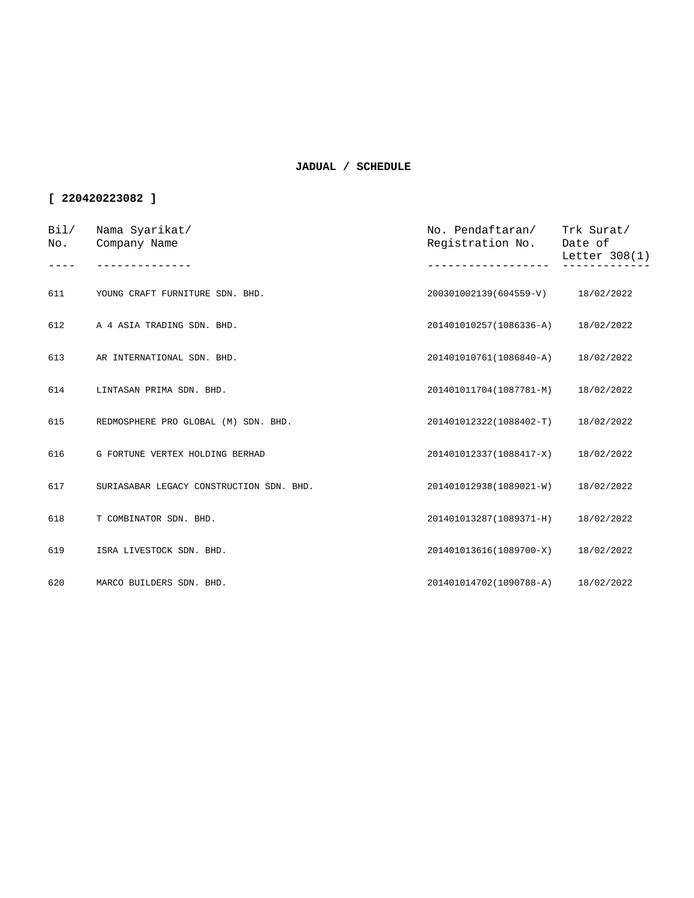**JADUAL / SCHEDULE**

**[ 220420223082 ]**

| Bil/ No. | Nama Syarikat/ Company Name | No. Pendaftaran/ Registration No. | Trk Surat/ Date of Letter 308(1) |
|---|---|---|---|
| 611 | YOUNG CRAFT FURNITURE SDN. BHD. | 200301002139(604559-V) | 18/02/2022 |
| 612 | A 4 ASIA TRADING SDN. BHD. | 201401010257(1086336-A) | 18/02/2022 |
| 613 | AR INTERNATIONAL SDN. BHD. | 201401010761(1086840-A) | 18/02/2022 |
| 614 | LINTASAN PRIMA SDN. BHD. | 201401011704(1087781-M) | 18/02/2022 |
| 615 | REDMOSPHERE PRO GLOBAL (M) SDN. BHD. | 201401012322(1088402-T) | 18/02/2022 |
| 616 | G FORTUNE VERTEX HOLDING BERHAD | 201401012337(1088417-X) | 18/02/2022 |
| 617 | SURIASABAR LEGACY CONSTRUCTION SDN. BHD. | 201401012938(1089021-W) | 18/02/2022 |
| 618 | T COMBINATOR SDN. BHD. | 201401013287(1089371-H) | 18/02/2022 |
| 619 | ISRA LIVESTOCK SDN. BHD. | 201401013616(1089700-X) | 18/02/2022 |
| 620 | MARCO BUILDERS SDN. BHD. | 201401014702(1090788-A) | 18/02/2022 |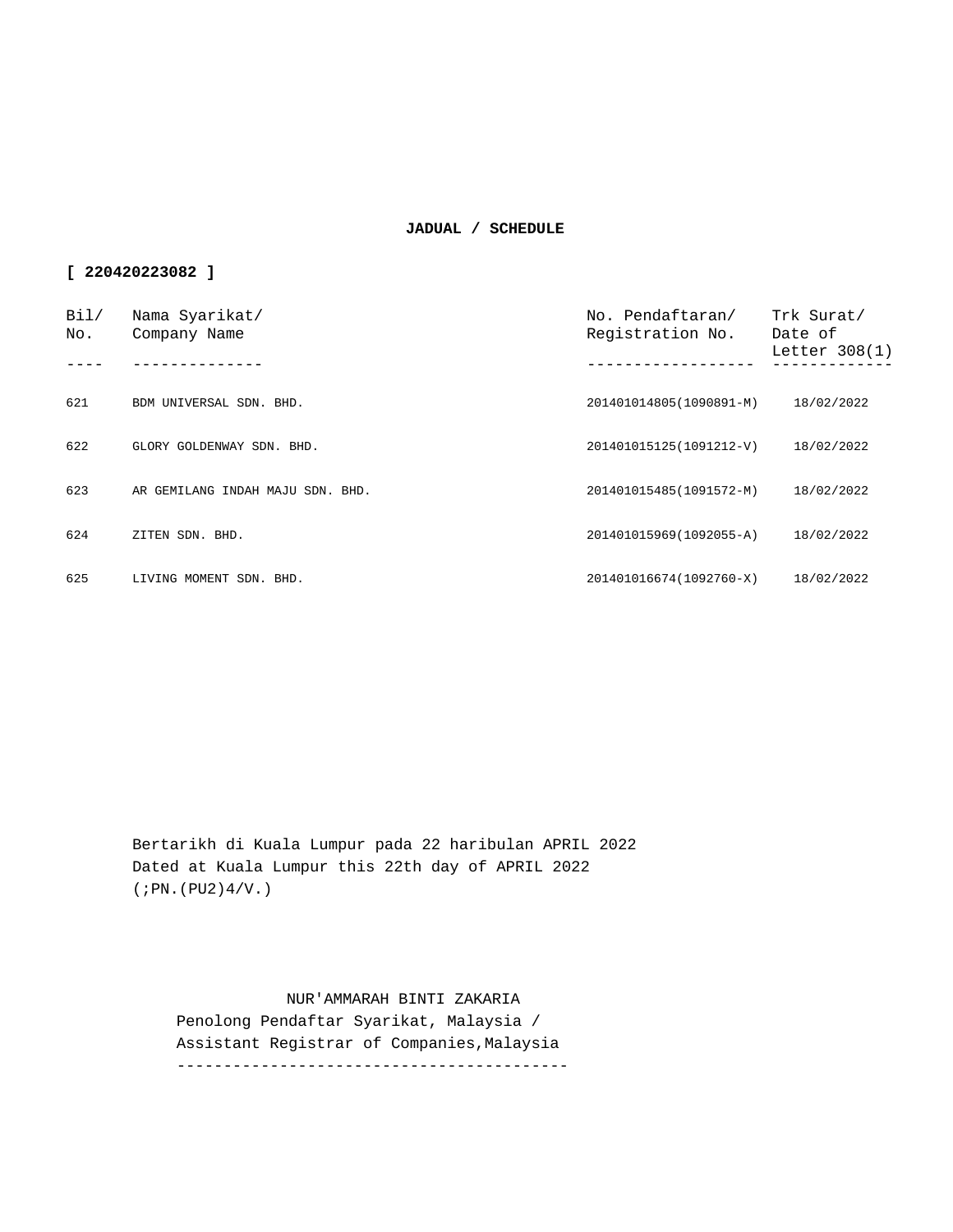**JADUAL / SCHEDULE**

**[ 220420223082 ]**

| Bil/ No. | Nama Syarikat/ Company Name | No. Pendaftaran/ Registration No. | Trk Surat/ Date of Letter 308(1) |
|---|---|---|---|
| 621 | BDM UNIVERSAL SDN. BHD. | 201401014805(1090891-M) | 18/02/2022 |
| 622 | GLORY GOLDENWAY SDN. BHD. | 201401015125(1091212-V) | 18/02/2022 |
| 623 | AR GEMILANG INDAH MAJU SDN. BHD. | 201401015485(1091572-M) | 18/02/2022 |
| 624 | ZITEN SDN. BHD. | 201401015969(1092055-A) | 18/02/2022 |
| 625 | LIVING MOMENT SDN. BHD. | 201401016674(1092760-X) | 18/02/2022 |

Bertarikh di Kuala Lumpur pada 22 haribulan APRIL 2022
Dated at Kuala Lumpur this 22th day of APRIL 2022
(;PN.(PU2)4/V.)

NUR'AMMARAH BINTI ZAKARIA
Penolong Pendaftar Syarikat, Malaysia /
Assistant Registrar of Companies,Malaysia